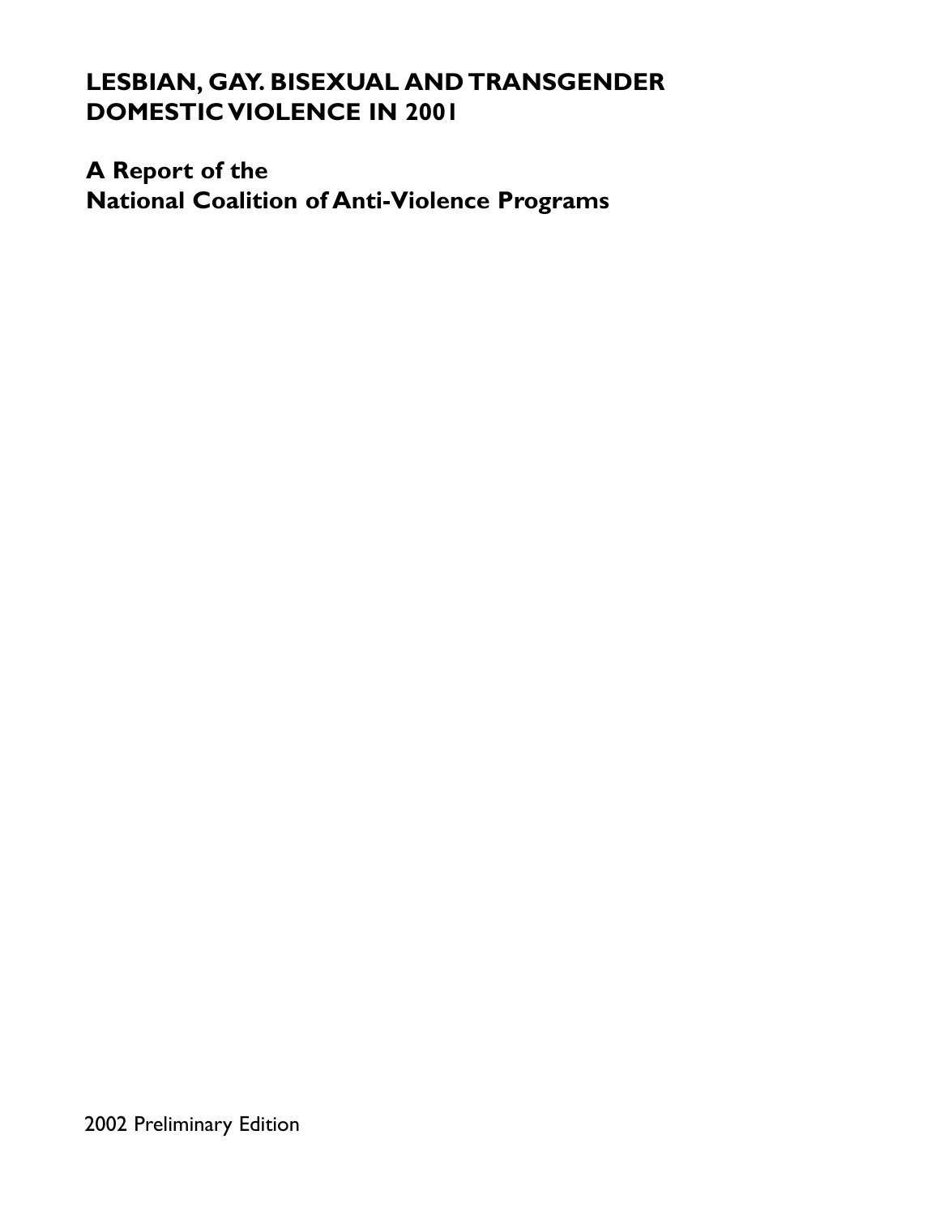# LESBIAN, GAY. BISEXUAL AND TRANSGENDER DOMESTIC VIOLENCE IN 2001

## A Report of the National Coalition of Anti-Violence Programs

2002 Preliminary Edition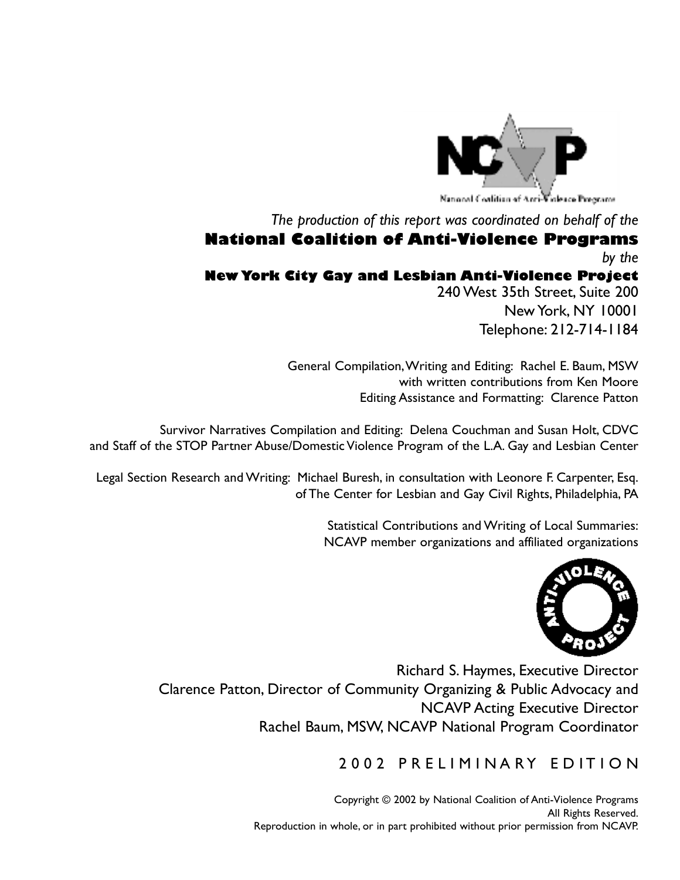*The production of this report was coordinated on behalf of the*

**National Coalition of Anti-Violence Programs**

*by the*

**New York City Gay and Lesbian Anti-Violence Project**

240 West 35th Street, Suite 200
New York, NY 10001
Telephone: 212-714-1184

General Compilation, Writing and Editing: Rachel E. Baum, MSW
with written contributions from Ken Moore
Editing Assistance and Formatting: Clarence Patton

Survivor Narratives Compilation and Editing: Delena Couchman and Susan Holt, CDVC
and Staff of the STOP Partner Abuse/Domestic Violence Program of the L.A. Gay and Lesbian Center

Legal Section Research and Writing: Michael Buresh, in consultation with Leonore F. Carpenter, Esq.
of The Center for Lesbian and Gay Civil Rights, Philadelphia, PA

Statistical Contributions and Writing of Local Summaries:
NCAVP member organizations and affiliated organizations

Richard S. Haymes, Executive Director
Clarence Patton, Director of Community Organizing & Public Advocacy and
NCAVP Acting Executive Director
Rachel Baum, MSW, NCAVP National Program Coordinator

2002 PRELIMINARY EDITION

Copyright © 2002 by National Coalition of Anti-Violence Programs
All Rights Reserved.
Reproduction in whole, or in part prohibited without prior permission from NCAVP.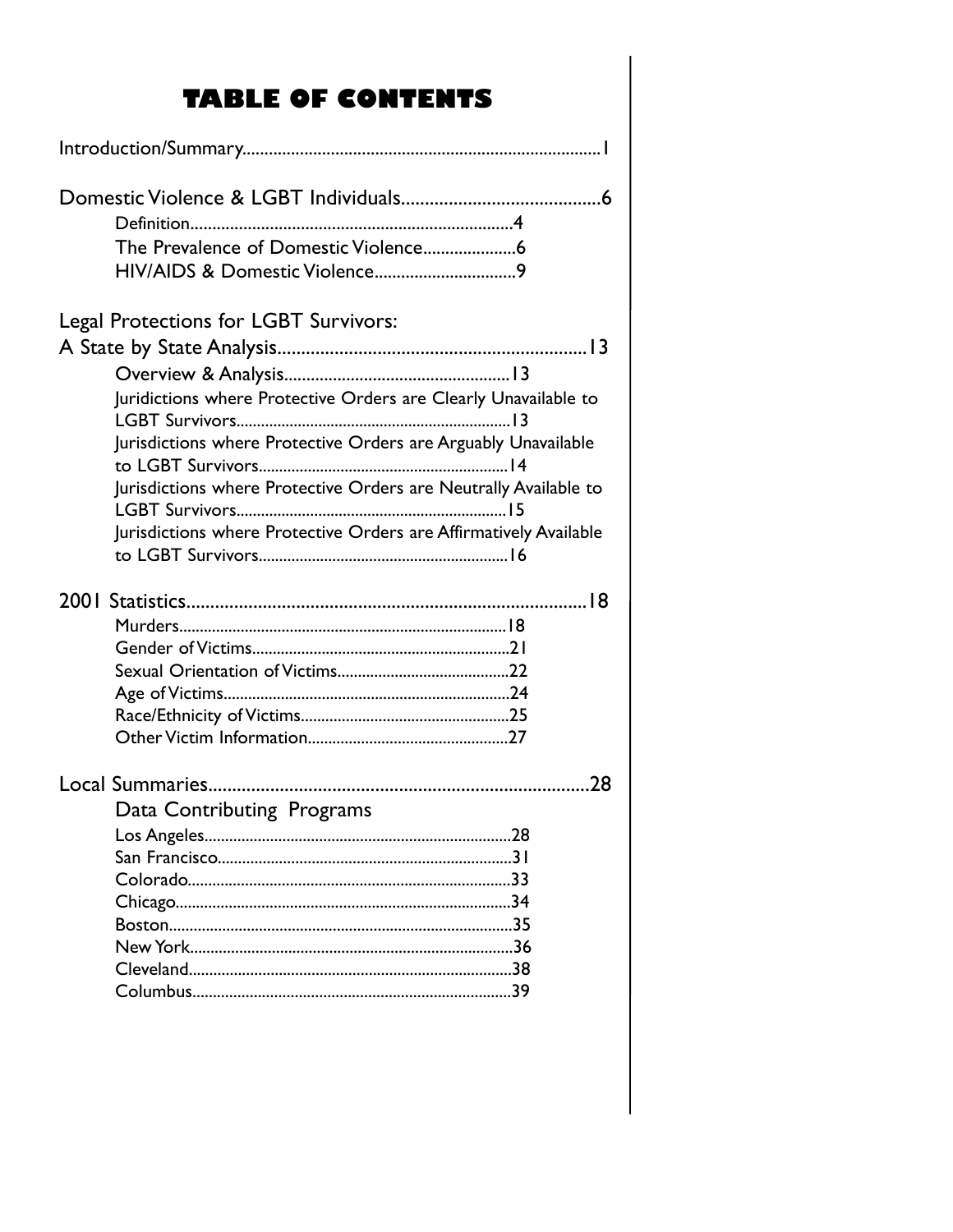# TABLE OF CONTENTS

Introduction/Summary................................................................................1

Domestic Violence & LGBT Individuals..........................................6

- Definition.........................................................................4
- The Prevalence of Domestic Violence.....................6
- HIV/AIDS & Domestic Violence...............................9

Legal Protections for LGBT Survivors: A State by State Analysis................................................................13

- Overview & Analysis..................................................13
- Juridictions where Protective Orders are Clearly Unavailable to LGBT Survivors..................................................................13
- Jurisdictions where Protective Orders are Arguably Unavailable to LGBT Survivors............................................................14
- Jurisdictions where Protective Orders are Neutrally Available to LGBT Survivors..................................................................15
- Jurisdictions where Protective Orders are Affirmatively Available to LGBT Survivors............................................................16

2001 Statistics....................................................................................18

- Murders...............................................................................18
- Gender of Victims..............................................................21
- Sexual Orientation of Victims..........................................22
- Age of Victims.....................................................................24
- Race/Ethnicity of Victims..................................................25
- Other Victim Information................................................27

Local Summaries..............................................................................28

Data Contributing Programs

- Los Angeles.........................................................................28
- San Francisco.......................................................................31
- Colorado..............................................................................33
- Chicago.................................................................................34
- Boston...................................................................................35
- New York..............................................................................36
- Cleveland..............................................................................38
- Columbus.............................................................................39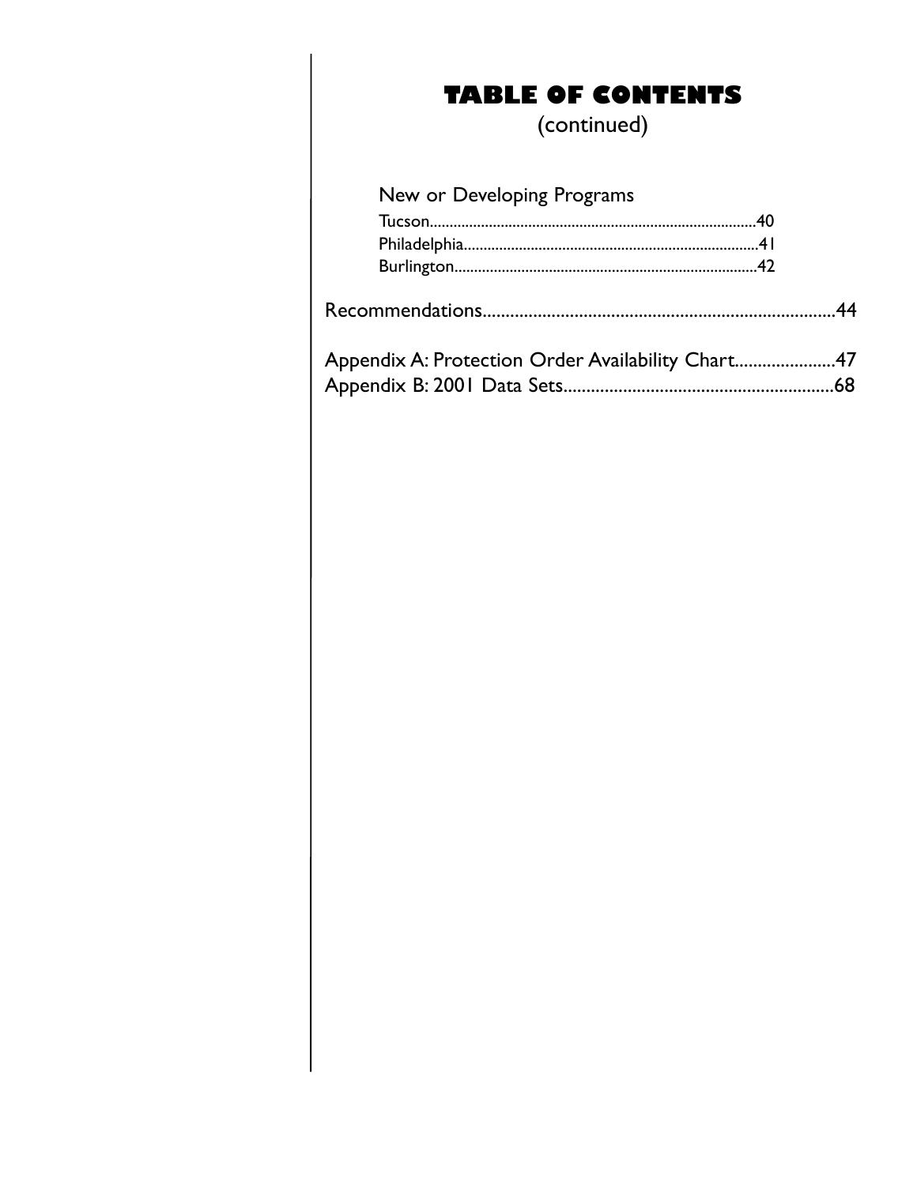# TABLE OF CONTENTS
(continued)

New or Developing Programs

Tucson..........................................................................................40
Philadelphia..................................................................................41
Burlington.....................................................................................42

Recommendations..........................................................................44

Appendix A: Protection Order Availability Chart.......................47
Appendix B: 2001 Data Sets..........................................................68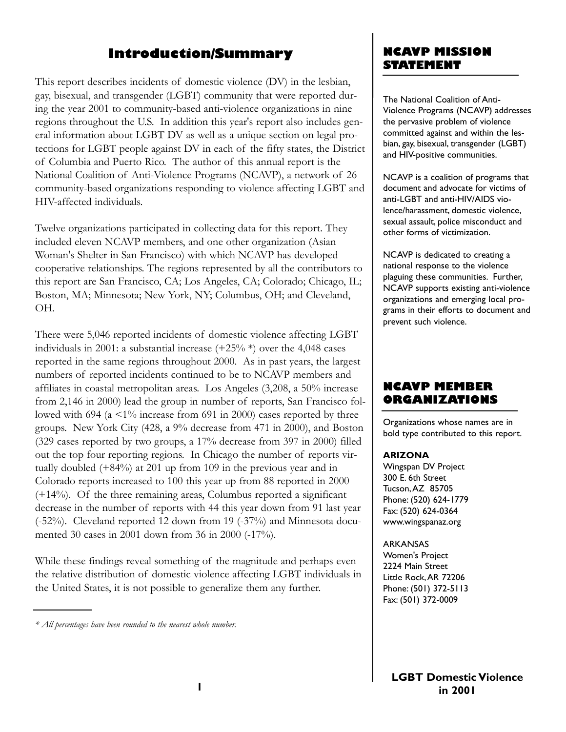# Introduction/Summary

This report describes incidents of domestic violence (DV) in the lesbian, gay, bisexual, and transgender (LGBT) community that were reported during the year 2001 to community-based anti-violence organizations in nine regions throughout the U.S. In addition this year's report also includes general information about LGBT DV as well as a unique section on legal protections for LGBT people against DV in each of the fifty states, the District of Columbia and Puerto Rico. The author of this annual report is the National Coalition of Anti-Violence Programs (NCAVP), a network of 26 community-based organizations responding to violence affecting LGBT and HIV-affected individuals.

Twelve organizations participated in collecting data for this report. They included eleven NCAVP members, and one other organization (Asian Woman's Shelter in San Francisco) with which NCAVP has developed cooperative relationships. The regions represented by all the contributors to this report are San Francisco, CA; Los Angeles, CA; Colorado; Chicago, IL; Boston, MA; Minnesota; New York, NY; Columbus, OH; and Cleveland, OH.

There were 5,046 reported incidents of domestic violence affecting LGBT individuals in 2001: a substantial increase (+25% *) over the 4,048 cases reported in the same regions throughout 2000. As in past years, the largest numbers of reported incidents continued to be to NCAVP members and affiliates in coastal metropolitan areas. Los Angeles (3,208, a 50% increase from 2,146 in 2000) lead the group in number of reports, San Francisco followed with 694 (a <1% increase from 691 in 2000) cases reported by three groups. New York City (428, a 9% decrease from 471 in 2000), and Boston (329 cases reported by two groups, a 17% decrease from 397 in 2000) filled out the top four reporting regions. In Chicago the number of reports virtually doubled (+84%) at 201 up from 109 in the previous year and in Colorado reports increased to 100 this year up from 88 reported in 2000 (+14%). Of the three remaining areas, Columbus reported a significant decrease in the number of reports with 44 this year down from 91 last year (-52%). Cleveland reported 12 down from 19 (-37%) and Minnesota documented 30 cases in 2001 down from 36 in 2000 (-17%).

While these findings reveal something of the magnitude and perhaps even the relative distribution of domestic violence affecting LGBT individuals in the United States, it is not possible to generalize them any further.

*\* All percentages have been rounded to the nearest whole number.*

## NCAVP MISSION STATEMENT

The National Coalition of Anti-Violence Programs (NCAVP) addresses the pervasive problem of violence committed against and within the lesbian, gay, bisexual, transgender (LGBT) and HIV-positive communities.

NCAVP is a coalition of programs that document and advocate for victims of anti-LGBT and anti-HIV/AIDS violence/harassment, domestic violence, sexual assault, police misconduct and other forms of victimization.

NCAVP is dedicated to creating a national response to the violence plaguing these communities. Further, NCAVP supports existing anti-violence organizations and emerging local programs in their efforts to document and prevent such violence.

## NCAVP MEMBER ORGANIZATIONS

Organizations whose names are in bold type contributed to this report.

**ARIZONA**
Wingspan DV Project
300 E. 6th Street
Tucson, AZ 85705
Phone: (520) 624-1779
Fax: (520) 624-0364
www.wingspanaz.org

ARKANSAS
Women's Project
2224 Main Street
Little Rock, AR 72206
Phone: (501) 372-5113
Fax: (501) 372-0009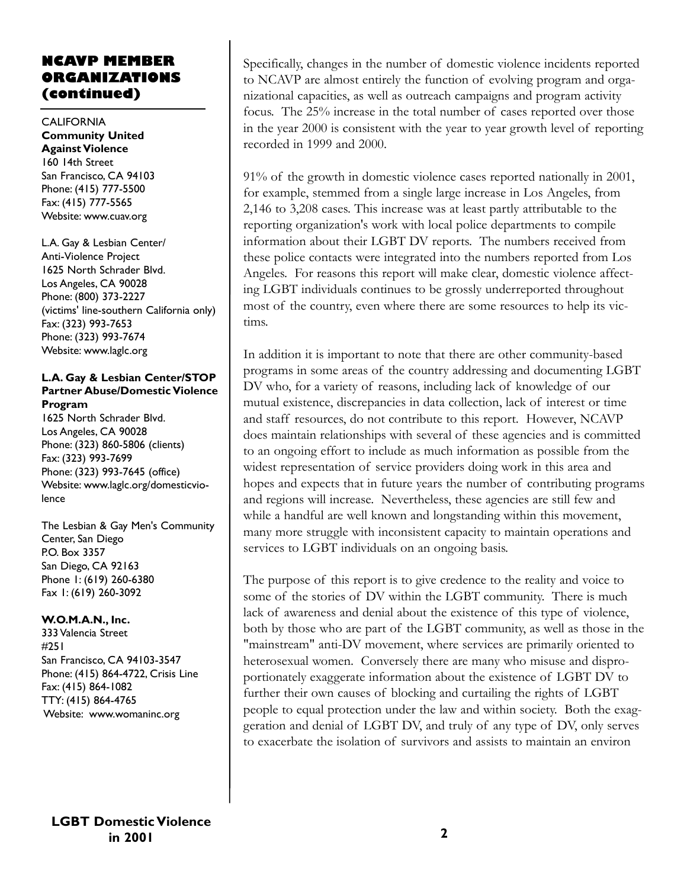## NCAVP MEMBER ORGANIZATIONS (continued)

CALIFORNIA
**Community United Against Violence**
160 14th Street
San Francisco, CA 94103
Phone: (415) 777-5500
Fax: (415) 777-5565
Website: www.cuav.org

L.A. Gay & Lesbian Center/
Anti-Violence Project
1625 North Schrader Blvd.
Los Angeles, CA 90028
Phone: (800) 373-2227
(victims' line-southern California only)
Fax: (323) 993-7653
Phone: (323) 993-7674
Website: www.laglc.org

**L.A. Gay & Lesbian Center/STOP Partner Abuse/Domestic Violence Program**
1625 North Schrader Blvd.
Los Angeles, CA 90028
Phone: (323) 860-5806 (clients)
Fax: (323) 993-7699
Phone: (323) 993-7645 (office)
Website: www.laglc.org/domesticviolence

The Lesbian & Gay Men's Community Center, San Diego
P.O. Box 3357
San Diego, CA 92163
Phone 1: (619) 260-6380
Fax 1: (619) 260-3092

**W.O.M.A.N., Inc.**
333 Valencia Street
#251
San Francisco, CA 94103-3547
Phone: (415) 864-4722, Crisis Line
Fax: (415) 864-1082
TTY: (415) 864-4765
Website: www.womaninc.org

Specifically, changes in the number of domestic violence incidents reported to NCAVP are almost entirely the function of evolving program and organizational capacities, as well as outreach campaigns and program activity focus. The 25% increase in the total number of cases reported over those in the year 2000 is consistent with the year to year growth level of reporting recorded in 1999 and 2000.

91% of the growth in domestic violence cases reported nationally in 2001, for example, stemmed from a single large increase in Los Angeles, from 2,146 to 3,208 cases. This increase was at least partly attributable to the reporting organization's work with local police departments to compile information about their LGBT DV reports. The numbers received from these police contacts were integrated into the numbers reported from Los Angeles. For reasons this report will make clear, domestic violence affecting LGBT individuals continues to be grossly underreported throughout most of the country, even where there are some resources to help its victims.

In addition it is important to note that there are other community-based programs in some areas of the country addressing and documenting LGBT DV who, for a variety of reasons, including lack of knowledge of our mutual existence, discrepancies in data collection, lack of interest or time and staff resources, do not contribute to this report. However, NCAVP does maintain relationships with several of these agencies and is committed to an ongoing effort to include as much information as possible from the widest representation of service providers doing work in this area and hopes and expects that in future years the number of contributing programs and regions will increase. Nevertheless, these agencies are still few and while a handful are well known and longstanding within this movement, many more struggle with inconsistent capacity to maintain operations and services to LGBT individuals on an ongoing basis.

The purpose of this report is to give credence to the reality and voice to some of the stories of DV within the LGBT community. There is much lack of awareness and denial about the existence of this type of violence, both by those who are part of the LGBT community, as well as those in the "mainstream" anti-DV movement, where services are primarily oriented to heterosexual women. Conversely there are many who misuse and disproportionately exaggerate information about the existence of LGBT DV to further their own causes of blocking and curtailing the rights of LGBT people to equal protection under the law and within society. Both the exaggeration and denial of LGBT DV, and truly of any type of DV, only serves to exacerbate the isolation of survivors and assists to maintain an environ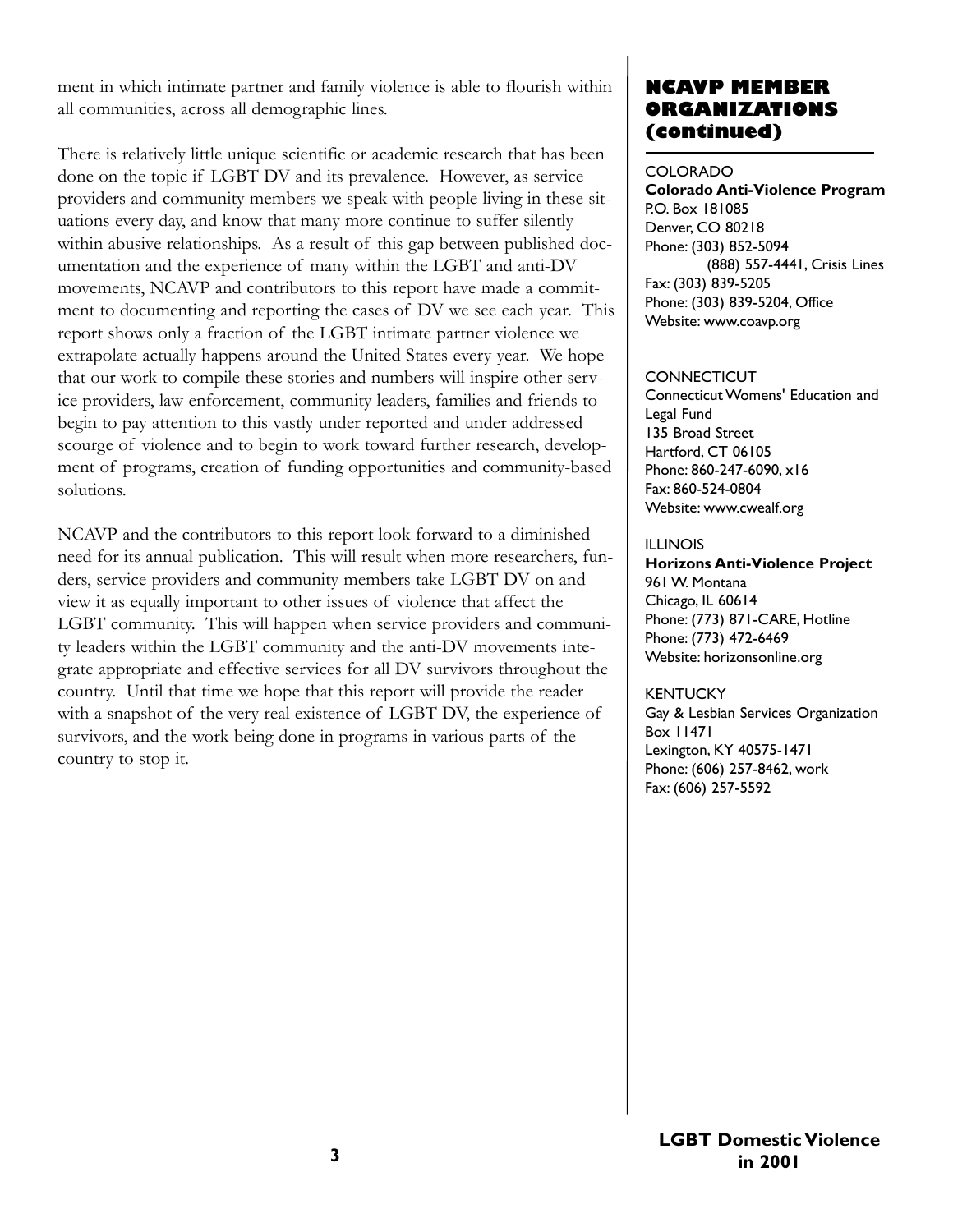ment in which intimate partner and family violence is able to flourish within all communities, across all demographic lines.

There is relatively little unique scientific or academic research that has been done on the topic if LGBT DV and its prevalence. However, as service providers and community members we speak with people living in these situations every day, and know that many more continue to suffer silently within abusive relationships. As a result of this gap between published documentation and the experience of many within the LGBT and anti-DV movements, NCAVP and contributors to this report have made a commitment to documenting and reporting the cases of DV we see each year. This report shows only a fraction of the LGBT intimate partner violence we extrapolate actually happens around the United States every year. We hope that our work to compile these stories and numbers will inspire other service providers, law enforcement, community leaders, families and friends to begin to pay attention to this vastly under reported and under addressed scourge of violence and to begin to work toward further research, development of programs, creation of funding opportunities and community-based solutions.

NCAVP and the contributors to this report look forward to a diminished need for its annual publication. This will result when more researchers, funders, service providers and community members take LGBT DV on and view it as equally important to other issues of violence that affect the LGBT community. This will happen when service providers and community leaders within the LGBT community and the anti-DV movements integrate appropriate and effective services for all DV survivors throughout the country. Until that time we hope that this report will provide the reader with a snapshot of the very real existence of LGBT DV, the experience of survivors, and the work being done in programs in various parts of the country to stop it.

## NCAVP MEMBER ORGANIZATIONS (continued)

COLORADO
**Colorado Anti-Violence Program**
P.O. Box 181085
Denver, CO 80218
Phone: (303) 852-5094
(888) 557-4441, Crisis Lines
Fax: (303) 839-5205
Phone: (303) 839-5204, Office
Website: www.coavp.org

CONNECTICUT
Connecticut Womens' Education and Legal Fund
135 Broad Street
Hartford, CT 06105
Phone: 860-247-6090, x16
Fax: 860-524-0804
Website: www.cwealf.org

ILLINOIS
**Horizons Anti-Violence Project**
961 W. Montana
Chicago, IL 60614
Phone: (773) 871-CARE, Hotline
Phone: (773) 472-6469
Website: horizonsonline.org

KENTUCKY
Gay & Lesbian Services Organization
Box 11471
Lexington, KY 40575-1471
Phone: (606) 257-8462, work
Fax: (606) 257-5592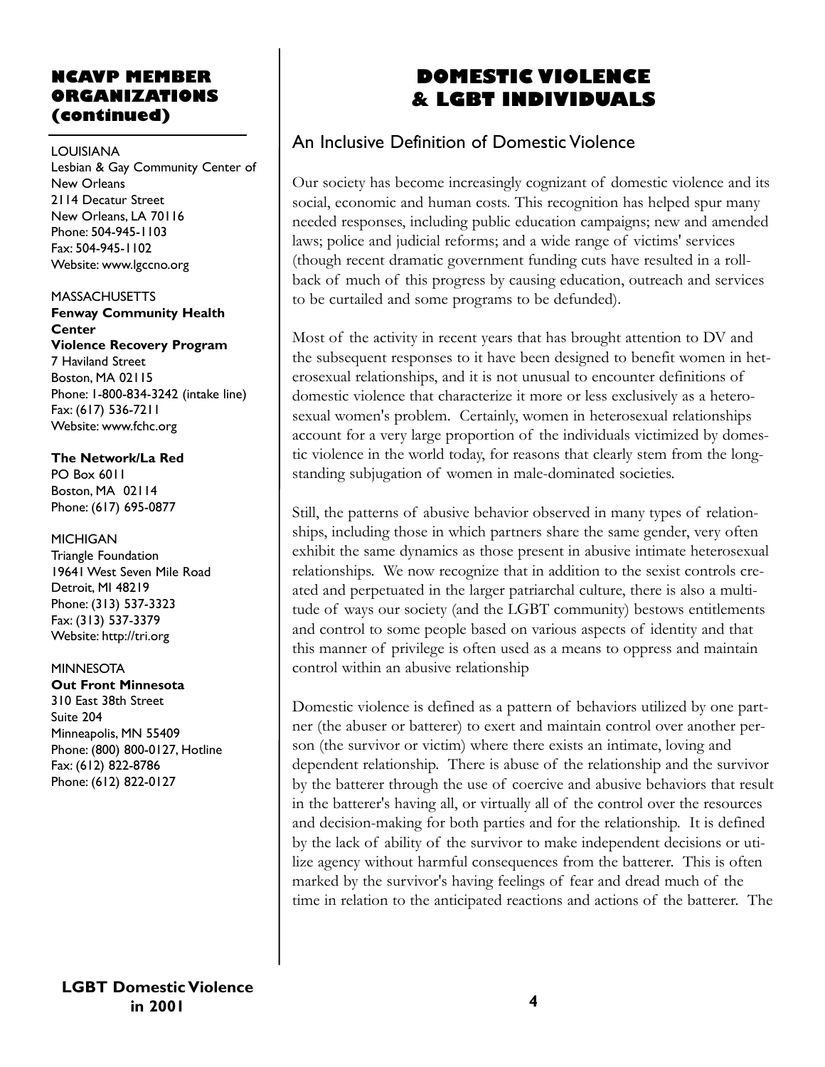## NCAVP MEMBER ORGANIZATIONS (continued)

LOUISIANA
Lesbian & Gay Community Center of New Orleans
2114 Decatur Street
New Orleans, LA 70116
Phone: 504-945-1103
Fax: 504-945-1102
Website: www.lgccno.org

MASSACHUSETTS
**Fenway Community Health Center**
**Violence Recovery Program**
7 Haviland Street
Boston, MA 02115
Phone: 1-800-834-3242 (intake line)
Fax: (617) 536-7211
Website: www.fchc.org

**The Network/La Red**
PO Box 6011
Boston, MA 02114
Phone: (617) 695-0877

MICHIGAN
Triangle Foundation
19641 West Seven Mile Road
Detroit, MI 48219
Phone: (313) 537-3323
Fax: (313) 537-3379
Website: http://tri.org

MINNESOTA
**Out Front Minnesota**
310 East 38th Street
Suite 204
Minneapolis, MN 55409
Phone: (800) 800-0127, Hotline
Fax: (612) 822-8786
Phone: (612) 822-0127

# DOMESTIC VIOLENCE & LGBT INDIVIDUALS

## An Inclusive Definition of Domestic Violence

Our society has become increasingly cognizant of domestic violence and its social, economic and human costs. This recognition has helped spur many needed responses, including public education campaigns; new and amended laws; police and judicial reforms; and a wide range of victims' services (though recent dramatic government funding cuts have resulted in a roll-back of much of this progress by causing education, outreach and services to be curtailed and some programs to be defunded).

Most of the activity in recent years that has brought attention to DV and the subsequent responses to it have been designed to benefit women in heterosexual relationships, and it is not unusual to encounter definitions of domestic violence that characterize it more or less exclusively as a heterosexual women's problem. Certainly, women in heterosexual relationships account for a very large proportion of the individuals victimized by domestic violence in the world today, for reasons that clearly stem from the long-standing subjugation of women in male-dominated societies.

Still, the patterns of abusive behavior observed in many types of relationships, including those in which partners share the same gender, very often exhibit the same dynamics as those present in abusive intimate heterosexual relationships. We now recognize that in addition to the sexist controls created and perpetuated in the larger patriarchal culture, there is also a multitude of ways our society (and the LGBT community) bestows entitlements and control to some people based on various aspects of identity and that this manner of privilege is often used as a means to oppress and maintain control within an abusive relationship

Domestic violence is defined as a pattern of behaviors utilized by one partner (the abuser or batterer) to exert and maintain control over another person (the survivor or victim) where there exists an intimate, loving and dependent relationship. There is abuse of the relationship and the survivor by the batterer through the use of coercive and abusive behaviors that result in the batterer's having all, or virtually all of the control over the resources and decision-making for both parties and for the relationship. It is defined by the lack of ability of the survivor to make independent decisions or utilize agency without harmful consequences from the batterer. This is often marked by the survivor's having feelings of fear and dread much of the time in relation to the anticipated reactions and actions of the batterer. The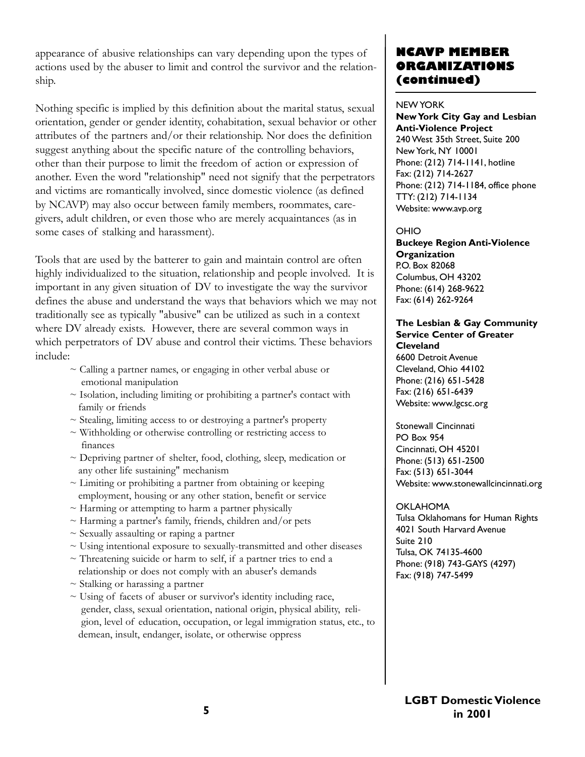appearance of abusive relationships can vary depending upon the types of actions used by the abuser to limit and control the survivor and the relationship.

Nothing specific is implied by this definition about the marital status, sexual orientation, gender or gender identity, cohabitation, sexual behavior or other attributes of the partners and/or their relationship. Nor does the definition suggest anything about the specific nature of the controlling behaviors, other than their purpose to limit the freedom of action or expression of another. Even the word "relationship" need not signify that the perpetrators and victims are romantically involved, since domestic violence (as defined by NCAVP) may also occur between family members, roommates, caregivers, adult children, or even those who are merely acquaintances (as in some cases of stalking and harassment).

Tools that are used by the batterer to gain and maintain control are often highly individualized to the situation, relationship and people involved. It is important in any given situation of DV to investigate the way the survivor defines the abuse and understand the ways that behaviors which we may not traditionally see as typically "abusive" can be utilized as such in a context where DV already exists. However, there are several common ways in which perpetrators of DV abuse and control their victims. These behaviors include:

- ~ Calling a partner names, or engaging in other verbal abuse or emotional manipulation
- ~ Isolation, including limiting or prohibiting a partner's contact with family or friends
- ~ Stealing, limiting access to or destroying a partner's property
- ~ Withholding or otherwise controlling or restricting access to finances
- ~ Depriving partner of shelter, food, clothing, sleep, medication or any other life sustaining" mechanism
- ~ Limiting or prohibiting a partner from obtaining or keeping employment, housing or any other station, benefit or service
- ~ Harming or attempting to harm a partner physically
- ~ Harming a partner's family, friends, children and/or pets
- ~ Sexually assaulting or raping a partner
- ~ Using intentional exposure to sexually-transmitted and other diseases
- ~ Threatening suicide or harm to self, if a partner tries to end a relationship or does not comply with an abuser's demands
- ~ Stalking or harassing a partner
- ~ Using of facets of abuser or survivor's identity including race, gender, class, sexual orientation, national origin, physical ability, religion, level of education, occupation, or legal immigration status, etc., to demean, insult, endanger, isolate, or otherwise oppress

## NCAVP MEMBER ORGANIZATIONS (continued)

NEW YORK

**New York City Gay and Lesbian Anti-Violence Project**
240 West 35th Street, Suite 200
New York, NY 10001
Phone: (212) 714-1141, hotline
Fax: (212) 714-2627
Phone: (212) 714-1184, office phone
TTY: (212) 714-1134
Website: www.avp.org

OHIO

**Buckeye Region Anti-Violence Organization**
P.O. Box 82068
Columbus, OH 43202
Phone: (614) 268-9622
Fax: (614) 262-9264

**The Lesbian & Gay Community Service Center of Greater Cleveland**
6600 Detroit Avenue
Cleveland, Ohio 44102
Phone: (216) 651-5428
Fax: (216) 651-6439
Website: www.lgcsc.org

Stonewall Cincinnati
PO Box 954
Cincinnati, OH 45201
Phone: (513) 651-2500
Fax: (513) 651-3044
Website: www.stonewallcincinnati.org

OKLAHOMA

Tulsa Oklahomans for Human Rights
4021 South Harvard Avenue
Suite 210
Tulsa, OK 74135-4600
Phone: (918) 743-GAYS (4297)
Fax: (918) 747-5499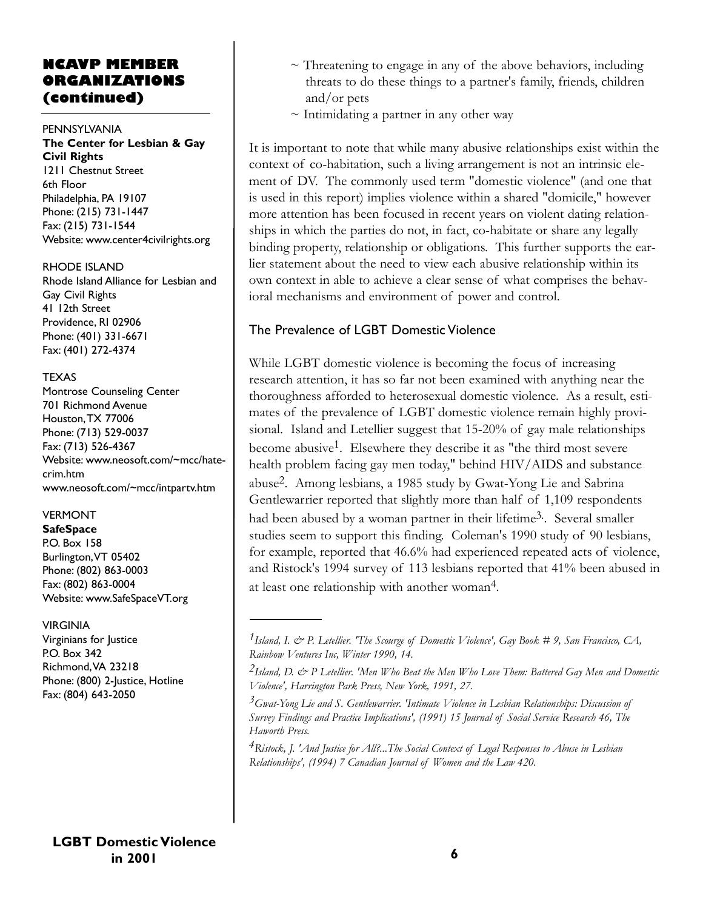## NCAVP MEMBER ORGANIZATIONS (continued)

PENNSYLVANIA
**The Center for Lesbian & Gay Civil Rights**
1211 Chestnut Street
6th Floor
Philadelphia, PA 19107
Phone: (215) 731-1447
Fax: (215) 731-1544
Website: www.center4civilrights.org

RHODE ISLAND
Rhode Island Alliance for Lesbian and Gay Civil Rights
41 12th Street
Providence, RI 02906
Phone: (401) 331-6671
Fax: (401) 272-4374

TEXAS
Montrose Counseling Center
701 Richmond Avenue
Houston, TX 77006
Phone: (713) 529-0037
Fax: (713) 526-4367
Website: www.neosoft.com/~mcc/hate-crim.htm
www.neosoft.com/~mcc/intpartv.htm

VERMONT
**SafeSpace**
P.O. Box 158
Burlington, VT 05402
Phone: (802) 863-0003
Fax: (802) 863-0004
Website: www.SafeSpaceVT.org

VIRGINIA
Virginians for Justice
P.O. Box 342
Richmond, VA 23218
Phone: (800) 2-Justice, Hotline
Fax: (804) 643-2050

~ Threatening to engage in any of the above behaviors, including threats to do these things to a partner's family, friends, children and/or pets
~ Intimidating a partner in any other way

It is important to note that while many abusive relationships exist within the context of co-habitation, such a living arrangement is not an intrinsic element of DV. The commonly used term "domestic violence" (and one that is used in this report) implies violence within a shared "domicile," however more attention has been focused in recent years on violent dating relationships in which the parties do not, in fact, co-habitate or share any legally binding property, relationship or obligations. This further supports the earlier statement about the need to view each abusive relationship within its own context in able to achieve a clear sense of what comprises the behavioral mechanisms and environment of power and control.

### The Prevalence of LGBT Domestic Violence

While LGBT domestic violence is becoming the focus of increasing research attention, it has so far not been examined with anything near the thoroughness afforded to heterosexual domestic violence. As a result, estimates of the prevalence of LGBT domestic violence remain highly provisional. Island and Letellier suggest that 15-20% of gay male relationships become abusive[1]. Elsewhere they describe it as "the third most severe health problem facing gay men today," behind HIV/AIDS and substance abuse[2]. Among lesbians, a 1985 study by Gwat-Yong Lie and Sabrina Gentlewarrier reported that slightly more than half of 1,109 respondents had been abused by a woman partner in their lifetime[3]. Several smaller studies seem to support this finding. Coleman's 1990 study of 90 lesbians, for example, reported that 46.6% had experienced repeated acts of violence, and Ristock's 1994 survey of 113 lesbians reported that 41% been abused in at least one relationship with another woman[4].

---

[1] *Island, I. & P. Letellier. 'The Scourge of Domestic Violence', Gay Book # 9, San Francisco, CA, Rainbow Ventures Inc, Winter 1990, 14.*

[2] *Island, D. & P Letellier. 'Men Who Beat the Men Who Love Them: Battered Gay Men and Domestic Violence', Harrington Park Press, New York, 1991, 27.*

[3] *Gwat-Yong Lie and S. Gentlewarrier. 'Intimate Violence in Lesbian Relationships: Discussion of Survey Findings and Practice Implications', (1991) 15 Journal of Social Service Research 46, The Haworth Press.*

[4] *Ristock, J. 'And Justice for All?...The Social Context of Legal Responses to Abuse in Lesbian Relationships', (1994) 7 Canadian Journal of Women and the Law 420.*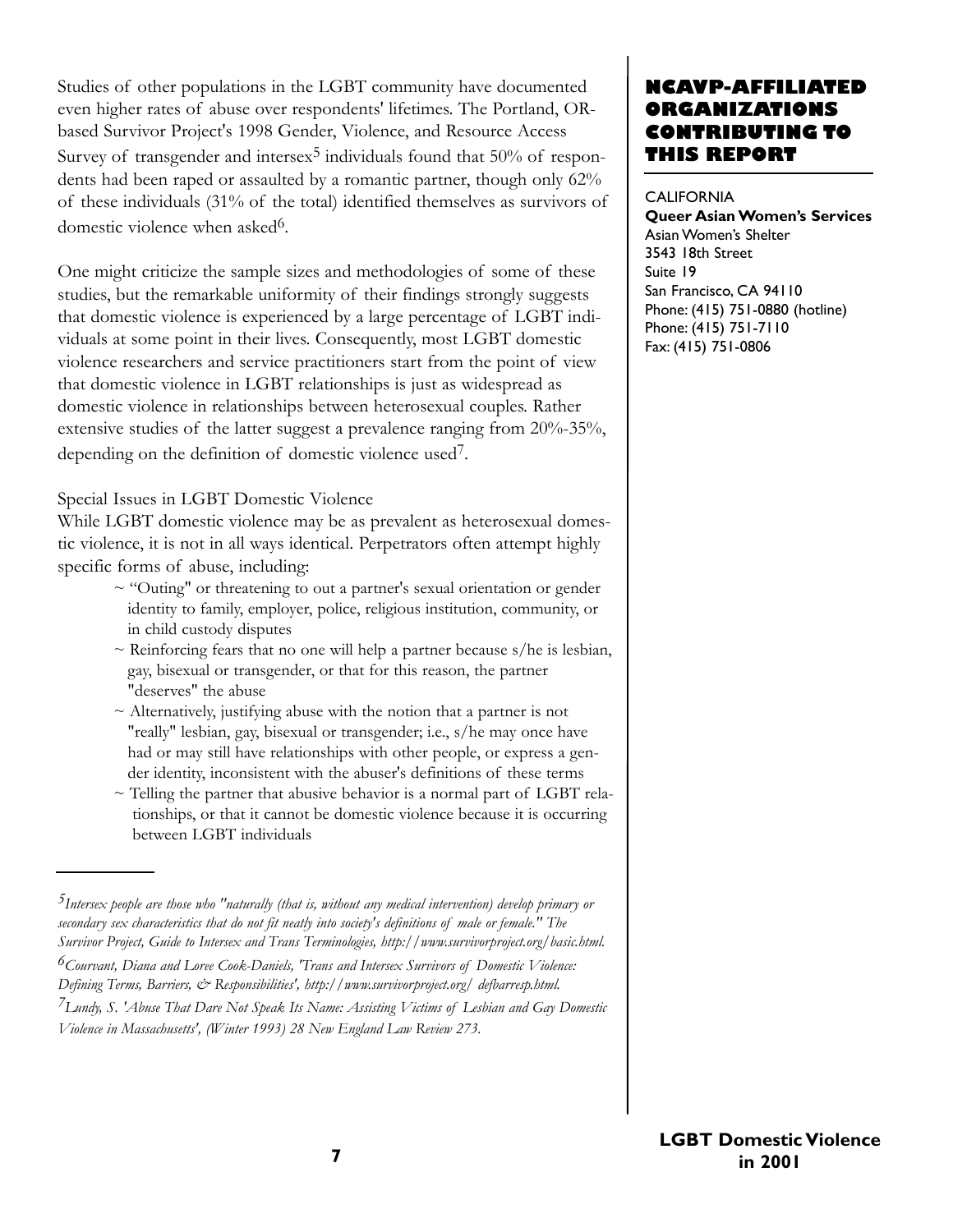Studies of other populations in the LGBT community have documented even higher rates of abuse over respondents' lifetimes. The Portland, OR-based Survivor Project's 1998 Gender, Violence, and Resource Access Survey of transgender and intersex[5] individuals found that 50% of respondents had been raped or assaulted by a romantic partner, though only 62% of these individuals (31% of the total) identified themselves as survivors of domestic violence when asked[6].

One might criticize the sample sizes and methodologies of some of these studies, but the remarkable uniformity of their findings strongly suggests that domestic violence is experienced by a large percentage of LGBT individuals at some point in their lives. Consequently, most LGBT domestic violence researchers and service practitioners start from the point of view that domestic violence in LGBT relationships is just as widespread as domestic violence in relationships between heterosexual couples. Rather extensive studies of the latter suggest a prevalence ranging from 20%-35%, depending on the definition of domestic violence used[7].

Special Issues in LGBT Domestic Violence

While LGBT domestic violence may be as prevalent as heterosexual domestic violence, it is not in all ways identical. Perpetrators often attempt highly specific forms of abuse, including:

- ~ "Outing" or threatening to out a partner's sexual orientation or gender identity to family, employer, police, religious institution, community, or in child custody disputes
- ~ Reinforcing fears that no one will help a partner because s/he is lesbian, gay, bisexual or transgender, or that for this reason, the partner "deserves" the abuse
- ~ Alternatively, justifying abuse with the notion that a partner is not "really" lesbian, gay, bisexual or transgender; i.e., s/he may once have had or may still have relationships with other people, or express a gender identity, inconsistent with the abuser's definitions of these terms
- ~ Telling the partner that abusive behavior is a normal part of LGBT relationships, or that it cannot be domestic violence because it is occurring between LGBT individuals

---

[5] *Intersex people are those who "naturally (that is, without any medical intervention) develop primary or secondary sex characteristics that do not fit neatly into society's definitions of male or female." The Survivor Project, Guide to Intersex and Trans Terminologies, http://www.survivorproject.org/basic.html.*

[6] *Courvant, Diana and Loree Cook-Daniels, 'Trans and Intersex Survivors of Domestic Violence: Defining Terms, Barriers, & Responsibilities', http://www.survivorproject.org/ defbarresp.html.*

[7] *Lundy, S. 'Abuse That Dare Not Speak Its Name: Assisting Victims of Lesbian and Gay Domestic Violence in Massachusetts', (Winter 1993) 28 New England Law Review 273.*

## NCAVP-AFFILIATED ORGANIZATIONS CONTRIBUTING TO THIS REPORT

CALIFORNIA

**Queer Asian Women's Services**
Asian Women's Shelter
3543 18th Street
Suite 19
San Francisco, CA 94110
Phone: (415) 751-0880 (hotline)
Phone: (415) 751-7110
Fax: (415) 751-0806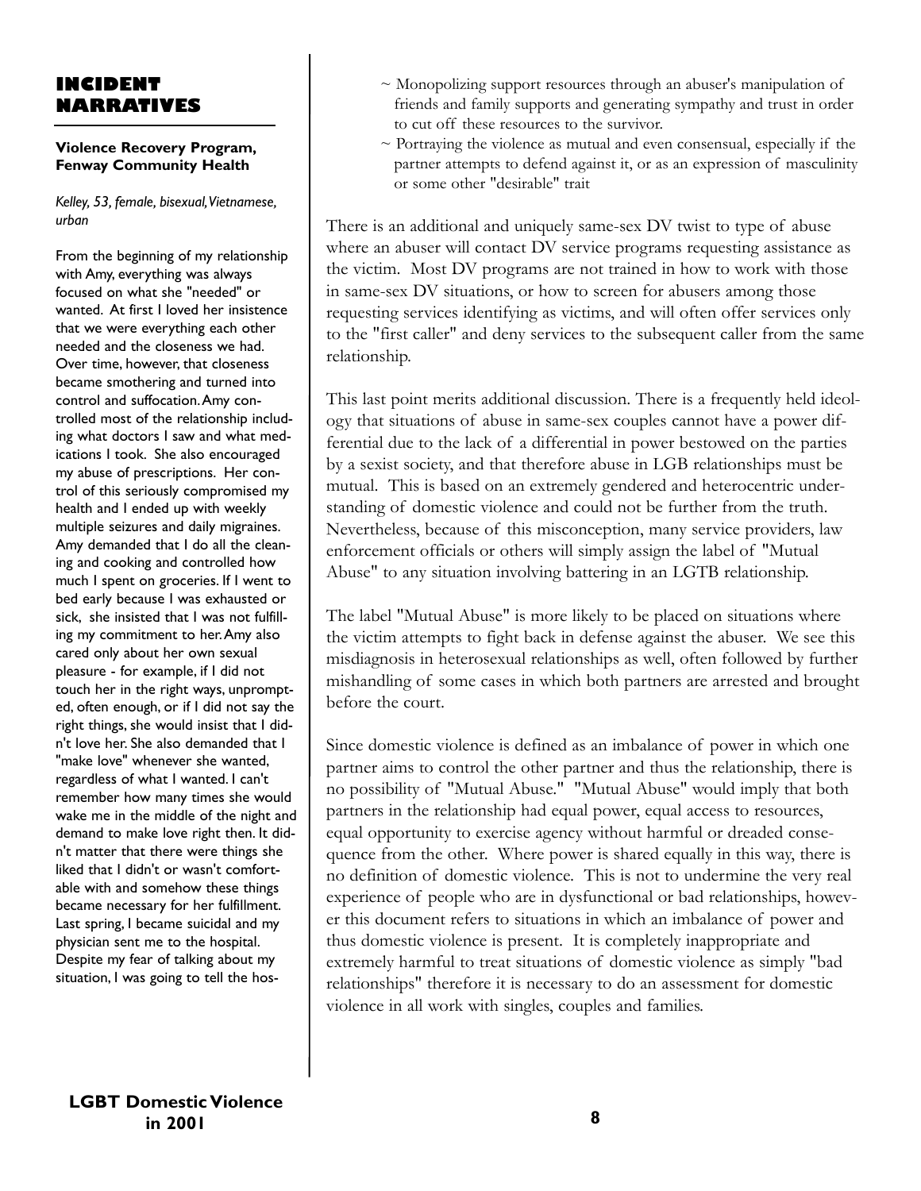## INCIDENT NARRATIVES

**Violence Recovery Program, Fenway Community Health**

*Kelley, 53, female, bisexual, Vietnamese, urban*

From the beginning of my relationship with Amy, everything was always focused on what she "needed" or wanted. At first I loved her insistence that we were everything each other needed and the closeness we had. Over time, however, that closeness became smothering and turned into control and suffocation. Amy controlled most of the relationship including what doctors I saw and what medications I took. She also encouraged my abuse of prescriptions. Her control of this seriously compromised my health and I ended up with weekly multiple seizures and daily migraines. Amy demanded that I do all the cleaning and cooking and controlled how much I spent on groceries. If I went to bed early because I was exhausted or sick, she insisted that I was not fulfilling my commitment to her. Amy also cared only about her own sexual pleasure - for example, if I did not touch her in the right ways, unprompted, often enough, or if I did not say the right things, she would insist that I didn't love her. She also demanded that I "make love" whenever she wanted, regardless of what I wanted. I can't remember how many times she would wake me in the middle of the night and demand to make love right then. It didn't matter that there were things she liked that I didn't or wasn't comfortable with and somehow these things became necessary for her fulfillment. Last spring, I became suicidal and my physician sent me to the hospital. Despite my fear of talking about my situation, I was going to tell the hos-

~ Monopolizing support resources through an abuser's manipulation of friends and family supports and generating sympathy and trust in order to cut off these resources to the survivor.

~ Portraying the violence as mutual and even consensual, especially if the partner attempts to defend against it, or as an expression of masculinity or some other "desirable" trait

There is an additional and uniquely same-sex DV twist to type of abuse where an abuser will contact DV service programs requesting assistance as the victim. Most DV programs are not trained in how to work with those in same-sex DV situations, or how to screen for abusers among those requesting services identifying as victims, and will often offer services only to the "first caller" and deny services to the subsequent caller from the same relationship.

This last point merits additional discussion. There is a frequently held ideology that situations of abuse in same-sex couples cannot have a power differential due to the lack of a differential in power bestowed on the parties by a sexist society, and that therefore abuse in LGB relationships must be mutual. This is based on an extremely gendered and heterocentric understanding of domestic violence and could not be further from the truth. Nevertheless, because of this misconception, many service providers, law enforcement officials or others will simply assign the label of "Mutual Abuse" to any situation involving battering in an LGTB relationship.

The label "Mutual Abuse" is more likely to be placed on situations where the victim attempts to fight back in defense against the abuser. We see this misdiagnosis in heterosexual relationships as well, often followed by further mishandling of some cases in which both partners are arrested and brought before the court.

Since domestic violence is defined as an imbalance of power in which one partner aims to control the other partner and thus the relationship, there is no possibility of "Mutual Abuse." "Mutual Abuse" would imply that both partners in the relationship had equal power, equal access to resources, equal opportunity to exercise agency without harmful or dreaded consequence from the other. Where power is shared equally in this way, there is no definition of domestic violence. This is not to undermine the very real experience of people who are in dysfunctional or bad relationships, however this document refers to situations in which an imbalance of power and thus domestic violence is present. It is completely inappropriate and extremely harmful to treat situations of domestic violence as simply "bad relationships" therefore it is necessary to do an assessment for domestic violence in all work with singles, couples and families.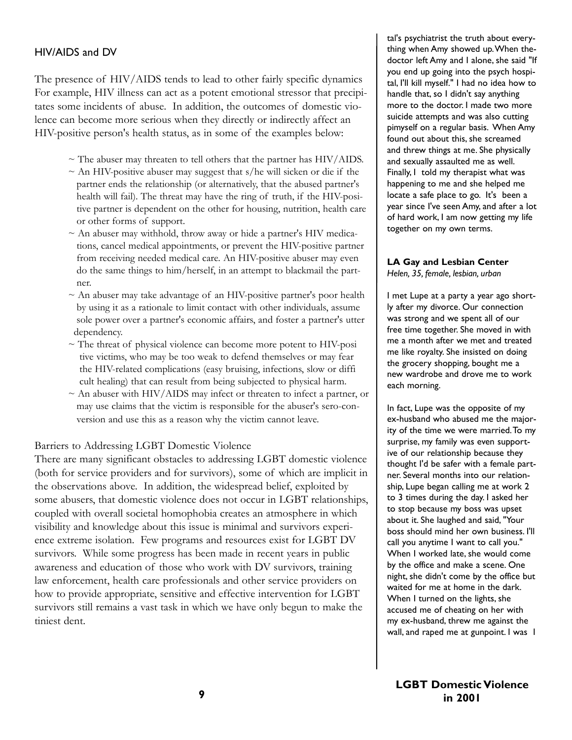## HIV/AIDS and DV

The presence of HIV/AIDS tends to lead to other fairly specific dynamics For example, HIV illness can act as a potent emotional stressor that precipitates some incidents of abuse. In addition, the outcomes of domestic violence can become more serious when they directly or indirectly affect an HIV-positive person's health status, as in some of the examples below:

~ The abuser may threaten to tell others that the partner has HIV/AIDS.
~ An HIV-positive abuser may suggest that s/he will sicken or die if the partner ends the relationship (or alternatively, that the abused partner's health will fail). The threat may have the ring of truth, if the HIV-positive partner is dependent on the other for housing, nutrition, health care or other forms of support.
~ An abuser may withhold, throw away or hide a partner's HIV medications, cancel medical appointments, or prevent the HIV-positive partner from receiving needed medical care. An HIV-positive abuser may even do the same things to him/herself, in an attempt to blackmail the partner.
~ An abuser may take advantage of an HIV-positive partner's poor health by using it as a rationale to limit contact with other individuals, assume sole power over a partner's economic affairs, and foster a partner's utter dependency.
~ The threat of physical violence can become more potent to HIV-positive victims, who may be too weak to defend themselves or may fear the HIV-related complications (easy bruising, infections, slow or difficult healing) that can result from being subjected to physical harm.
~ An abuser with HIV/AIDS may infect or threaten to infect a partner, or may use claims that the victim is responsible for the abuser's sero-conversion and use this as a reason why the victim cannot leave.

## Barriers to Addressing LGBT Domestic Violence

There are many significant obstacles to addressing LGBT domestic violence (both for service providers and for survivors), some of which are implicit in the observations above. In addition, the widespread belief, exploited by some abusers, that domestic violence does not occur in LGBT relationships, coupled with overall societal homophobia creates an atmosphere in which visibility and knowledge about this issue is minimal and survivors experience extreme isolation. Few programs and resources exist for LGBT DV survivors. While some progress has been made in recent years in public awareness and education of those who work with DV survivors, training law enforcement, health care professionals and other service providers on how to provide appropriate, sensitive and effective intervention for LGBT survivors still remains a vast task in which we have only begun to make the tiniest dent.

tal's psychiatrist the truth about everything when Amy showed up. When the doctor left Amy and I alone, she said "If you end up going into the psych hospital, I'll kill myself." I had no idea how to handle that, so I didn't say anything more to the doctor. I made two more suicide attempts and was also cutting pimyself on a regular basis. When Amy found out about this, she screamed and threw things at me. She physically and sexually assaulted me as well. Finally, I told my therapist what was happening to me and she helped me locate a safe place to go. It's been a year since I've seen Amy, and after a lot of hard work, I am now getting my life together on my own terms.

**LA Gay and Lesbian Center**
*Helen, 35, female, lesbian, urban*

I met Lupe at a party a year ago shortly after my divorce. Our connection was strong and we spent all of our free time together. She moved in with me a month after we met and treated me like royalty. She insisted on doing the grocery shopping, bought me a new wardrobe and drove me to work each morning.

In fact, Lupe was the opposite of my ex-husband who abused me the majority of the time we were married. To my surprise, my family was even supportive of our relationship because they thought I'd be safer with a female partner. Several months into our relationship, Lupe began calling me at work 2 to 3 times during the day. I asked her to stop because my boss was upset about it. She laughed and said, "Your boss should mind her own business. I'll call you anytime I want to call you." When I worked late, she would come by the office and make a scene. One night, she didn't come by the office but waited for me at home in the dark. When I turned on the lights, she accused me of cheating on her with my ex-husband, threw me against the wall, and raped me at gunpoint. I was I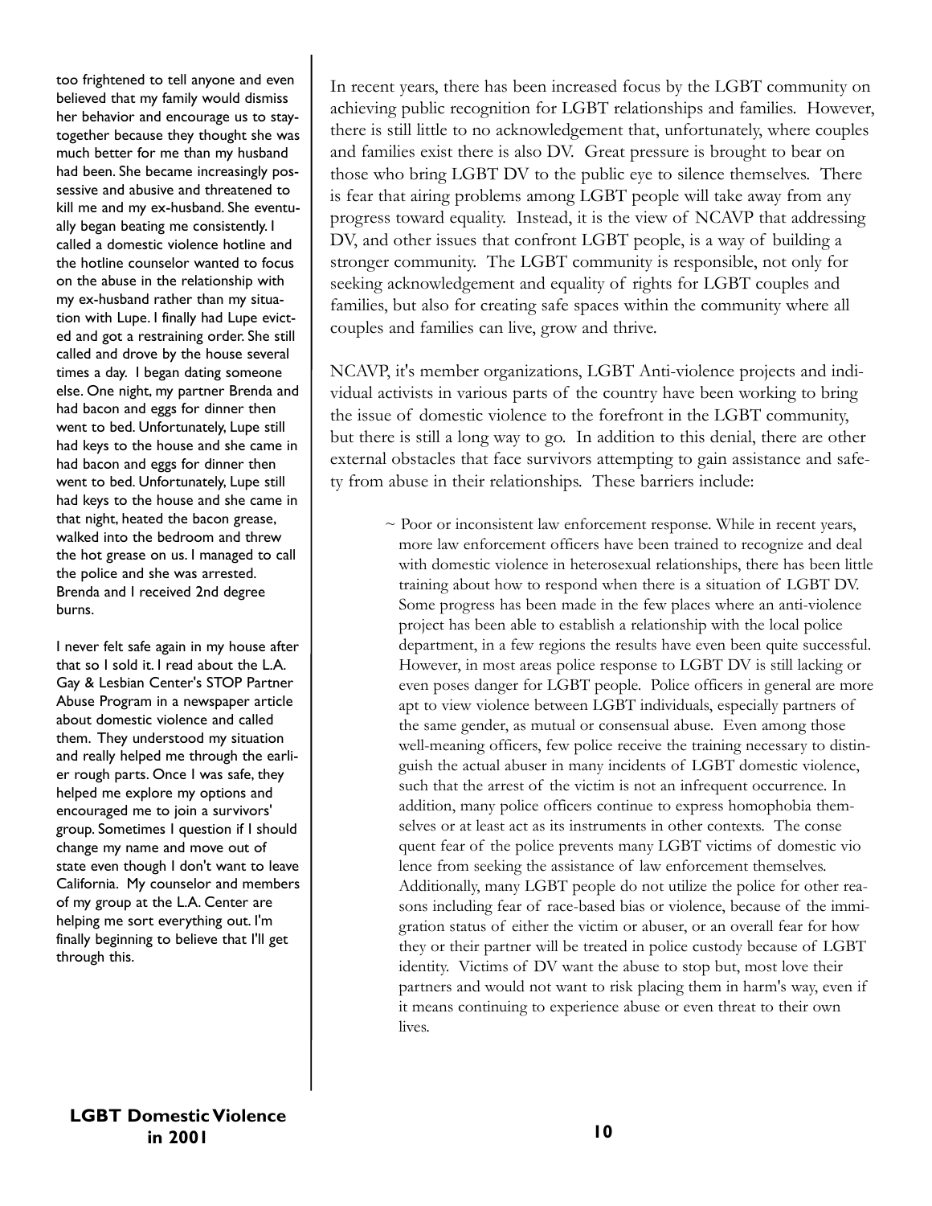too frightened to tell anyone and even believed that my family would dismiss her behavior and encourage us to stay-together because they thought she was much better for me than my husband had been. She became increasingly possessive and abusive and threatened to kill me and my ex-husband. She eventually began beating me consistently. I called a domestic violence hotline and the hotline counselor wanted to focus on the abuse in the relationship with my ex-husband rather than my situation with Lupe. I finally had Lupe evicted and got a restraining order. She still called and drove by the house several times a day. I began dating someone else. One night, my partner Brenda and had bacon and eggs for dinner then went to bed. Unfortunately, Lupe still had keys to the house and she came in had bacon and eggs for dinner then went to bed. Unfortunately, Lupe still had keys to the house and she came in that night, heated the bacon grease, walked into the bedroom and threw the hot grease on us. I managed to call the police and she was arrested. Brenda and I received 2nd degree burns.

I never felt safe again in my house after that so I sold it. I read about the L.A. Gay & Lesbian Center's STOP Partner Abuse Program in a newspaper article about domestic violence and called them. They understood my situation and really helped me through the earlier rough parts. Once I was safe, they helped me explore my options and encouraged me to join a survivors' group. Sometimes I question if I should change my name and move out of state even though I don't want to leave California. My counselor and members of my group at the L.A. Center are helping me sort everything out. I'm finally beginning to believe that I'll get through this.

In recent years, there has been increased focus by the LGBT community on achieving public recognition for LGBT relationships and families. However, there is still little to no acknowledgement that, unfortunately, where couples and families exist there is also DV. Great pressure is brought to bear on those who bring LGBT DV to the public eye to silence themselves. There is fear that airing problems among LGBT people will take away from any progress toward equality. Instead, it is the view of NCAVP that addressing DV, and other issues that confront LGBT people, is a way of building a stronger community. The LGBT community is responsible, not only for seeking acknowledgement and equality of rights for LGBT couples and families, but also for creating safe spaces within the community where all couples and families can live, grow and thrive.

NCAVP, it's member organizations, LGBT Anti-violence projects and individual activists in various parts of the country have been working to bring the issue of domestic violence to the forefront in the LGBT community, but there is still a long way to go. In addition to this denial, there are other external obstacles that face survivors attempting to gain assistance and safety from abuse in their relationships. These barriers include:

~ Poor or inconsistent law enforcement response. While in recent years, more law enforcement officers have been trained to recognize and deal with domestic violence in heterosexual relationships, there has been little training about how to respond when there is a situation of LGBT DV. Some progress has been made in the few places where an anti-violence project has been able to establish a relationship with the local police department, in a few regions the results have even been quite successful. However, in most areas police response to LGBT DV is still lacking or even poses danger for LGBT people. Police officers in general are more apt to view violence between LGBT individuals, especially partners of the same gender, as mutual or consensual abuse. Even among those well-meaning officers, few police receive the training necessary to distinguish the actual abuser in many incidents of LGBT domestic violence, such that the arrest of the victim is not an infrequent occurrence. In addition, many police officers continue to express homophobia themselves or at least act as its instruments in other contexts. The conse quent fear of the police prevents many LGBT victims of domestic vio lence from seeking the assistance of law enforcement themselves. Additionally, many LGBT people do not utilize the police for other reasons including fear of race-based bias or violence, because of the immigration status of either the victim or abuser, or an overall fear for how they or their partner will be treated in police custody because of LGBT identity. Victims of DV want the abuse to stop but, most love their partners and would not want to risk placing them in harm's way, even if it means continuing to experience abuse or even threat to their own lives.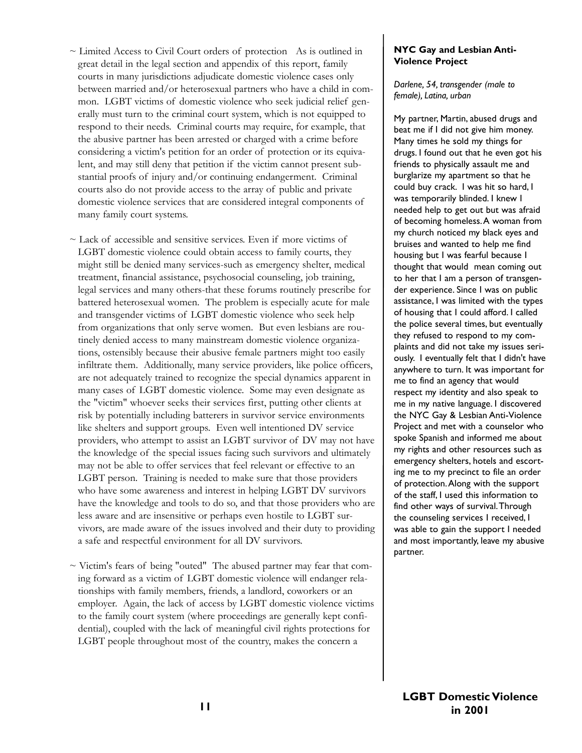~ Limited Access to Civil Court orders of protection As is outlined in great detail in the legal section and appendix of this report, family courts in many jurisdictions adjudicate domestic violence cases only between married and/or heterosexual partners who have a child in common. LGBT victims of domestic violence who seek judicial relief generally must turn to the criminal court system, which is not equipped to respond to their needs. Criminal courts may require, for example, that the abusive partner has been arrested or charged with a crime before considering a victim's petition for an order of protection or its equivalent, and may still deny that petition if the victim cannot present substantial proofs of injury and/or continuing endangerment. Criminal courts also do not provide access to the array of public and private domestic violence services that are considered integral components of many family court systems.

~ Lack of accessible and sensitive services. Even if more victims of LGBT domestic violence could obtain access to family courts, they might still be denied many services-such as emergency shelter, medical treatment, financial assistance, psychosocial counseling, job training, legal services and many others-that these forums routinely prescribe for battered heterosexual women. The problem is especially acute for male and transgender victims of LGBT domestic violence who seek help from organizations that only serve women. But even lesbians are routinely denied access to many mainstream domestic violence organizations, ostensibly because their abusive female partners might too easily infiltrate them. Additionally, many service providers, like police officers, are not adequately trained to recognize the special dynamics apparent in many cases of LGBT domestic violence. Some may even designate as the "victim" whoever seeks their services first, putting other clients at risk by potentially including batterers in survivor service environments like shelters and support groups. Even well intentioned DV service providers, who attempt to assist an LGBT survivor of DV may not have the knowledge of the special issues facing such survivors and ultimately may not be able to offer services that feel relevant or effective to an LGBT person. Training is needed to make sure that those providers who have some awareness and interest in helping LGBT DV survivors have the knowledge and tools to do so, and that those providers who are less aware and are insensitive or perhaps even hostile to LGBT survivors, are made aware of the issues involved and their duty to providing a safe and respectful environment for all DV survivors.

~ Victim's fears of being "outed" The abused partner may fear that coming forward as a victim of LGBT domestic violence will endanger relationships with family members, friends, a landlord, coworkers or an employer. Again, the lack of access by LGBT domestic violence victims to the family court system (where proceedings are generally kept confidential), coupled with the lack of meaningful civil rights protections for LGBT people throughout most of the country, makes the concern a

**NYC Gay and Lesbian Anti-Violence Project**

*Darlene, 54, transgender (male to female), Latina, urban*

My partner, Martin, abused drugs and beat me if I did not give him money. Many times he sold my things for drugs. I found out that he even got his friends to physically assault me and burglarize my apartment so that he could buy crack. I was hit so hard, I was temporarily blinded. I knew I needed help to get out but was afraid of becoming homeless. A woman from my church noticed my black eyes and bruises and wanted to help me find housing but I was fearful because I thought that would mean coming out to her that I am a person of transgender experience. Since I was on public assistance, I was limited with the types of housing that I could afford. I called the police several times, but eventually they refused to respond to my complaints and did not take my issues seriously. I eventually felt that I didn't have anywhere to turn. It was important for me to find an agency that would respect my identity and also speak to me in my native language. I discovered the NYC Gay & Lesbian Anti-Violence Project and met with a counselor who spoke Spanish and informed me about my rights and other resources such as emergency shelters, hotels and escorting me to my precinct to file an order of protection. Along with the support of the staff, I used this information to find other ways of survival. Through the counseling services I received, I was able to gain the support I needed and most importantly, leave my abusive partner.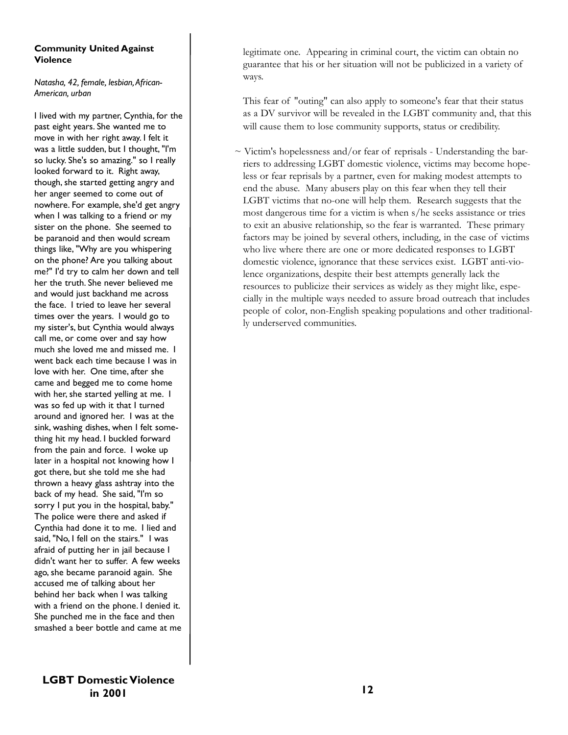**Community United Against Violence**

*Natasha, 42, female, lesbian, African-American, urban*

I lived with my partner, Cynthia, for the past eight years. She wanted me to move in with her right away. I felt it was a little sudden, but I thought, "I'm so lucky. She's so amazing." so I really looked forward to it. Right away, though, she started getting angry and her anger seemed to come out of nowhere. For example, she'd get angry when I was talking to a friend or my sister on the phone. She seemed to be paranoid and then would scream things like, "Why are you whispering on the phone? Are you talking about me?" I'd try to calm her down and tell her the truth. She never believed me and would just backhand me across the face. I tried to leave her several times over the years. I would go to my sister's, but Cynthia would always call me, or come over and say how much she loved me and missed me. I went back each time because I was in love with her. One time, after she came and begged me to come home with her, she started yelling at me. I was so fed up with it that I turned around and ignored her. I was at the sink, washing dishes, when I felt something hit my head. I buckled forward from the pain and force. I woke up later in a hospital not knowing how I got there, but she told me she had thrown a heavy glass ashtray into the back of my head. She said, "I'm so sorry I put you in the hospital, baby." The police were there and asked if Cynthia had done it to me. I lied and said, "No, I fell on the stairs." I was afraid of putting her in jail because I didn't want her to suffer. A few weeks ago, she became paranoid again. She accused me of talking about her behind her back when I was talking with a friend on the phone. I denied it. She punched me in the face and then smashed a beer bottle and came at me

legitimate one. Appearing in criminal court, the victim can obtain no guarantee that his or her situation will not be publicized in a variety of ways.

This fear of "outing" can also apply to someone's fear that their status as a DV survivor will be revealed in the LGBT community and, that this will cause them to lose community supports, status or credibility.

~ Victim's hopelessness and/or fear of reprisals - Understanding the barriers to addressing LGBT domestic violence, victims may become hopeless or fear reprisals by a partner, even for making modest attempts to end the abuse. Many abusers play on this fear when they tell their LGBT victims that no-one will help them. Research suggests that the most dangerous time for a victim is when s/he seeks assistance or tries to exit an abusive relationship, so the fear is warranted. These primary factors may be joined by several others, including, in the case of victims who live where there are one or more dedicated responses to LGBT domestic violence, ignorance that these services exist. LGBT anti-violence organizations, despite their best attempts generally lack the resources to publicize their services as widely as they might like, especially in the multiple ways needed to assure broad outreach that includes people of color, non-English speaking populations and other traditionally underserved communities.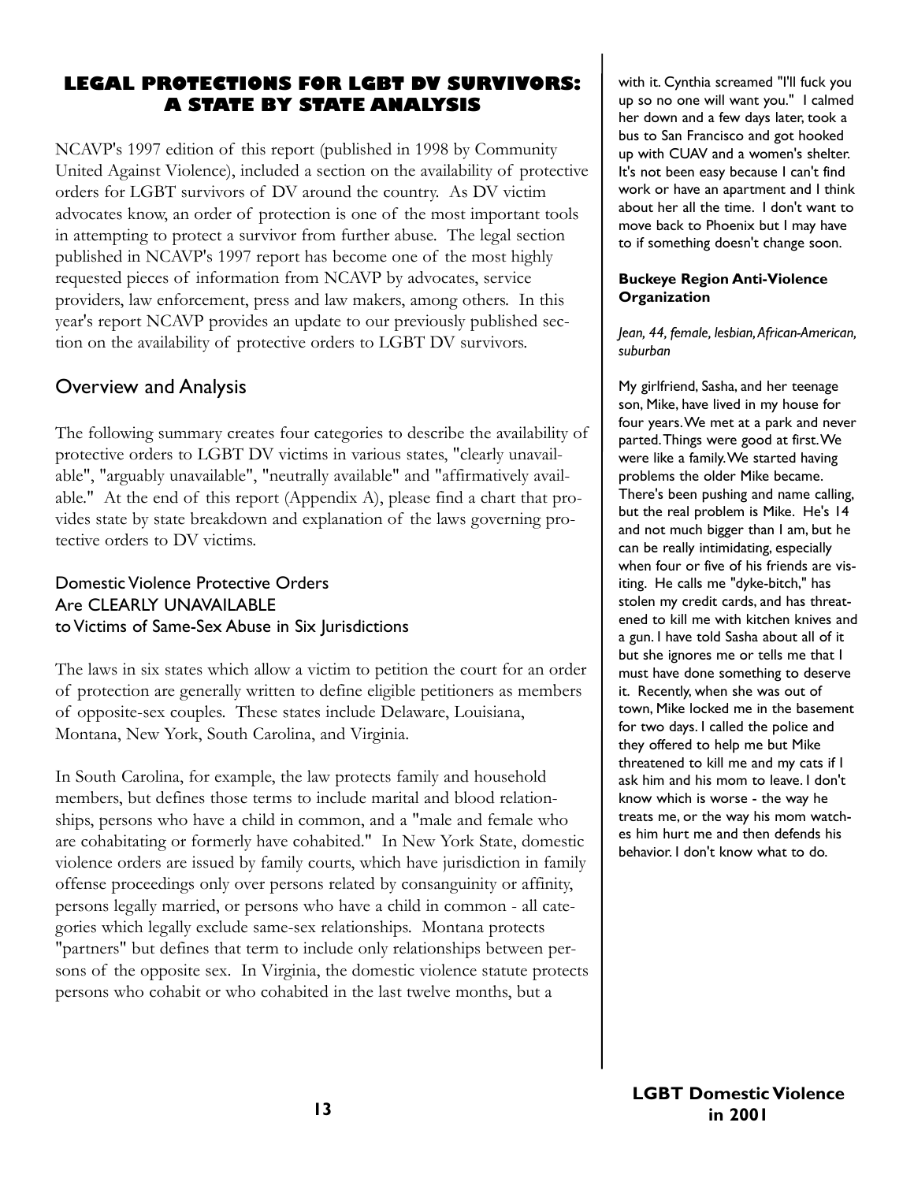## LEGAL PROTECTIONS FOR LGBT DV SURVIVORS: A STATE BY STATE ANALYSIS

NCAVP's 1997 edition of this report (published in 1998 by Community United Against Violence), included a section on the availability of protective orders for LGBT survivors of DV around the country. As DV victim advocates know, an order of protection is one of the most important tools in attempting to protect a survivor from further abuse. The legal section published in NCAVP's 1997 report has become one of the most highly requested pieces of information from NCAVP by advocates, service providers, law enforcement, press and law makers, among others. In this year's report NCAVP provides an update to our previously published section on the availability of protective orders to LGBT DV survivors.

### Overview and Analysis

The following summary creates four categories to describe the availability of protective orders to LGBT DV victims in various states, "clearly unavailable", "arguably unavailable", "neutrally available" and "affirmatively available." At the end of this report (Appendix A), please find a chart that provides state by state breakdown and explanation of the laws governing protective orders to DV victims.

#### Domestic Violence Protective Orders Are CLEARLY UNAVAILABLE to Victims of Same-Sex Abuse in Six Jurisdictions

The laws in six states which allow a victim to petition the court for an order of protection are generally written to define eligible petitioners as members of opposite-sex couples. These states include Delaware, Louisiana, Montana, New York, South Carolina, and Virginia.

In South Carolina, for example, the law protects family and household members, but defines those terms to include marital and blood relationships, persons who have a child in common, and a "male and female who are cohabitating or formerly have cohabited." In New York State, domestic violence orders are issued by family courts, which have jurisdiction in family offense proceedings only over persons related by consanguinity or affinity, persons legally married, or persons who have a child in common - all categories which legally exclude same-sex relationships. Montana protects "partners" but defines that term to include only relationships between persons of the opposite sex. In Virginia, the domestic violence statute protects persons who cohabit or who cohabited in the last twelve months, but a

with it. Cynthia screamed "I'll fuck you up so no one will want you." I calmed her down and a few days later, took a bus to San Francisco and got hooked up with CUAV and a women's shelter. It's not been easy because I can't find work or have an apartment and I think about her all the time. I don't want to move back to Phoenix but I may have to if something doesn't change soon.

**Buckeye Region Anti-Violence Organization**

*Jean, 44, female, lesbian, African-American, suburban*

My girlfriend, Sasha, and her teenage son, Mike, have lived in my house for four years. We met at a park and never parted. Things were good at first. We were like a family. We started having problems the older Mike became. There's been pushing and name calling, but the real problem is Mike. He's 14 and not much bigger than I am, but he can be really intimidating, especially when four or five of his friends are visiting. He calls me "dyke-bitch," has stolen my credit cards, and has threatened to kill me with kitchen knives and a gun. I have told Sasha about all of it but she ignores me or tells me that I must have done something to deserve it. Recently, when she was out of town, Mike locked me in the basement for two days. I called the police and they offered to help me but Mike threatened to kill me and my cats if I ask him and his mom to leave. I don't know which is worse - the way he treats me, or the way his mom watches him hurt me and then defends his behavior. I don't know what to do.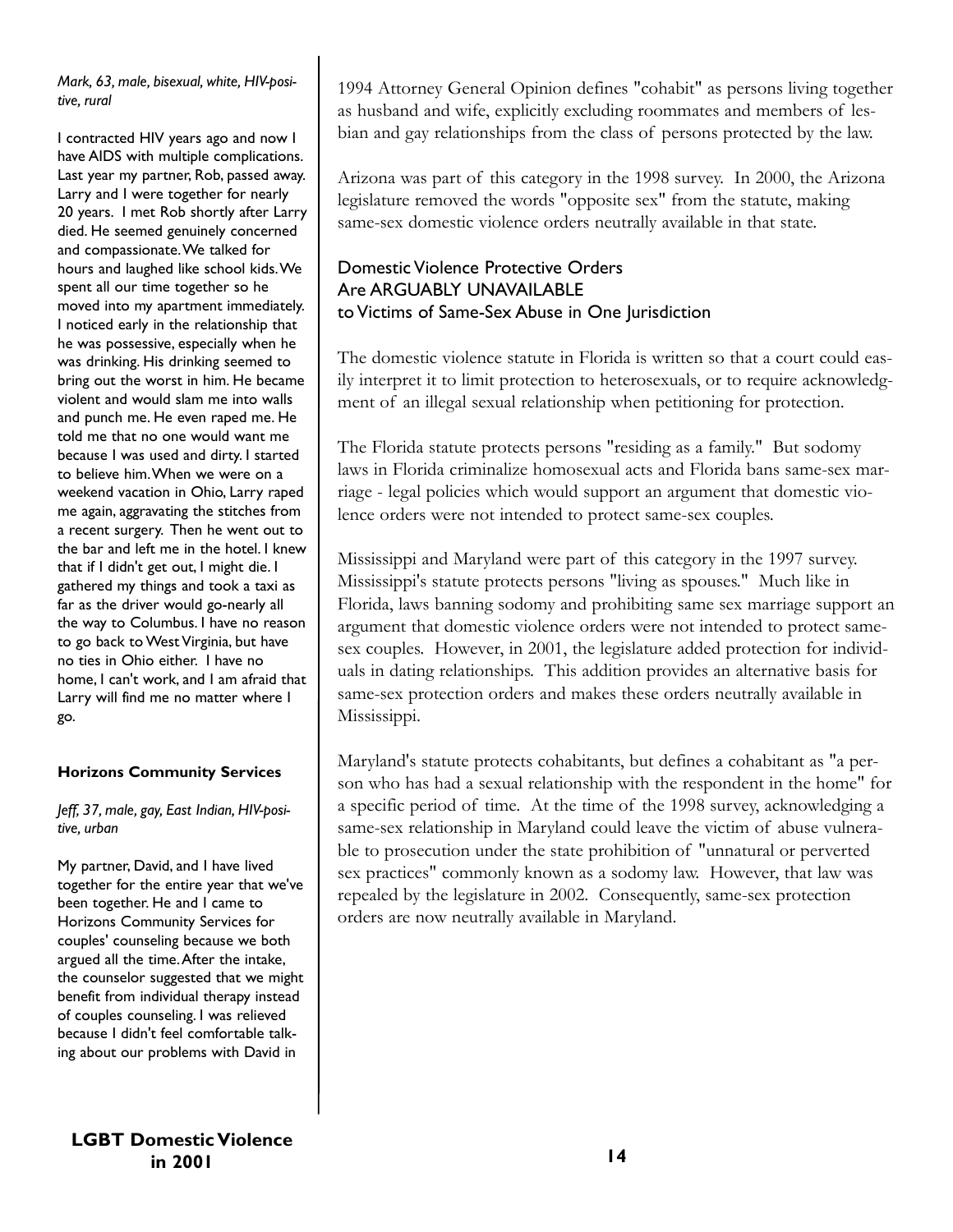*Mark, 63, male, bisexual, white, HIV-positive, rural*

I contracted HIV years ago and now I have AIDS with multiple complications. Last year my partner, Rob, passed away. Larry and I were together for nearly 20 years. I met Rob shortly after Larry died. He seemed genuinely concerned and compassionate. We talked for hours and laughed like school kids. We spent all our time together so he moved into my apartment immediately. I noticed early in the relationship that he was possessive, especially when he was drinking. His drinking seemed to bring out the worst in him. He became violent and would slam me into walls and punch me. He even raped me. He told me that no one would want me because I was used and dirty. I started to believe him. When we were on a weekend vacation in Ohio, Larry raped me again, aggravating the stitches from a recent surgery. Then he went out to the bar and left me in the hotel. I knew that if I didn't get out, I might die. I gathered my things and took a taxi as far as the driver would go-nearly all the way to Columbus. I have no reason to go back to West Virginia, but have no ties in Ohio either. I have no home, I can't work, and I am afraid that Larry will find me no matter where I go.

**Horizons Community Services**

*Jeff, 37, male, gay, East Indian, HIV-positive, urban*

My partner, David, and I have lived together for the entire year that we've been together. He and I came to Horizons Community Services for couples' counseling because we both argued all the time. After the intake, the counselor suggested that we might benefit from individual therapy instead of couples counseling. I was relieved because I didn't feel comfortable talking about our problems with David in

1994 Attorney General Opinion defines "cohabit" as persons living together as husband and wife, explicitly excluding roommates and members of lesbian and gay relationships from the class of persons protected by the law.

Arizona was part of this category in the 1998 survey. In 2000, the Arizona legislature removed the words "opposite sex" from the statute, making same-sex domestic violence orders neutrally available in that state.

### Domestic Violence Protective Orders Are ARGUABLY UNAVAILABLE to Victims of Same-Sex Abuse in One Jurisdiction

The domestic violence statute in Florida is written so that a court could easily interpret it to limit protection to heterosexuals, or to require acknowledgment of an illegal sexual relationship when petitioning for protection.

The Florida statute protects persons "residing as a family." But sodomy laws in Florida criminalize homosexual acts and Florida bans same-sex marriage - legal policies which would support an argument that domestic violence orders were not intended to protect same-sex couples.

Mississippi and Maryland were part of this category in the 1997 survey. Mississippi's statute protects persons "living as spouses." Much like in Florida, laws banning sodomy and prohibiting same sex marriage support an argument that domestic violence orders were not intended to protect same-sex couples. However, in 2001, the legislature added protection for individuals in dating relationships. This addition provides an alternative basis for same-sex protection orders and makes these orders neutrally available in Mississippi.

Maryland's statute protects cohabitants, but defines a cohabitant as "a person who has had a sexual relationship with the respondent in the home" for a specific period of time. At the time of the 1998 survey, acknowledging a same-sex relationship in Maryland could leave the victim of abuse vulnerable to prosecution under the state prohibition of "unnatural or perverted sex practices" commonly known as a sodomy law. However, that law was repealed by the legislature in 2002. Consequently, same-sex protection orders are now neutrally available in Maryland.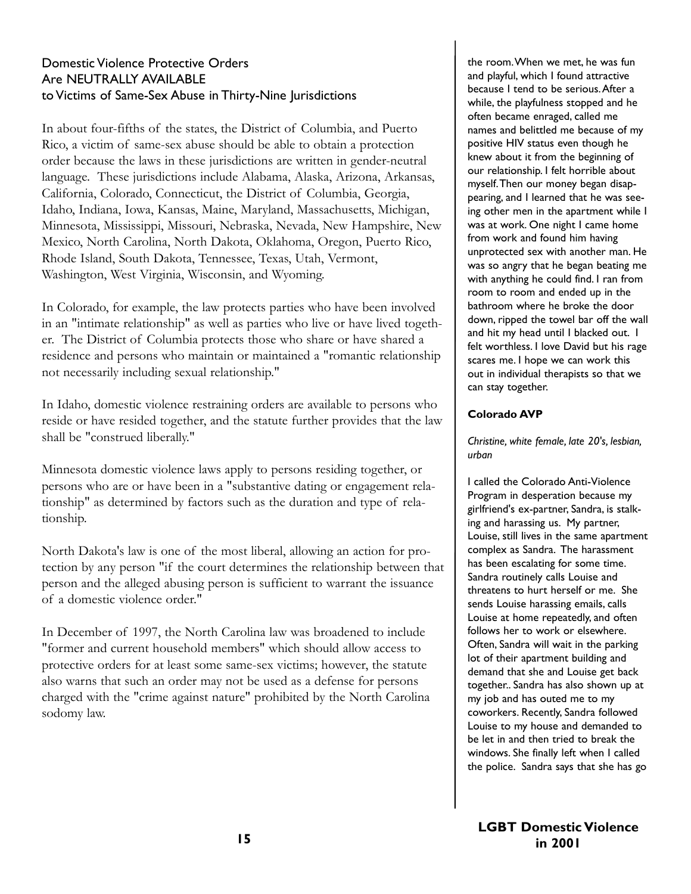## Domestic Violence Protective Orders Are NEUTRALLY AVAILABLE to Victims of Same-Sex Abuse in Thirty-Nine Jurisdictions

In about four-fifths of the states, the District of Columbia, and Puerto Rico, a victim of same-sex abuse should be able to obtain a protection order because the laws in these jurisdictions are written in gender-neutral language. These jurisdictions include Alabama, Alaska, Arizona, Arkansas, California, Colorado, Connecticut, the District of Columbia, Georgia, Idaho, Indiana, Iowa, Kansas, Maine, Maryland, Massachusetts, Michigan, Minnesota, Mississippi, Missouri, Nebraska, Nevada, New Hampshire, New Mexico, North Carolina, North Dakota, Oklahoma, Oregon, Puerto Rico, Rhode Island, South Dakota, Tennessee, Texas, Utah, Vermont, Washington, West Virginia, Wisconsin, and Wyoming.

In Colorado, for example, the law protects parties who have been involved in an "intimate relationship" as well as parties who live or have lived together. The District of Columbia protects those who share or have shared a residence and persons who maintain or maintained a "romantic relationship not necessarily including sexual relationship."

In Idaho, domestic violence restraining orders are available to persons who reside or have resided together, and the statute further provides that the law shall be "construed liberally."

Minnesota domestic violence laws apply to persons residing together, or persons who are or have been in a "substantive dating or engagement relationship" as determined by factors such as the duration and type of relationship.

North Dakota's law is one of the most liberal, allowing an action for protection by any person "if the court determines the relationship between that person and the alleged abusing person is sufficient to warrant the issuance of a domestic violence order."

In December of 1997, the North Carolina law was broadened to include "former and current household members" which should allow access to protective orders for at least some same-sex victims; however, the statute also warns that such an order may not be used as a defense for persons charged with the "crime against nature" prohibited by the North Carolina sodomy law.

the room. When we met, he was fun and playful, which I found attractive because I tend to be serious. After a while, the playfulness stopped and he often became enraged, called me names and belittled me because of my positive HIV status even though he knew about it from the beginning of our relationship. I felt horrible about myself. Then our money began disappearing, and I learned that he was seeing other men in the apartment while I was at work. One night I came home from work and found him having unprotected sex with another man. He was so angry that he began beating me with anything he could find. I ran from room to room and ended up in the bathroom where he broke the door down, ripped the towel bar off the wall and hit my head until I blacked out. I felt worthless. I love David but his rage scares me. I hope we can work this out in individual therapists so that we can stay together.

**Colorado AVP**

*Christine, white female, late 20's, lesbian, urban*

I called the Colorado Anti-Violence Program in desperation because my girlfriend's ex-partner, Sandra, is stalking and harassing us. My partner, Louise, still lives in the same apartment complex as Sandra. The harassment has been escalating for some time. Sandra routinely calls Louise and threatens to hurt herself or me. She sends Louise harassing emails, calls Louise at home repeatedly, and often follows her to work or elsewhere. Often, Sandra will wait in the parking lot of their apartment building and demand that she and Louise get back together.. Sandra has also shown up at my job and has outed me to my coworkers. Recently, Sandra followed Louise to my house and demanded to be let in and then tried to break the windows. She finally left when I called the police. Sandra says that she has go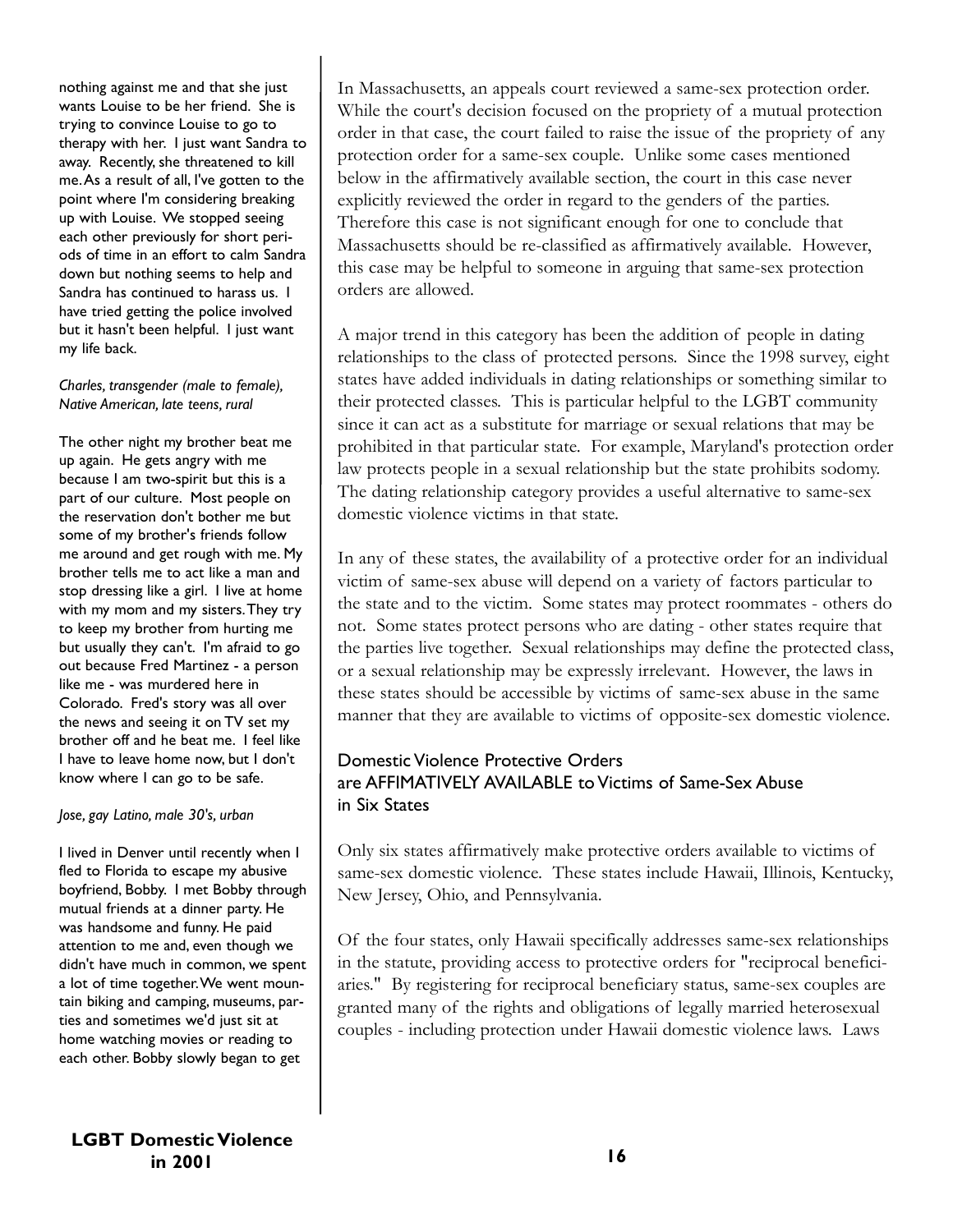nothing against me and that she just wants Louise to be her friend. She is trying to convince Louise to go to therapy with her. I just want Sandra to away. Recently, she threatened to kill me. As a result of all, I've gotten to the point where I'm considering breaking up with Louise. We stopped seeing each other previously for short periods of time in an effort to calm Sandra down but nothing seems to help and Sandra has continued to harass us. I have tried getting the police involved but it hasn't been helpful. I just want my life back.

*Charles, transgender (male to female), Native American, late teens, rural*

The other night my brother beat me up again. He gets angry with me because I am two-spirit but this is a part of our culture. Most people on the reservation don't bother me but some of my brother's friends follow me around and get rough with me. My brother tells me to act like a man and stop dressing like a girl. I live at home with my mom and my sisters. They try to keep my brother from hurting me but usually they can't. I'm afraid to go out because Fred Martinez - a person like me - was murdered here in Colorado. Fred's story was all over the news and seeing it on TV set my brother off and he beat me. I feel like I have to leave home now, but I don't know where I can go to be safe.

*Jose, gay Latino, male 30's, urban*

I lived in Denver until recently when I fled to Florida to escape my abusive boyfriend, Bobby. I met Bobby through mutual friends at a dinner party. He was handsome and funny. He paid attention to me and, even though we didn't have much in common, we spent a lot of time together. We went mountain biking and camping, museums, parties and sometimes we'd just sit at home watching movies or reading to each other. Bobby slowly began to get

In Massachusetts, an appeals court reviewed a same-sex protection order. While the court's decision focused on the propriety of a mutual protection order in that case, the court failed to raise the issue of the propriety of any protection order for a same-sex couple. Unlike some cases mentioned below in the affirmatively available section, the court in this case never explicitly reviewed the order in regard to the genders of the parties. Therefore this case is not significant enough for one to conclude that Massachusetts should be re-classified as affirmatively available. However, this case may be helpful to someone in arguing that same-sex protection orders are allowed.

A major trend in this category has been the addition of people in dating relationships to the class of protected persons. Since the 1998 survey, eight states have added individuals in dating relationships or something similar to their protected classes. This is particular helpful to the LGBT community since it can act as a substitute for marriage or sexual relations that may be prohibited in that particular state. For example, Maryland's protection order law protects people in a sexual relationship but the state prohibits sodomy. The dating relationship category provides a useful alternative to same-sex domestic violence victims in that state.

In any of these states, the availability of a protective order for an individual victim of same-sex abuse will depend on a variety of factors particular to the state and to the victim. Some states may protect roommates - others do not. Some states protect persons who are dating - other states require that the parties live together. Sexual relationships may define the protected class, or a sexual relationship may be expressly irrelevant. However, the laws in these states should be accessible by victims of same-sex abuse in the same manner that they are available to victims of opposite-sex domestic violence.

### Domestic Violence Protective Orders are AFFIMATIVELY AVAILABLE to Victims of Same-Sex Abuse in Six States

Only six states affirmatively make protective orders available to victims of same-sex domestic violence. These states include Hawaii, Illinois, Kentucky, New Jersey, Ohio, and Pennsylvania.

Of the four states, only Hawaii specifically addresses same-sex relationships in the statute, providing access to protective orders for "reciprocal beneficiaries." By registering for reciprocal beneficiary status, same-sex couples are granted many of the rights and obligations of legally married heterosexual couples - including protection under Hawaii domestic violence laws. Laws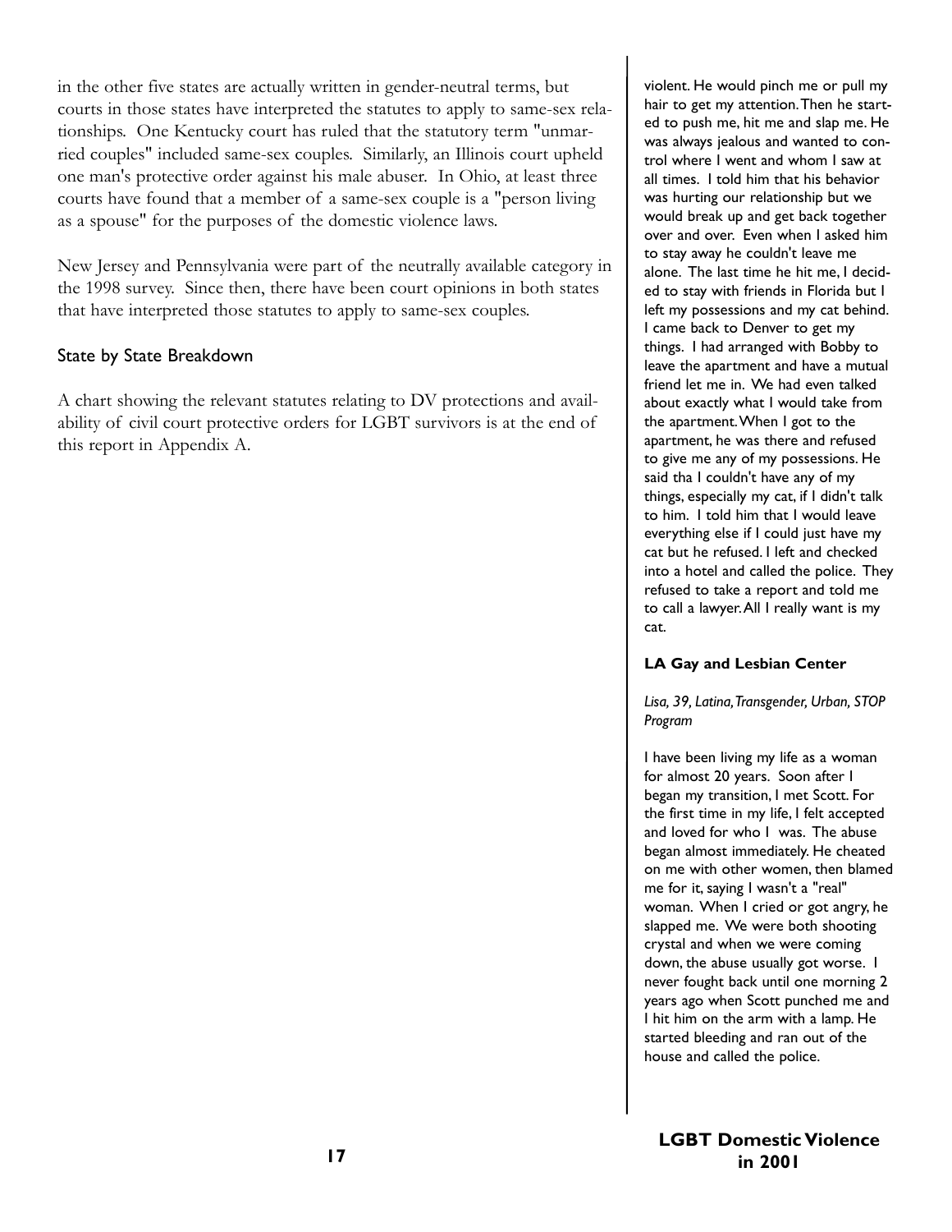in the other five states are actually written in gender-neutral terms, but courts in those states have interpreted the statutes to apply to same-sex relationships. One Kentucky court has ruled that the statutory term "unmarried couples" included same-sex couples. Similarly, an Illinois court upheld one man's protective order against his male abuser. In Ohio, at least three courts have found that a member of a same-sex couple is a "person living as a spouse" for the purposes of the domestic violence laws.

New Jersey and Pennsylvania were part of the neutrally available category in the 1998 survey. Since then, there have been court opinions in both states that have interpreted those statutes to apply to same-sex couples.

## State by State Breakdown

A chart showing the relevant statutes relating to DV protections and availability of civil court protective orders for LGBT survivors is at the end of this report in Appendix A.

violent. He would pinch me or pull my hair to get my attention. Then he started to push me, hit me and slap me. He was always jealous and wanted to control where I went and whom I saw at all times. I told him that his behavior was hurting our relationship but we would break up and get back together over and over. Even when I asked him to stay away he couldn't leave me alone. The last time he hit me, I decided to stay with friends in Florida but I left my possessions and my cat behind. I came back to Denver to get my things. I had arranged with Bobby to leave the apartment and have a mutual friend let me in. We had even talked about exactly what I would take from the apartment. When I got to the apartment, he was there and refused to give me any of my possessions. He said tha I couldn't have any of my things, especially my cat, if I didn't talk to him. I told him that I would leave everything else if I could just have my cat but he refused. I left and checked into a hotel and called the police. They refused to take a report and told me to call a lawyer. All I really want is my cat.

**LA Gay and Lesbian Center**

*Lisa, 39, Latina, Transgender, Urban, STOP Program*

I have been living my life as a woman for almost 20 years. Soon after I began my transition, I met Scott. For the first time in my life, I felt accepted and loved for who I was. The abuse began almost immediately. He cheated on me with other women, then blamed me for it, saying I wasn't a "real" woman. When I cried or got angry, he slapped me. We were both shooting crystal and when we were coming down, the abuse usually got worse. I never fought back until one morning 2 years ago when Scott punched me and I hit him on the arm with a lamp. He started bleeding and ran out of the house and called the police.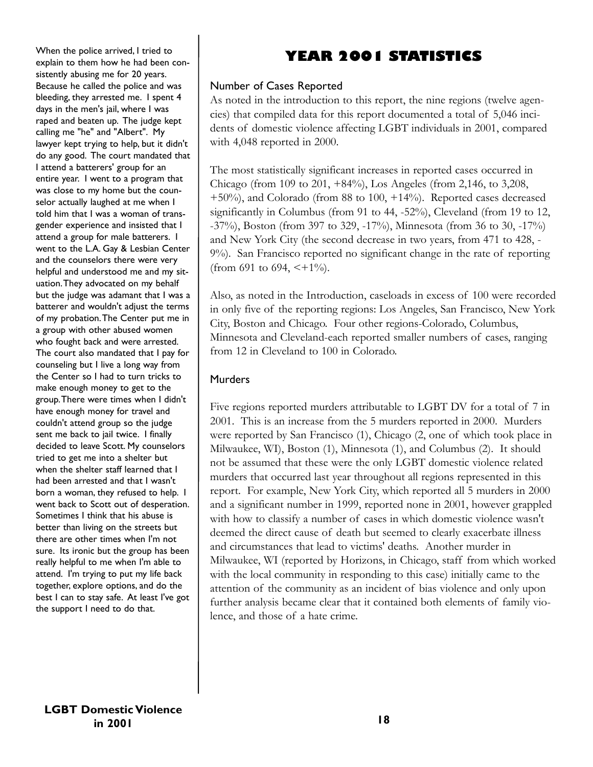When the police arrived, I tried to explain to them how he had been consistently abusing me for 20 years. Because he called the police and was bleeding, they arrested me. I spent 4 days in the men's jail, where I was raped and beaten up. The judge kept calling me "he" and "Albert". My lawyer kept trying to help, but it didn't do any good. The court mandated that I attend a batterers' group for an entire year. I went to a program that was close to my home but the counselor actually laughed at me when I told him that I was a woman of transgender experience and insisted that I attend a group for male batterers. I went to the L.A. Gay & Lesbian Center and the counselors there were very helpful and understood me and my situation. They advocated on my behalf but the judge was adamant that I was a batterer and wouldn't adjust the terms of my probation. The Center put me in a group with other abused women who fought back and were arrested. The court also mandated that I pay for counseling but I live a long way from the Center so I had to turn tricks to make enough money to get to the group. There were times when I didn't have enough money for travel and couldn't attend group so the judge sent me back to jail twice. I finally decided to leave Scott. My counselors tried to get me into a shelter but when the shelter staff learned that I had been arrested and that I wasn't born a woman, they refused to help. I went back to Scott out of desperation. Sometimes I think that his abuse is better than living on the streets but there are other times when I'm not sure. Its ironic but the group has been really helpful to me when I'm able to attend. I'm trying to put my life back together, explore options, and do the best I can to stay safe. At least I've got the support I need to do that.

# YEAR 2001 STATISTICS

## Number of Cases Reported

As noted in the introduction to this report, the nine regions (twelve agencies) that compiled data for this report documented a total of 5,046 incidents of domestic violence affecting LGBT individuals in 2001, compared with 4,048 reported in 2000.

The most statistically significant increases in reported cases occurred in Chicago (from 109 to 201, +84%), Los Angeles (from 2,146, to 3,208, +50%), and Colorado (from 88 to 100, +14%). Reported cases decreased significantly in Columbus (from 91 to 44, -52%), Cleveland (from 19 to 12, -37%), Boston (from 397 to 329, -17%), Minnesota (from 36 to 30, -17%) and New York City (the second decrease in two years, from 471 to 428, -9%). San Francisco reported no significant change in the rate of reporting (from 691 to 694, <+1%).

Also, as noted in the Introduction, caseloads in excess of 100 were recorded in only five of the reporting regions: Los Angeles, San Francisco, New York City, Boston and Chicago. Four other regions-Colorado, Columbus, Minnesota and Cleveland-each reported smaller numbers of cases, ranging from 12 in Cleveland to 100 in Colorado.

## Murders

Five regions reported murders attributable to LGBT DV for a total of 7 in 2001. This is an increase from the 5 murders reported in 2000. Murders were reported by San Francisco (1), Chicago (2, one of which took place in Milwaukee, WI), Boston (1), Minnesota (1), and Columbus (2). It should not be assumed that these were the only LGBT domestic violence related murders that occurred last year throughout all regions represented in this report. For example, New York City, which reported all 5 murders in 2000 and a significant number in 1999, reported none in 2001, however grappled with how to classify a number of cases in which domestic violence wasn't deemed the direct cause of death but seemed to clearly exacerbate illness and circumstances that lead to victims' deaths. Another murder in Milwaukee, WI (reported by Horizons, in Chicago, staff from which worked with the local community in responding to this case) initially came to the attention of the community as an incident of bias violence and only upon further analysis became clear that it contained both elements of family violence, and those of a hate crime.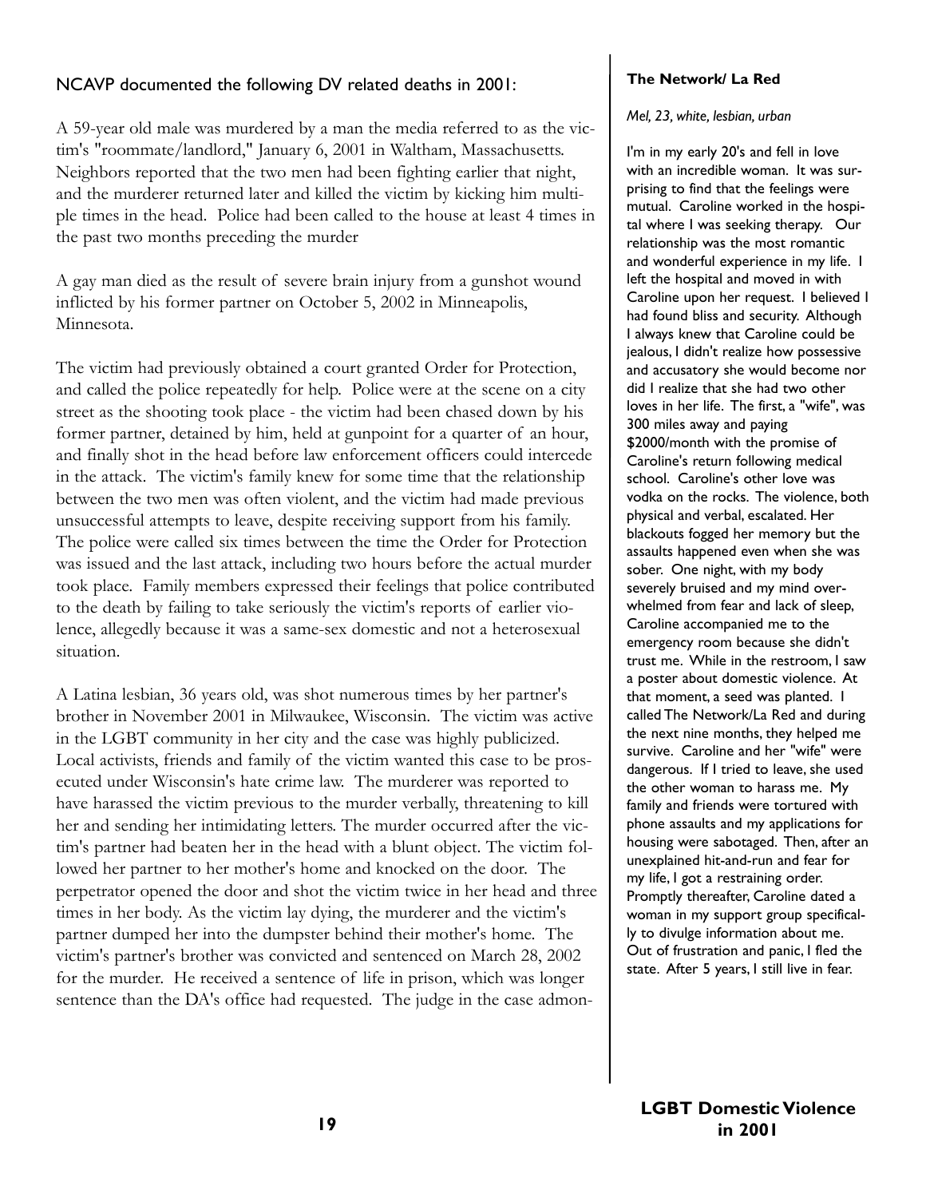NCAVP documented the following DV related deaths in 2001:

A 59-year old male was murdered by a man the media referred to as the victim's "roommate/landlord," January 6, 2001 in Waltham, Massachusetts. Neighbors reported that the two men had been fighting earlier that night, and the murderer returned later and killed the victim by kicking him multiple times in the head. Police had been called to the house at least 4 times in the past two months preceding the murder

A gay man died as the result of severe brain injury from a gunshot wound inflicted by his former partner on October 5, 2002 in Minneapolis, Minnesota.

The victim had previously obtained a court granted Order for Protection, and called the police repeatedly for help. Police were at the scene on a city street as the shooting took place - the victim had been chased down by his former partner, detained by him, held at gunpoint for a quarter of an hour, and finally shot in the head before law enforcement officers could intercede in the attack. The victim's family knew for some time that the relationship between the two men was often violent, and the victim had made previous unsuccessful attempts to leave, despite receiving support from his family. The police were called six times between the time the Order for Protection was issued and the last attack, including two hours before the actual murder took place. Family members expressed their feelings that police contributed to the death by failing to take seriously the victim's reports of earlier violence, allegedly because it was a same-sex domestic and not a heterosexual situation.

A Latina lesbian, 36 years old, was shot numerous times by her partner's brother in November 2001 in Milwaukee, Wisconsin. The victim was active in the LGBT community in her city and the case was highly publicized. Local activists, friends and family of the victim wanted this case to be prosecuted under Wisconsin's hate crime law. The murderer was reported to have harassed the victim previous to the murder verbally, threatening to kill her and sending her intimidating letters. The murder occurred after the victim's partner had beaten her in the head with a blunt object. The victim followed her partner to her mother's home and knocked on the door. The perpetrator opened the door and shot the victim twice in her head and three times in her body. As the victim lay dying, the murderer and the victim's partner dumped her into the dumpster behind their mother's home. The victim's partner's brother was convicted and sentenced on March 28, 2002 for the murder. He received a sentence of life in prison, which was longer sentence than the DA's office had requested. The judge in the case admon-

**The Network/ La Red**

*Mel, 23, white, lesbian, urban*

I'm in my early 20's and fell in love with an incredible woman. It was surprising to find that the feelings were mutual. Caroline worked in the hospital where I was seeking therapy. Our relationship was the most romantic and wonderful experience in my life. I left the hospital and moved in with Caroline upon her request. I believed I had found bliss and security. Although I always knew that Caroline could be jealous, I didn't realize how possessive and accusatory she would become nor did I realize that she had two other loves in her life. The first, a "wife", was 300 miles away and paying $2000/month with the promise of Caroline's return following medical school. Caroline's other love was vodka on the rocks. The violence, both physical and verbal, escalated. Her blackouts fogged her memory but the assaults happened even when she was sober. One night, with my body severely bruised and my mind overwhelmed from fear and lack of sleep, Caroline accompanied me to the emergency room because she didn't trust me. While in the restroom, I saw a poster about domestic violence. At that moment, a seed was planted. I called The Network/La Red and during the next nine months, they helped me survive. Caroline and her "wife" were dangerous. If I tried to leave, she used the other woman to harass me. My family and friends were tortured with phone assaults and my applications for housing were sabotaged. Then, after an unexplained hit-and-run and fear for my life, I got a restraining order. Promptly thereafter, Caroline dated a woman in my support group specifically to divulge information about me. Out of frustration and panic, I fled the state. After 5 years, I still live in fear.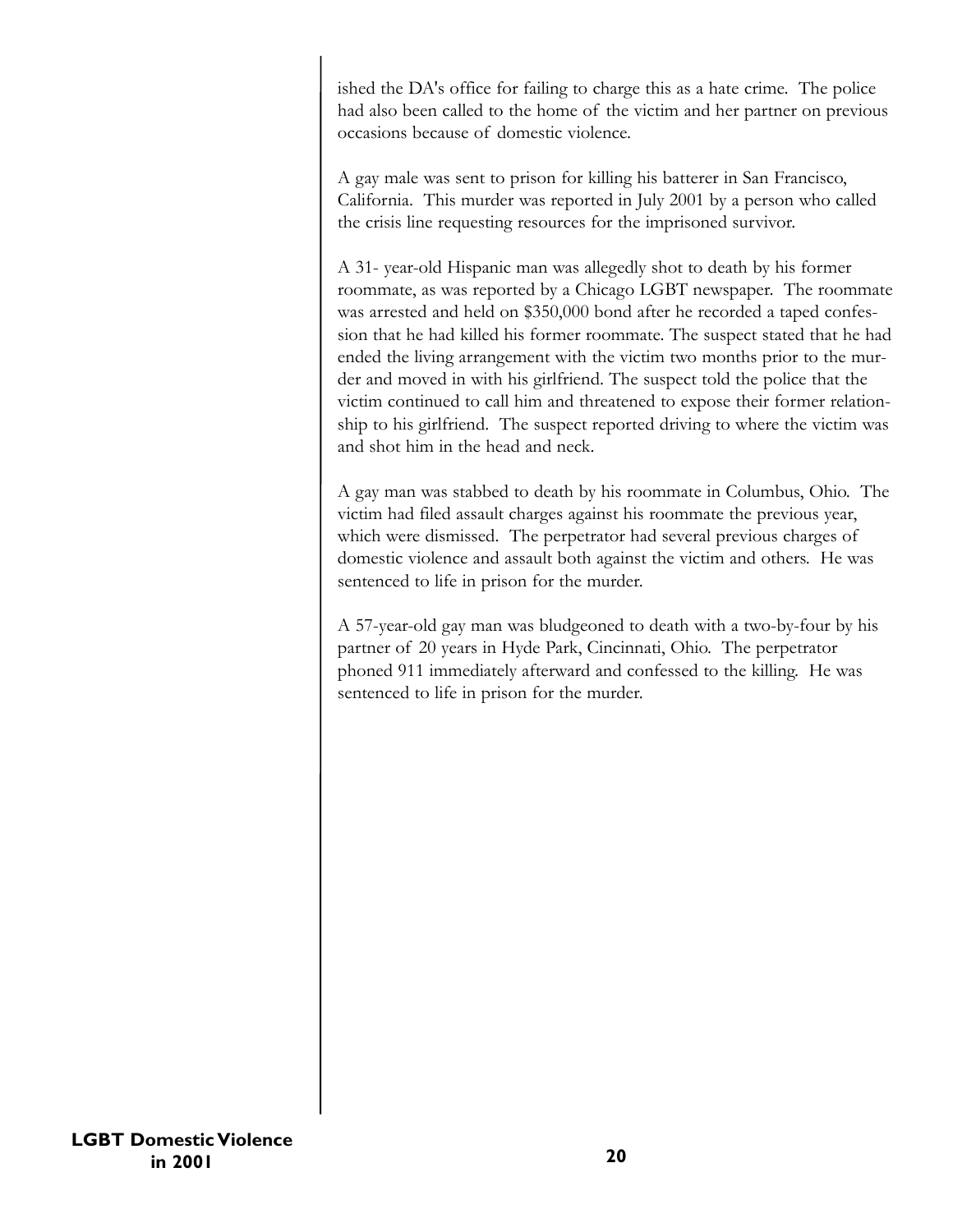ished the DA's office for failing to charge this as a hate crime. The police had also been called to the home of the victim and her partner on previous occasions because of domestic violence.

A gay male was sent to prison for killing his batterer in San Francisco, California. This murder was reported in July 2001 by a person who called the crisis line requesting resources for the imprisoned survivor.

A 31- year-old Hispanic man was allegedly shot to death by his former roommate, as was reported by a Chicago LGBT newspaper. The roommate was arrested and held on $350,000 bond after he recorded a taped confession that he had killed his former roommate. The suspect stated that he had ended the living arrangement with the victim two months prior to the murder and moved in with his girlfriend. The suspect told the police that the victim continued to call him and threatened to expose their former relationship to his girlfriend. The suspect reported driving to where the victim was and shot him in the head and neck.

A gay man was stabbed to death by his roommate in Columbus, Ohio. The victim had filed assault charges against his roommate the previous year, which were dismissed. The perpetrator had several previous charges of domestic violence and assault both against the victim and others. He was sentenced to life in prison for the murder.

A 57-year-old gay man was bludgeoned to death with a two-by-four by his partner of 20 years in Hyde Park, Cincinnati, Ohio. The perpetrator phoned 911 immediately afterward and confessed to the killing. He was sentenced to life in prison for the murder.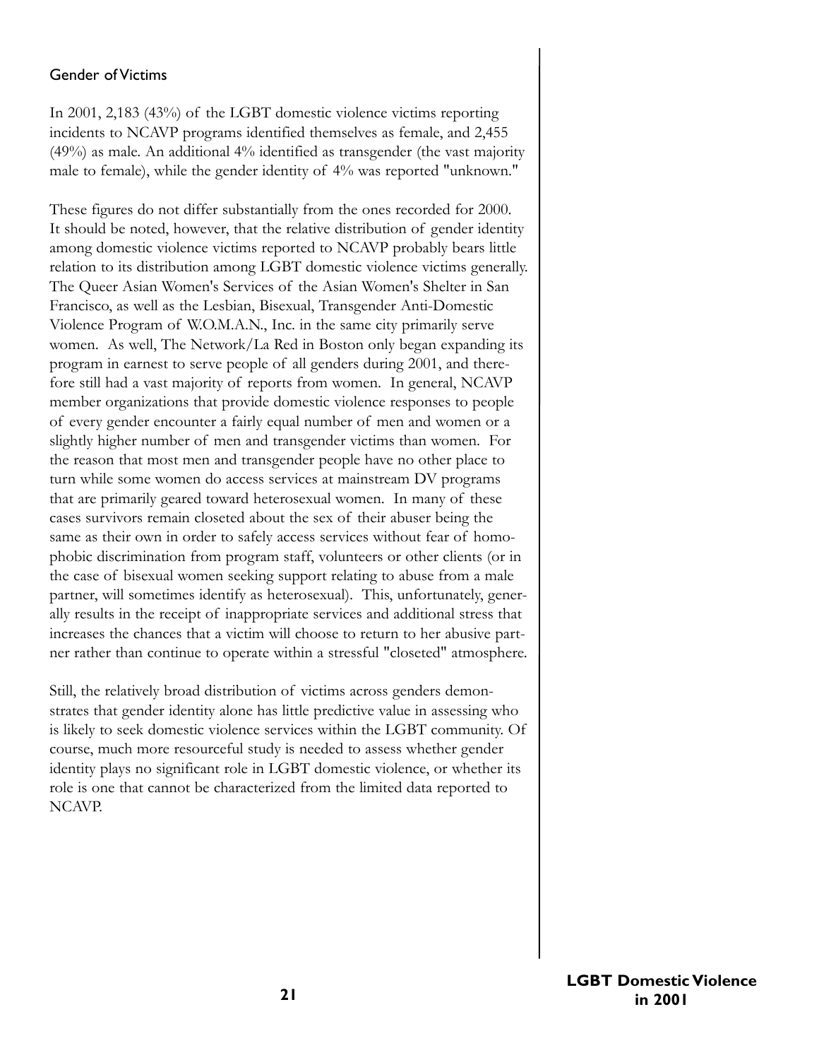## Gender of Victims

In 2001, 2,183 (43%) of the LGBT domestic violence victims reporting incidents to NCAVP programs identified themselves as female, and 2,455 (49%) as male. An additional 4% identified as transgender (the vast majority male to female), while the gender identity of 4% was reported "unknown."

These figures do not differ substantially from the ones recorded for 2000. It should be noted, however, that the relative distribution of gender identity among domestic violence victims reported to NCAVP probably bears little relation to its distribution among LGBT domestic violence victims generally. The Queer Asian Women's Services of the Asian Women's Shelter in San Francisco, as well as the Lesbian, Bisexual, Transgender Anti-Domestic Violence Program of W.O.M.A.N., Inc. in the same city primarily serve women. As well, The Network/La Red in Boston only began expanding its program in earnest to serve people of all genders during 2001, and therefore still had a vast majority of reports from women. In general, NCAVP member organizations that provide domestic violence responses to people of every gender encounter a fairly equal number of men and women or a slightly higher number of men and transgender victims than women. For the reason that most men and transgender people have no other place to turn while some women do access services at mainstream DV programs that are primarily geared toward heterosexual women. In many of these cases survivors remain closeted about the sex of their abuser being the same as their own in order to safely access services without fear of homophobic discrimination from program staff, volunteers or other clients (or in the case of bisexual women seeking support relating to abuse from a male partner, will sometimes identify as heterosexual). This, unfortunately, generally results in the receipt of inappropriate services and additional stress that increases the chances that a victim will choose to return to her abusive partner rather than continue to operate within a stressful "closeted" atmosphere.

Still, the relatively broad distribution of victims across genders demonstrates that gender identity alone has little predictive value in assessing who is likely to seek domestic violence services within the LGBT community. Of course, much more resourceful study is needed to assess whether gender identity plays no significant role in LGBT domestic violence, or whether its role is one that cannot be characterized from the limited data reported to NCAVP.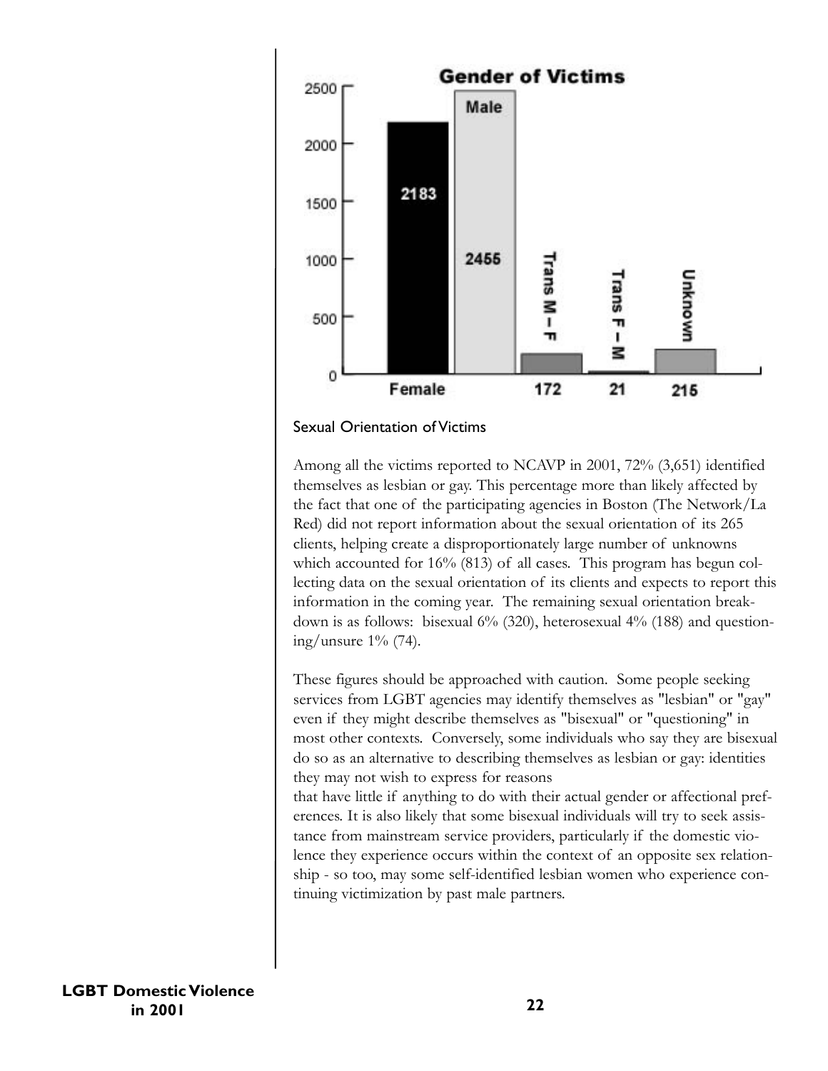**Gender of Victims**

| Gender | Number of Victims |
|---|---|
| Female | 2183 |
| Male | 2455 |
| Trans M – F | 172 |
| Trans F – M | 21 |
| Unknown | 215 |

Sexual Orientation of Victims

Among all the victims reported to NCAVP in 2001, 72% (3,651) identified themselves as lesbian or gay. This percentage more than likely affected by the fact that one of the participating agencies in Boston (The Network/La Red) did not report information about the sexual orientation of its 265 clients, helping create a disproportionately large number of unknowns which accounted for 16% (813) of all cases. This program has begun collecting data on the sexual orientation of its clients and expects to report this information in the coming year. The remaining sexual orientation breakdown is as follows: bisexual 6% (320), heterosexual 4% (188) and questioning/unsure 1% (74).

These figures should be approached with caution. Some people seeking services from LGBT agencies may identify themselves as "lesbian" or "gay" even if they might describe themselves as "bisexual" or "questioning" in most other contexts. Conversely, some individuals who say they are bisexual do so as an alternative to describing themselves as lesbian or gay: identities they may not wish to express for reasons that have little if anything to do with their actual gender or affectional preferences. It is also likely that some bisexual individuals will try to seek assistance from mainstream service providers, particularly if the domestic violence they experience occurs within the context of an opposite sex relationship - so too, may some self-identified lesbian women who experience continuing victimization by past male partners.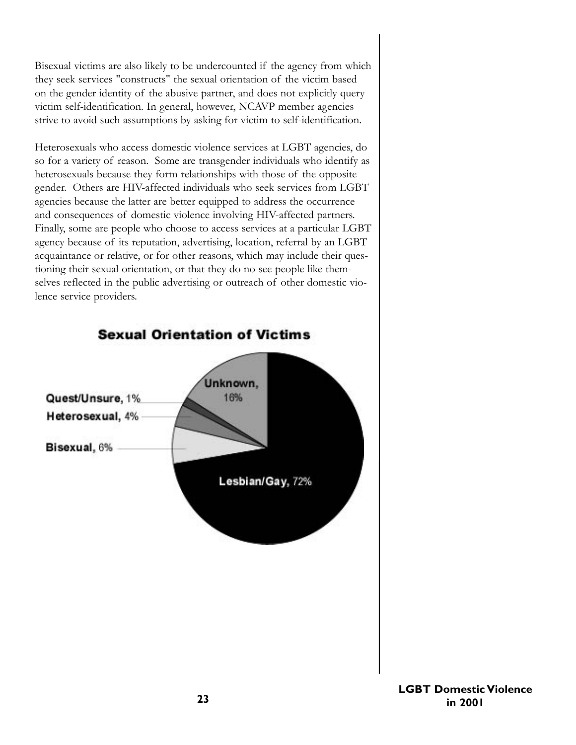Bisexual victims are also likely to be undercounted if the agency from which they seek services "constructs" the sexual orientation of the victim based on the gender identity of the abusive partner, and does not explicitly query victim self-identification. In general, however, NCAVP member agencies strive to avoid such assumptions by asking for victim to self-identification.

Heterosexuals who access domestic violence services at LGBT agencies, do so for a variety of reason. Some are transgender individuals who identify as heterosexuals because they form relationships with those of the opposite gender. Others are HIV-affected individuals who seek services from LGBT agencies because the latter are better equipped to address the occurrence and consequences of domestic violence involving HIV-affected partners. Finally, some are people who choose to access services at a particular LGBT agency because of its reputation, advertising, location, referral by an LGBT acquaintance or relative, or for other reasons, which may include their questioning their sexual orientation, or that they do no see people like themselves reflected in the public advertising or outreach of other domestic violence service providers.

**Sexual Orientation of Victims**

| Sexual Orientation | Percentage |
|---|---|
| Lesbian/Gay | 72% |
| Unknown | 16% |
| Bisexual | 6% |
| Heterosexual | 4% |
| Quest/Unsure | 1% |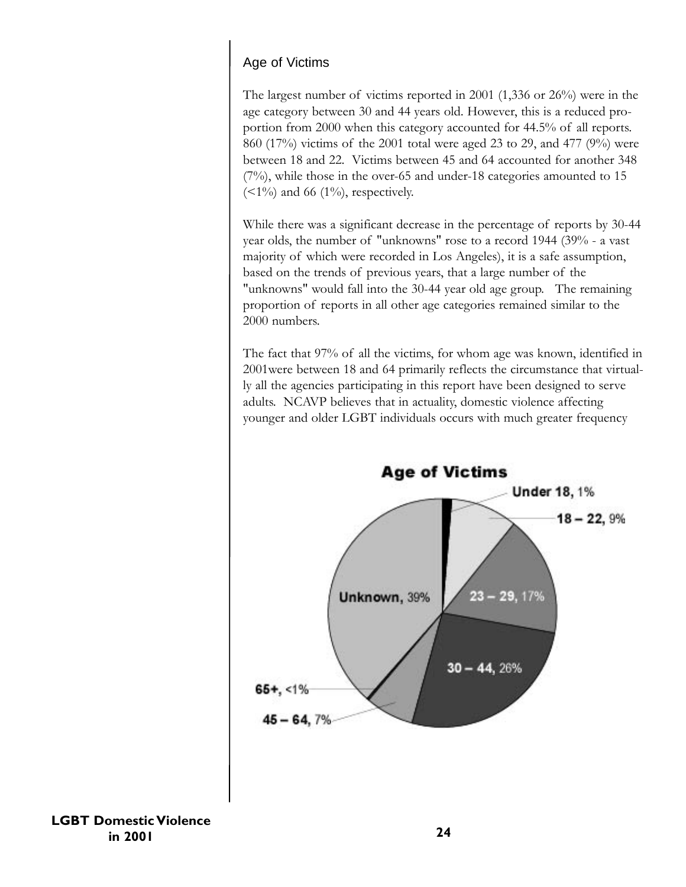## Age of Victims

The largest number of victims reported in 2001 (1,336 or 26%) were in the age category between 30 and 44 years old. However, this is a reduced proportion from 2000 when this category accounted for 44.5% of all reports. 860 (17%) victims of the 2001 total were aged 23 to 29, and 477 (9%) were between 18 and 22. Victims between 45 and 64 accounted for another 348 (7%), while those in the over-65 and under-18 categories amounted to 15 (<1%) and 66 (1%), respectively.

While there was a significant decrease in the percentage of reports by 30-44 year olds, the number of "unknowns" rose to a record 1944 (39% - a vast majority of which were recorded in Los Angeles), it is a safe assumption, based on the trends of previous years, that a large number of the "unknowns" would fall into the 30-44 year old age group. The remaining proportion of reports in all other age categories remained similar to the 2000 numbers.

The fact that 97% of all the victims, for whom age was known, identified in 2001were between 18 and 64 primarily reflects the circumstance that virtually all the agencies participating in this report have been designed to serve adults. NCAVP believes that in actuality, domestic violence affecting younger and older LGBT individuals occurs with much greater frequency

**Age of Victims**

| Age | Percent |
|---|---|
| Under 18 | 1% |
| 18 – 22 | 9% |
| 23 – 29 | 17% |
| 30 – 44 | 26% |
| 45 – 64 | 7% |
| 65+ | <1% |
| Unknown | 39% |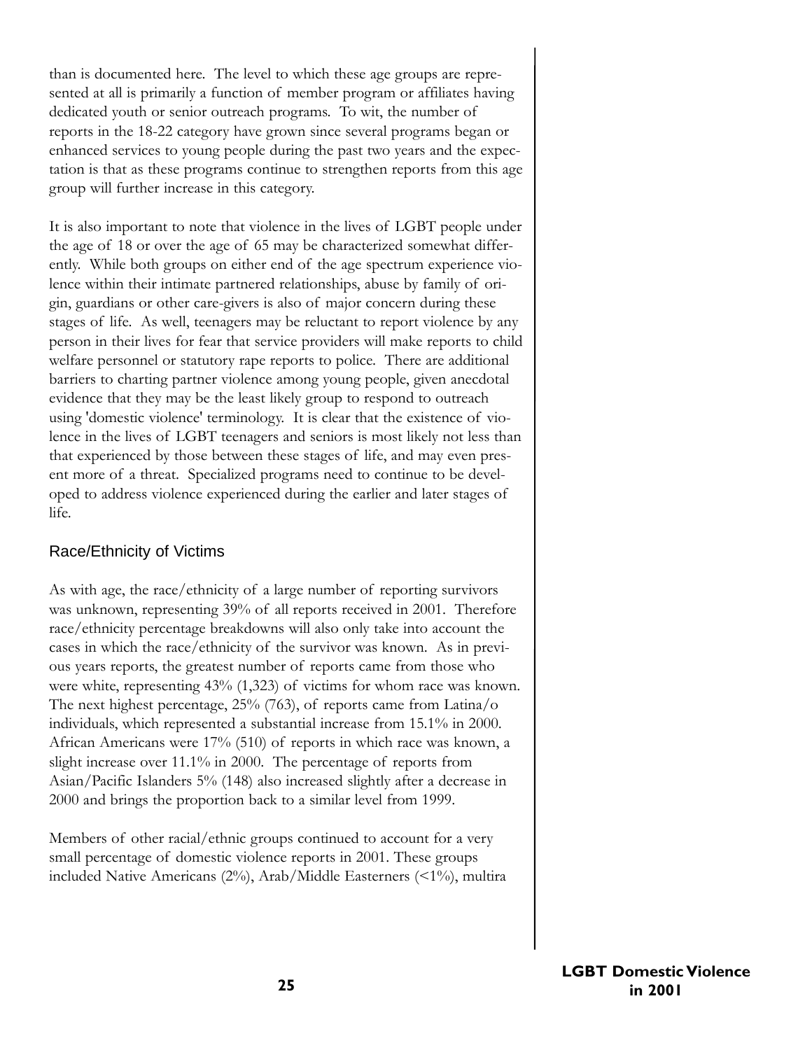than is documented here. The level to which these age groups are represented at all is primarily a function of member program or affiliates having dedicated youth or senior outreach programs. To wit, the number of reports in the 18-22 category have grown since several programs began or enhanced services to young people during the past two years and the expectation is that as these programs continue to strengthen reports from this age group will further increase in this category.

It is also important to note that violence in the lives of LGBT people under the age of 18 or over the age of 65 may be characterized somewhat differently. While both groups on either end of the age spectrum experience violence within their intimate partnered relationships, abuse by family of origin, guardians or other care-givers is also of major concern during these stages of life. As well, teenagers may be reluctant to report violence by any person in their lives for fear that service providers will make reports to child welfare personnel or statutory rape reports to police. There are additional barriers to charting partner violence among young people, given anecdotal evidence that they may be the least likely group to respond to outreach using 'domestic violence' terminology. It is clear that the existence of violence in the lives of LGBT teenagers and seniors is most likely not less than that experienced by those between these stages of life, and may even present more of a threat. Specialized programs need to continue to be developed to address violence experienced during the earlier and later stages of life.

## Race/Ethnicity of Victims

As with age, the race/ethnicity of a large number of reporting survivors was unknown, representing 39% of all reports received in 2001. Therefore race/ethnicity percentage breakdowns will also only take into account the cases in which the race/ethnicity of the survivor was known. As in previous years reports, the greatest number of reports came from those who were white, representing 43% (1,323) of victims for whom race was known. The next highest percentage, 25% (763), of reports came from Latina/o individuals, which represented a substantial increase from 15.1% in 2000. African Americans were 17% (510) of reports in which race was known, a slight increase over 11.1% in 2000. The percentage of reports from Asian/Pacific Islanders 5% (148) also increased slightly after a decrease in 2000 and brings the proportion back to a similar level from 1999.

Members of other racial/ethnic groups continued to account for a very small percentage of domestic violence reports in 2001. These groups included Native Americans (2%), Arab/Middle Easterners (<1%), multira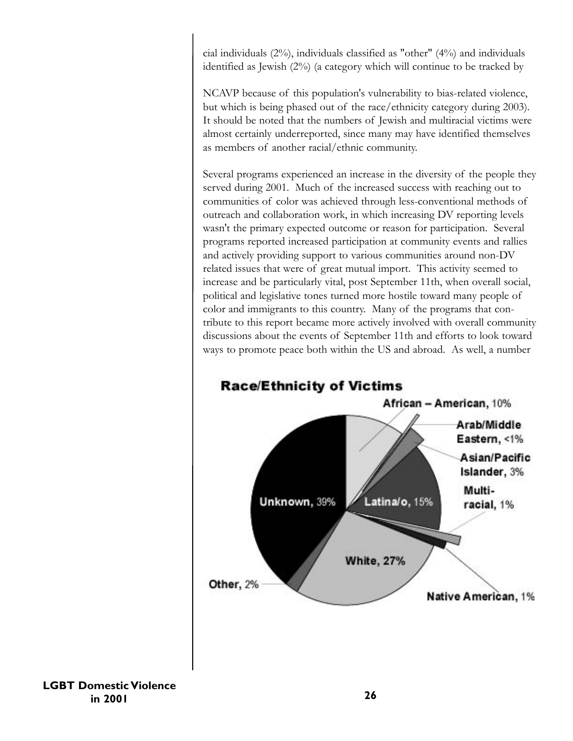cial individuals (2%), individuals classified as "other" (4%) and individuals identified as Jewish (2%) (a category which will continue to be tracked by

NCAVP because of this population's vulnerability to bias-related violence, but which is being phased out of the race/ethnicity category during 2003). It should be noted that the numbers of Jewish and multiracial victims were almost certainly underreported, since many may have identified themselves as members of another racial/ethnic community.

Several programs experienced an increase in the diversity of the people they served during 2001. Much of the increased success with reaching out to communities of color was achieved through less-conventional methods of outreach and collaboration work, in which increasing DV reporting levels wasn't the primary expected outcome or reason for participation. Several programs reported increased participation at community events and rallies and actively providing support to various communities around non-DV related issues that were of great mutual import. This activity seemed to increase and be particularly vital, post September 11th, when overall social, political and legislative tones turned more hostile toward many people of color and immigrants to this country. Many of the programs that contribute to this report became more actively involved with overall community discussions about the events of September 11th and efforts to look toward ways to promote peace both within the US and abroad. As well, a number

**Race/Ethnicity of Victims**

- African – American, 10%
- Arab/Middle Eastern, <1%
- Asian/Pacific Islander, 3%
- Latina/o, 15%
- Multi-racial, 1%
- Native American, 1%
- White, 27%
- Other, 2%
- Unknown, 39%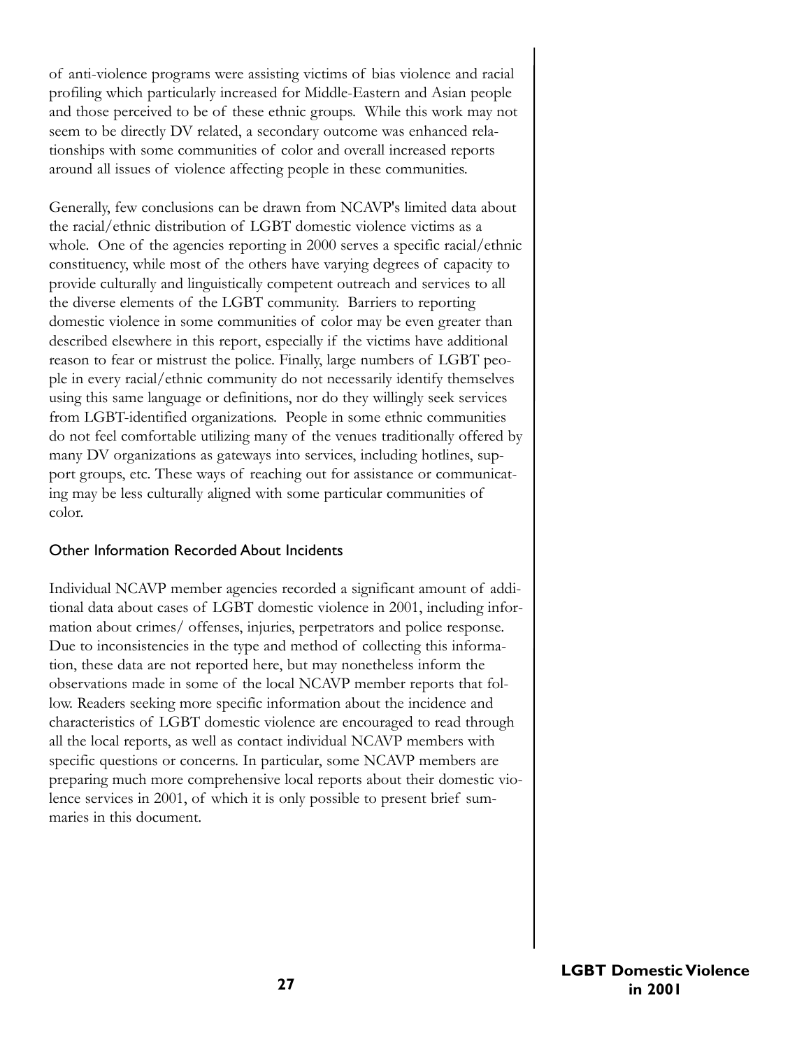of anti-violence programs were assisting victims of bias violence and racial profiling which particularly increased for Middle-Eastern and Asian people and those perceived to be of these ethnic groups. While this work may not seem to be directly DV related, a secondary outcome was enhanced relationships with some communities of color and overall increased reports around all issues of violence affecting people in these communities.

Generally, few conclusions can be drawn from NCAVP's limited data about the racial/ethnic distribution of LGBT domestic violence victims as a whole. One of the agencies reporting in 2000 serves a specific racial/ethnic constituency, while most of the others have varying degrees of capacity to provide culturally and linguistically competent outreach and services to all the diverse elements of the LGBT community. Barriers to reporting domestic violence in some communities of color may be even greater than described elsewhere in this report, especially if the victims have additional reason to fear or mistrust the police. Finally, large numbers of LGBT people in every racial/ethnic community do not necessarily identify themselves using this same language or definitions, nor do they willingly seek services from LGBT-identified organizations. People in some ethnic communities do not feel comfortable utilizing many of the venues traditionally offered by many DV organizations as gateways into services, including hotlines, support groups, etc. These ways of reaching out for assistance or communicating may be less culturally aligned with some particular communities of color.

### Other Information Recorded About Incidents

Individual NCAVP member agencies recorded a significant amount of additional data about cases of LGBT domestic violence in 2001, including information about crimes/ offenses, injuries, perpetrators and police response. Due to inconsistencies in the type and method of collecting this information, these data are not reported here, but may nonetheless inform the observations made in some of the local NCAVP member reports that follow. Readers seeking more specific information about the incidence and characteristics of LGBT domestic violence are encouraged to read through all the local reports, as well as contact individual NCAVP members with specific questions or concerns. In particular, some NCAVP members are preparing much more comprehensive local reports about their domestic violence services in 2001, of which it is only possible to present brief summaries in this document.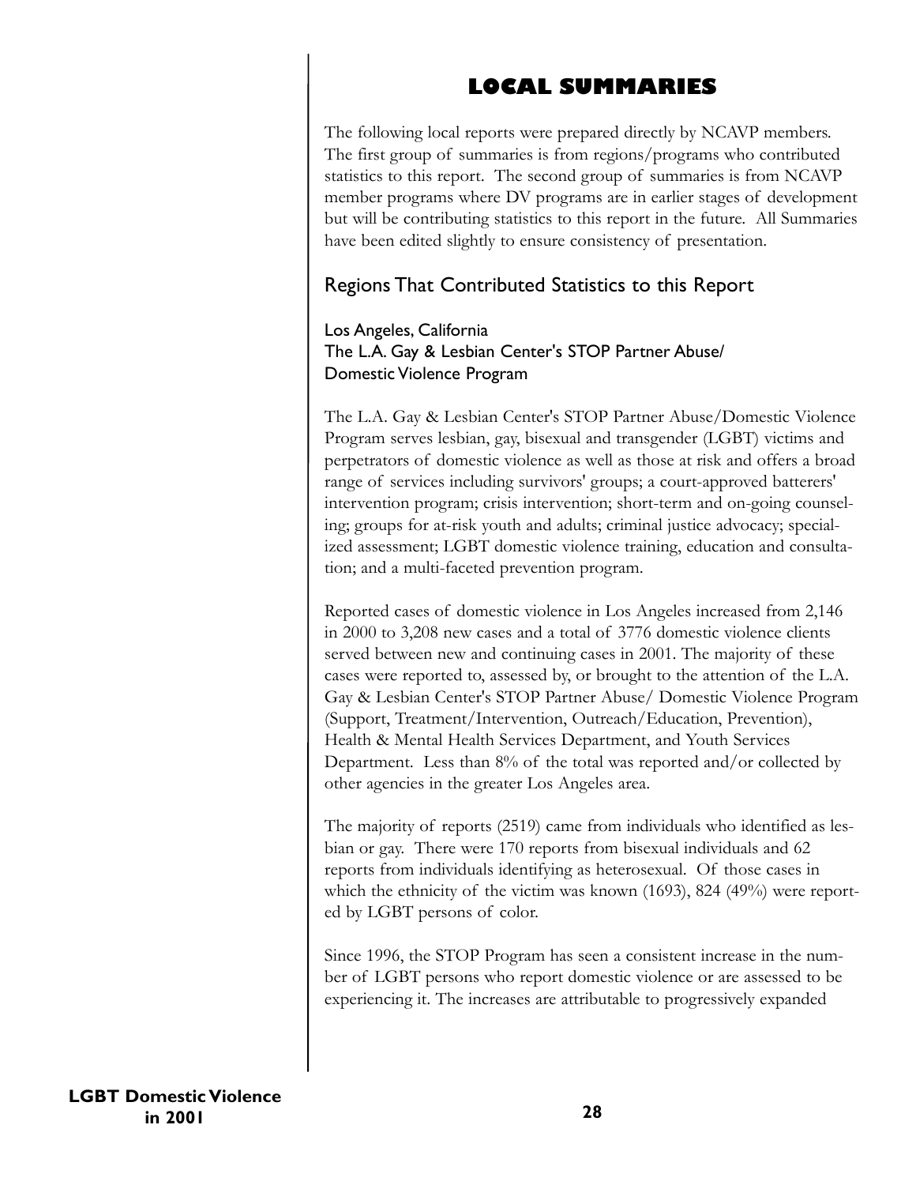# LOCAL SUMMARIES

The following local reports were prepared directly by NCAVP members. The first group of summaries is from regions/programs who contributed statistics to this report. The second group of summaries is from NCAVP member programs where DV programs are in earlier stages of development but will be contributing statistics to this report in the future. All Summaries have been edited slightly to ensure consistency of presentation.

## Regions That Contributed Statistics to this Report

### Los Angeles, California
### The L.A. Gay & Lesbian Center's STOP Partner Abuse/ Domestic Violence Program

The L.A. Gay & Lesbian Center's STOP Partner Abuse/Domestic Violence Program serves lesbian, gay, bisexual and transgender (LGBT) victims and perpetrators of domestic violence as well as those at risk and offers a broad range of services including survivors' groups; a court-approved batterers' intervention program; crisis intervention; short-term and on-going counseling; groups for at-risk youth and adults; criminal justice advocacy; specialized assessment; LGBT domestic violence training, education and consultation; and a multi-faceted prevention program.

Reported cases of domestic violence in Los Angeles increased from 2,146 in 2000 to 3,208 new cases and a total of 3776 domestic violence clients served between new and continuing cases in 2001. The majority of these cases were reported to, assessed by, or brought to the attention of the L.A. Gay & Lesbian Center's STOP Partner Abuse/ Domestic Violence Program (Support, Treatment/Intervention, Outreach/Education, Prevention), Health & Mental Health Services Department, and Youth Services Department. Less than 8% of the total was reported and/or collected by other agencies in the greater Los Angeles area.

The majority of reports (2519) came from individuals who identified as lesbian or gay. There were 170 reports from bisexual individuals and 62 reports from individuals identifying as heterosexual. Of those cases in which the ethnicity of the victim was known (1693), 824 (49%) were reported by LGBT persons of color.

Since 1996, the STOP Program has seen a consistent increase in the number of LGBT persons who report domestic violence or are assessed to be experiencing it. The increases are attributable to progressively expanded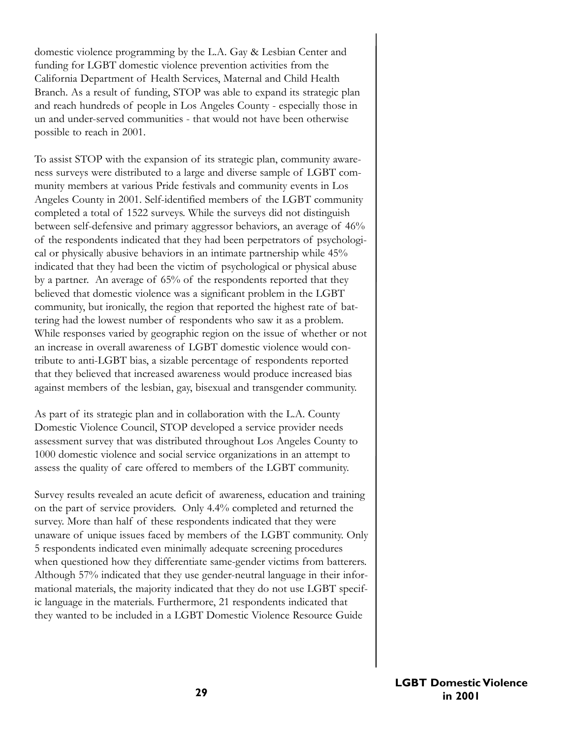domestic violence programming by the L.A. Gay & Lesbian Center and funding for LGBT domestic violence prevention activities from the California Department of Health Services, Maternal and Child Health Branch. As a result of funding, STOP was able to expand its strategic plan and reach hundreds of people in Los Angeles County - especially those in un and under-served communities - that would not have been otherwise possible to reach in 2001.

To assist STOP with the expansion of its strategic plan, community awareness surveys were distributed to a large and diverse sample of LGBT community members at various Pride festivals and community events in Los Angeles County in 2001. Self-identified members of the LGBT community completed a total of 1522 surveys. While the surveys did not distinguish between self-defensive and primary aggressor behaviors, an average of 46% of the respondents indicated that they had been perpetrators of psychological or physically abusive behaviors in an intimate partnership while 45% indicated that they had been the victim of psychological or physical abuse by a partner. An average of 65% of the respondents reported that they believed that domestic violence was a significant problem in the LGBT community, but ironically, the region that reported the highest rate of battering had the lowest number of respondents who saw it as a problem. While responses varied by geographic region on the issue of whether or not an increase in overall awareness of LGBT domestic violence would contribute to anti-LGBT bias, a sizable percentage of respondents reported that they believed that increased awareness would produce increased bias against members of the lesbian, gay, bisexual and transgender community.

As part of its strategic plan and in collaboration with the L.A. County Domestic Violence Council, STOP developed a service provider needs assessment survey that was distributed throughout Los Angeles County to 1000 domestic violence and social service organizations in an attempt to assess the quality of care offered to members of the LGBT community.

Survey results revealed an acute deficit of awareness, education and training on the part of service providers. Only 4.4% completed and returned the survey. More than half of these respondents indicated that they were unaware of unique issues faced by members of the LGBT community. Only 5 respondents indicated even minimally adequate screening procedures when questioned how they differentiate same-gender victims from batterers. Although 57% indicated that they use gender-neutral language in their informational materials, the majority indicated that they do not use LGBT specific language in the materials. Furthermore, 21 respondents indicated that they wanted to be included in a LGBT Domestic Violence Resource Guide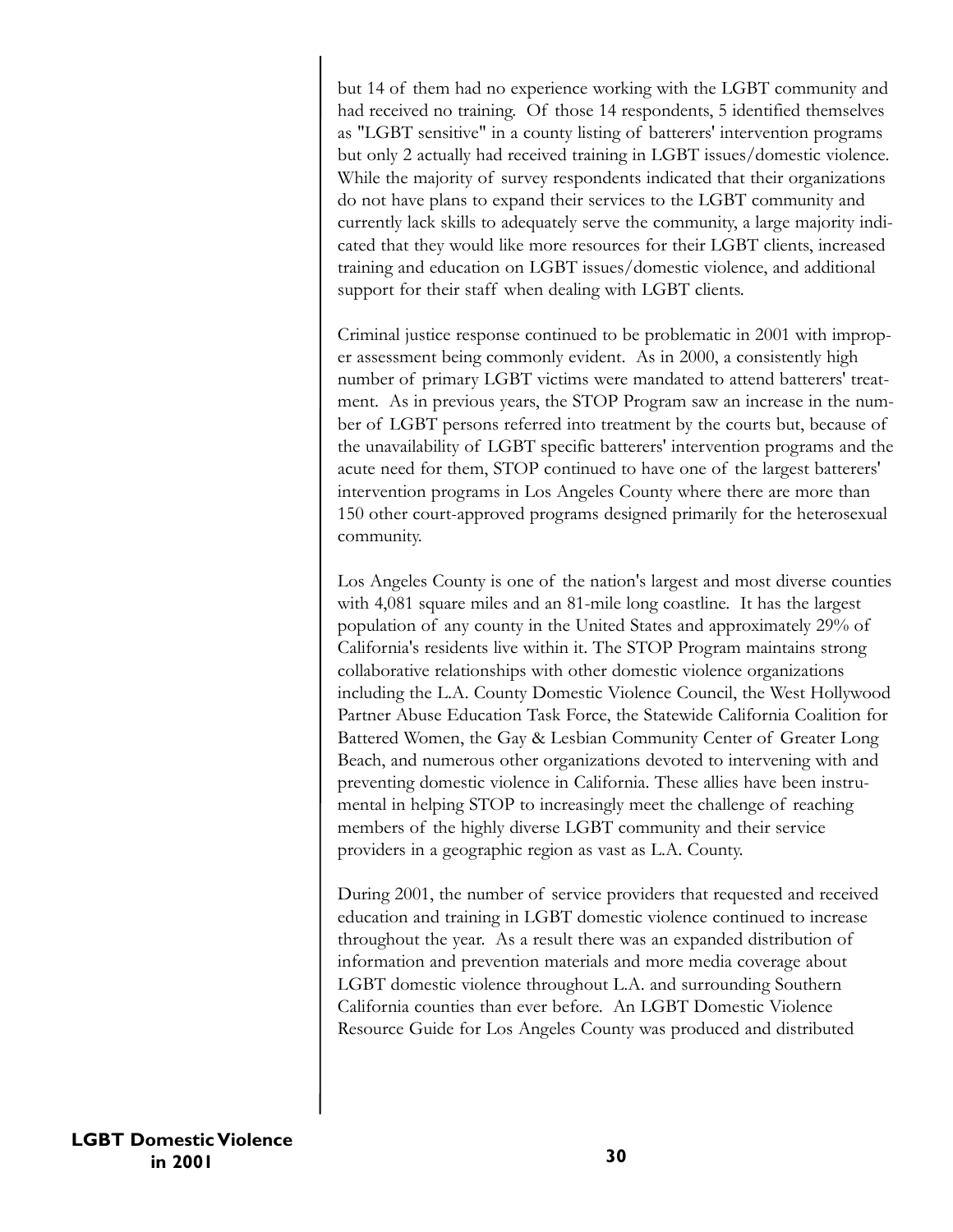but 14 of them had no experience working with the LGBT community and had received no training. Of those 14 respondents, 5 identified themselves as "LGBT sensitive" in a county listing of batterers' intervention programs but only 2 actually had received training in LGBT issues/domestic violence. While the majority of survey respondents indicated that their organizations do not have plans to expand their services to the LGBT community and currently lack skills to adequately serve the community, a large majority indicated that they would like more resources for their LGBT clients, increased training and education on LGBT issues/domestic violence, and additional support for their staff when dealing with LGBT clients.

Criminal justice response continued to be problematic in 2001 with improper assessment being commonly evident. As in 2000, a consistently high number of primary LGBT victims were mandated to attend batterers' treatment. As in previous years, the STOP Program saw an increase in the number of LGBT persons referred into treatment by the courts but, because of the unavailability of LGBT specific batterers' intervention programs and the acute need for them, STOP continued to have one of the largest batterers' intervention programs in Los Angeles County where there are more than 150 other court-approved programs designed primarily for the heterosexual community.

Los Angeles County is one of the nation's largest and most diverse counties with 4,081 square miles and an 81-mile long coastline. It has the largest population of any county in the United States and approximately 29% of California's residents live within it. The STOP Program maintains strong collaborative relationships with other domestic violence organizations including the L.A. County Domestic Violence Council, the West Hollywood Partner Abuse Education Task Force, the Statewide California Coalition for Battered Women, the Gay & Lesbian Community Center of Greater Long Beach, and numerous other organizations devoted to intervening with and preventing domestic violence in California. These allies have been instrumental in helping STOP to increasingly meet the challenge of reaching members of the highly diverse LGBT community and their service providers in a geographic region as vast as L.A. County.

During 2001, the number of service providers that requested and received education and training in LGBT domestic violence continued to increase throughout the year. As a result there was an expanded distribution of information and prevention materials and more media coverage about LGBT domestic violence throughout L.A. and surrounding Southern California counties than ever before. An LGBT Domestic Violence Resource Guide for Los Angeles County was produced and distributed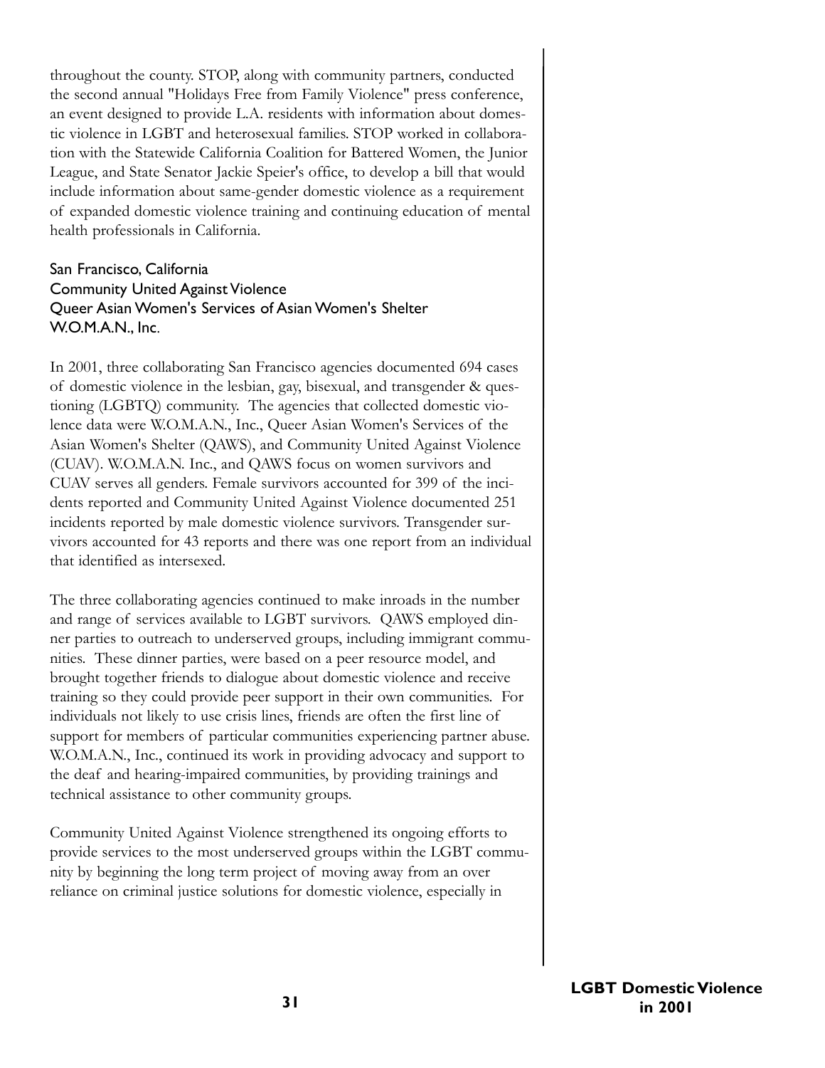throughout the county. STOP, along with community partners, conducted the second annual "Holidays Free from Family Violence" press conference, an event designed to provide L.A. residents with information about domestic violence in LGBT and heterosexual families. STOP worked in collaboration with the Statewide California Coalition for Battered Women, the Junior League, and State Senator Jackie Speier's office, to develop a bill that would include information about same-gender domestic violence as a requirement of expanded domestic violence training and continuing education of mental health professionals in California.

### San Francisco, California
### Community United Against Violence
### Queer Asian Women's Services of Asian Women's Shelter
### W.O.M.A.N., Inc.

In 2001, three collaborating San Francisco agencies documented 694 cases of domestic violence in the lesbian, gay, bisexual, and transgender & questioning (LGBTQ) community. The agencies that collected domestic violence data were W.O.M.A.N., Inc., Queer Asian Women's Services of the Asian Women's Shelter (QAWS), and Community United Against Violence (CUAV). W.O.M.A.N. Inc., and QAWS focus on women survivors and CUAV serves all genders. Female survivors accounted for 399 of the incidents reported and Community United Against Violence documented 251 incidents reported by male domestic violence survivors. Transgender survivors accounted for 43 reports and there was one report from an individual that identified as intersexed.

The three collaborating agencies continued to make inroads in the number and range of services available to LGBT survivors. QAWS employed dinner parties to outreach to underserved groups, including immigrant communities. These dinner parties, were based on a peer resource model, and brought together friends to dialogue about domestic violence and receive training so they could provide peer support in their own communities. For individuals not likely to use crisis lines, friends are often the first line of support for members of particular communities experiencing partner abuse. W.O.M.A.N., Inc., continued its work in providing advocacy and support to the deaf and hearing-impaired communities, by providing trainings and technical assistance to other community groups.

Community United Against Violence strengthened its ongoing efforts to provide services to the most underserved groups within the LGBT community by beginning the long term project of moving away from an over reliance on criminal justice solutions for domestic violence, especially in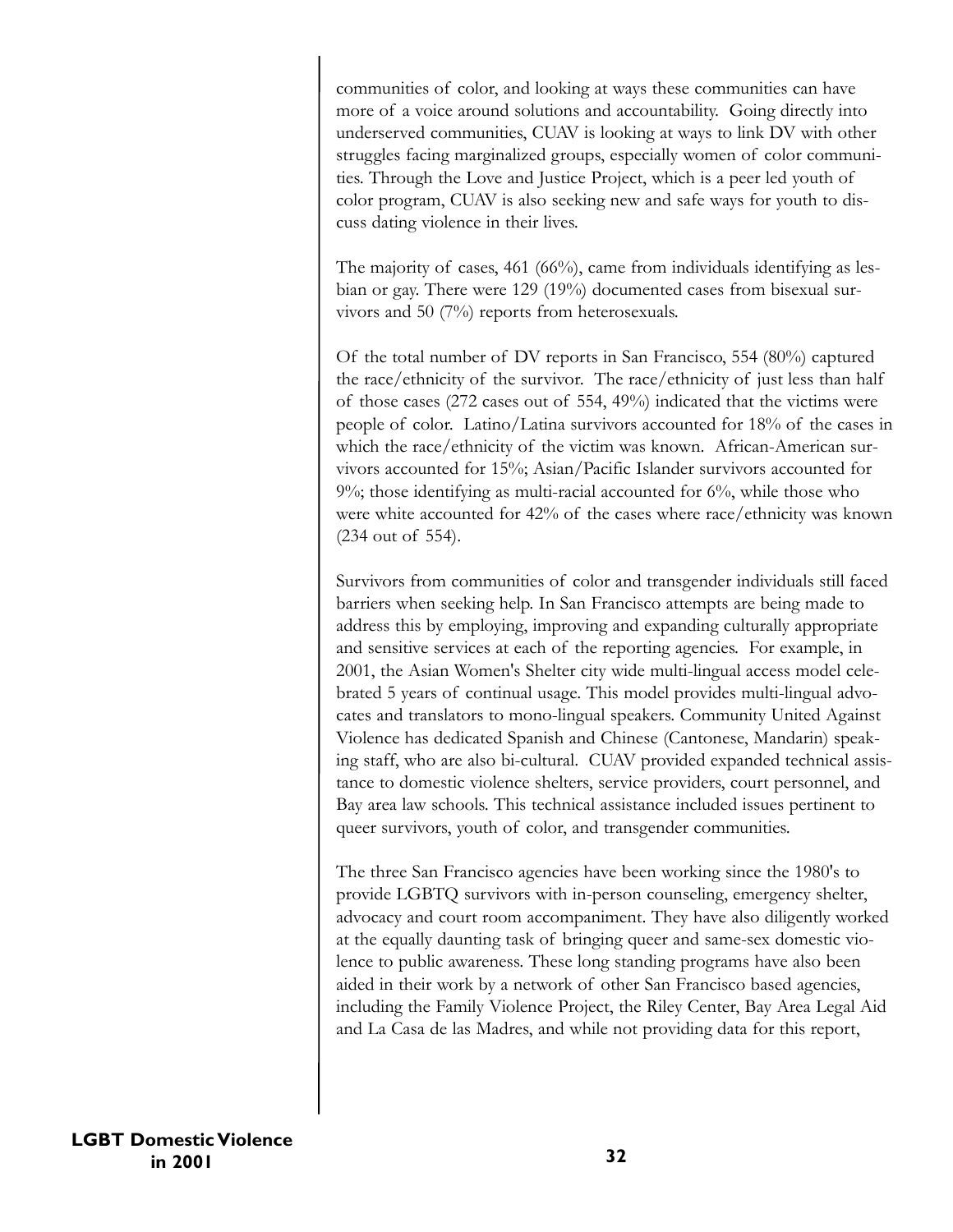communities of color, and looking at ways these communities can have more of a voice around solutions and accountability. Going directly into underserved communities, CUAV is looking at ways to link DV with other struggles facing marginalized groups, especially women of color communities. Through the Love and Justice Project, which is a peer led youth of color program, CUAV is also seeking new and safe ways for youth to discuss dating violence in their lives.

The majority of cases, 461 (66%), came from individuals identifying as lesbian or gay. There were 129 (19%) documented cases from bisexual survivors and 50 (7%) reports from heterosexuals.

Of the total number of DV reports in San Francisco, 554 (80%) captured the race/ethnicity of the survivor. The race/ethnicity of just less than half of those cases (272 cases out of 554, 49%) indicated that the victims were people of color. Latino/Latina survivors accounted for 18% of the cases in which the race/ethnicity of the victim was known. African-American survivors accounted for 15%; Asian/Pacific Islander survivors accounted for 9%; those identifying as multi-racial accounted for 6%, while those who were white accounted for 42% of the cases where race/ethnicity was known (234 out of 554).

Survivors from communities of color and transgender individuals still faced barriers when seeking help. In San Francisco attempts are being made to address this by employing, improving and expanding culturally appropriate and sensitive services at each of the reporting agencies. For example, in 2001, the Asian Women's Shelter city wide multi-lingual access model celebrated 5 years of continual usage. This model provides multi-lingual advocates and translators to mono-lingual speakers. Community United Against Violence has dedicated Spanish and Chinese (Cantonese, Mandarin) speaking staff, who are also bi-cultural. CUAV provided expanded technical assistance to domestic violence shelters, service providers, court personnel, and Bay area law schools. This technical assistance included issues pertinent to queer survivors, youth of color, and transgender communities.

The three San Francisco agencies have been working since the 1980's to provide LGBTQ survivors with in-person counseling, emergency shelter, advocacy and court room accompaniment. They have also diligently worked at the equally daunting task of bringing queer and same-sex domestic violence to public awareness. These long standing programs have also been aided in their work by a network of other San Francisco based agencies, including the Family Violence Project, the Riley Center, Bay Area Legal Aid and La Casa de las Madres, and while not providing data for this report,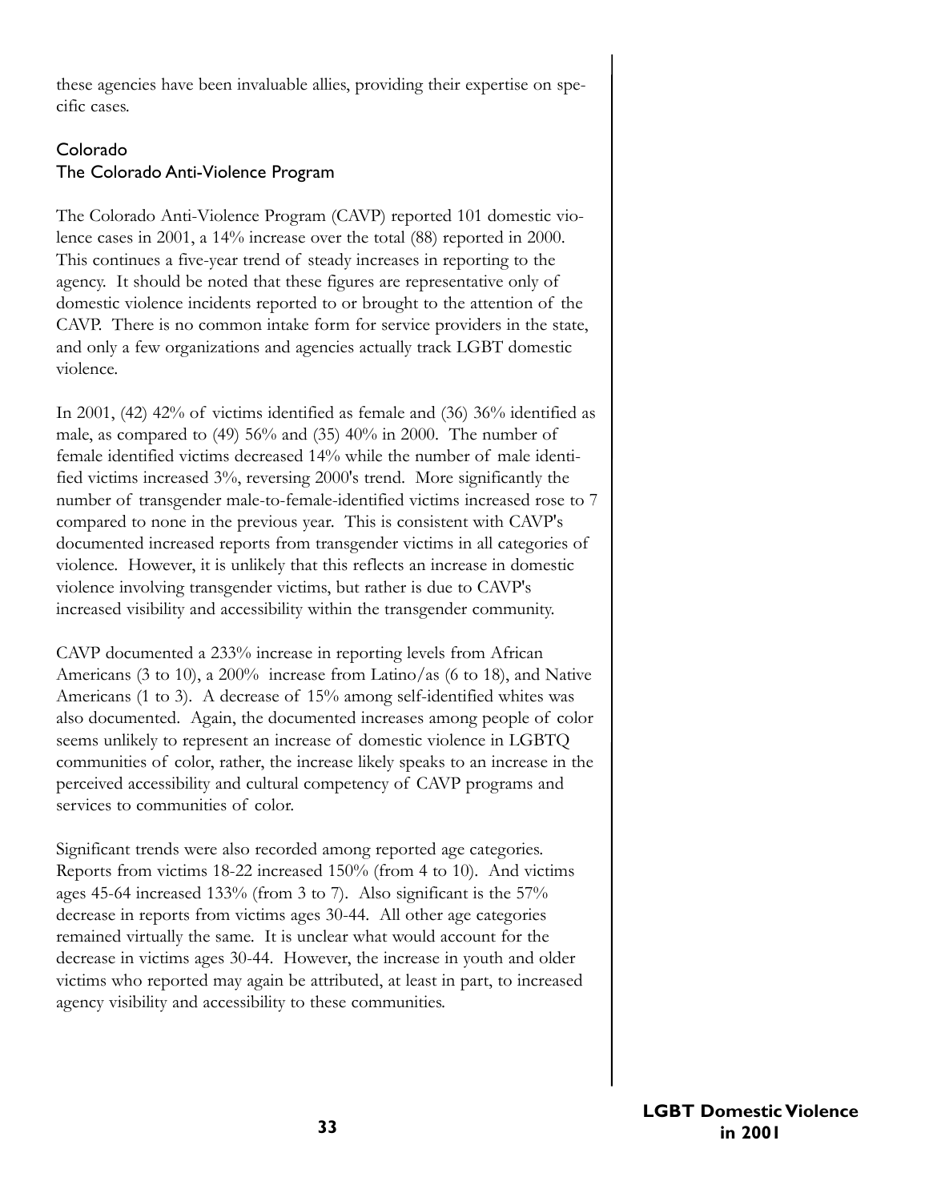these agencies have been invaluable allies, providing their expertise on specific cases.

## Colorado
### The Colorado Anti-Violence Program

The Colorado Anti-Violence Program (CAVP) reported 101 domestic violence cases in 2001, a 14% increase over the total (88) reported in 2000. This continues a five-year trend of steady increases in reporting to the agency. It should be noted that these figures are representative only of domestic violence incidents reported to or brought to the attention of the CAVP. There is no common intake form for service providers in the state, and only a few organizations and agencies actually track LGBT domestic violence.

In 2001, (42) 42% of victims identified as female and (36) 36% identified as male, as compared to (49) 56% and (35) 40% in 2000. The number of female identified victims decreased 14% while the number of male identified victims increased 3%, reversing 2000's trend. More significantly the number of transgender male-to-female-identified victims increased rose to 7 compared to none in the previous year. This is consistent with CAVP's documented increased reports from transgender victims in all categories of violence. However, it is unlikely that this reflects an increase in domestic violence involving transgender victims, but rather is due to CAVP's increased visibility and accessibility within the transgender community.

CAVP documented a 233% increase in reporting levels from African Americans (3 to 10), a 200% increase from Latino/as (6 to 18), and Native Americans (1 to 3). A decrease of 15% among self-identified whites was also documented. Again, the documented increases among people of color seems unlikely to represent an increase of domestic violence in LGBTQ communities of color, rather, the increase likely speaks to an increase in the perceived accessibility and cultural competency of CAVP programs and services to communities of color.

Significant trends were also recorded among reported age categories. Reports from victims 18-22 increased 150% (from 4 to 10). And victims ages 45-64 increased 133% (from 3 to 7). Also significant is the 57% decrease in reports from victims ages 30-44. All other age categories remained virtually the same. It is unclear what would account for the decrease in victims ages 30-44. However, the increase in youth and older victims who reported may again be attributed, at least in part, to increased agency visibility and accessibility to these communities.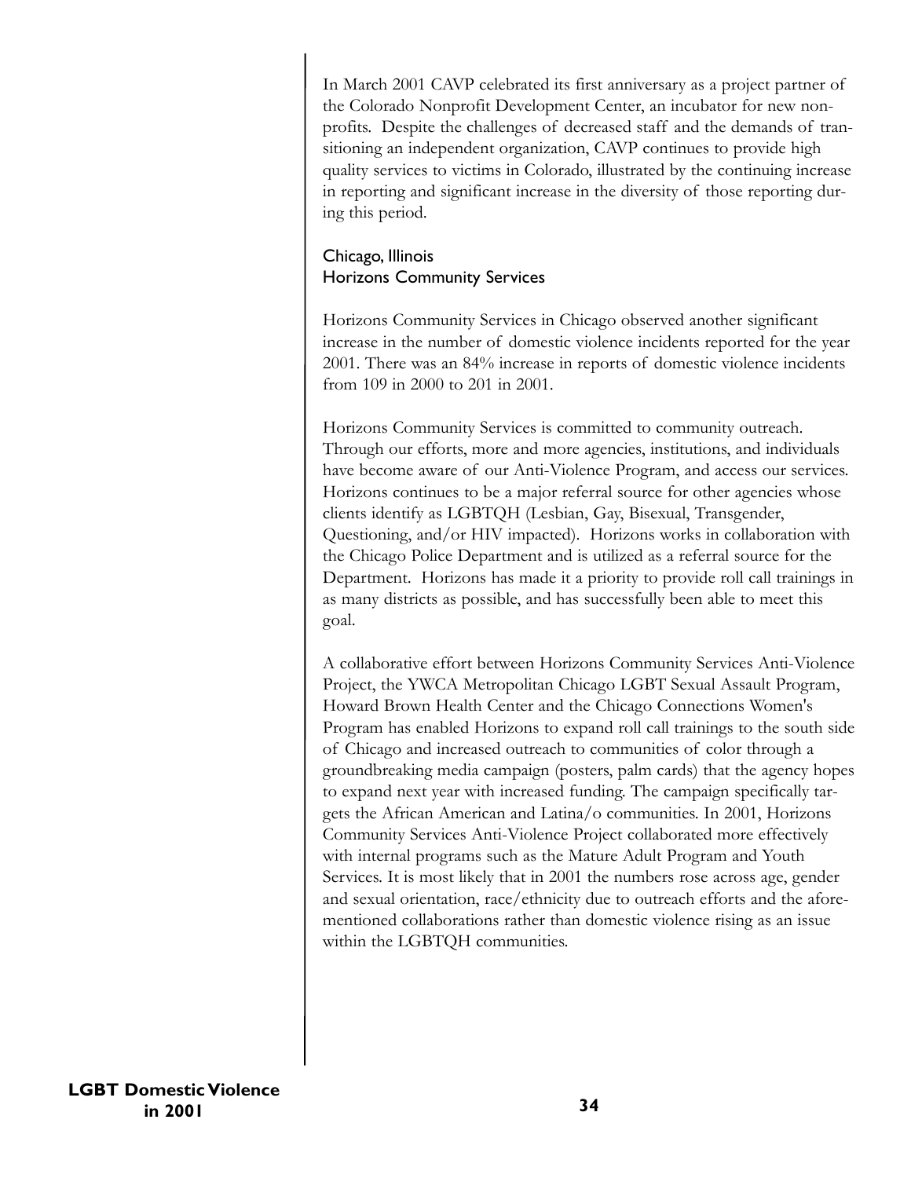In March 2001 CAVP celebrated its first anniversary as a project partner of the Colorado Nonprofit Development Center, an incubator for new nonprofits. Despite the challenges of decreased staff and the demands of transitioning an independent organization, CAVP continues to provide high quality services to victims in Colorado, illustrated by the continuing increase in reporting and significant increase in the diversity of those reporting during this period.

### Chicago, Illinois
### Horizons Community Services

Horizons Community Services in Chicago observed another significant increase in the number of domestic violence incidents reported for the year 2001. There was an 84% increase in reports of domestic violence incidents from 109 in 2000 to 201 in 2001.

Horizons Community Services is committed to community outreach. Through our efforts, more and more agencies, institutions, and individuals have become aware of our Anti-Violence Program, and access our services. Horizons continues to be a major referral source for other agencies whose clients identify as LGBTQH (Lesbian, Gay, Bisexual, Transgender, Questioning, and/or HIV impacted). Horizons works in collaboration with the Chicago Police Department and is utilized as a referral source for the Department. Horizons has made it a priority to provide roll call trainings in as many districts as possible, and has successfully been able to meet this goal.

A collaborative effort between Horizons Community Services Anti-Violence Project, the YWCA Metropolitan Chicago LGBT Sexual Assault Program, Howard Brown Health Center and the Chicago Connections Women's Program has enabled Horizons to expand roll call trainings to the south side of Chicago and increased outreach to communities of color through a groundbreaking media campaign (posters, palm cards) that the agency hopes to expand next year with increased funding. The campaign specifically targets the African American and Latina/o communities. In 2001, Horizons Community Services Anti-Violence Project collaborated more effectively with internal programs such as the Mature Adult Program and Youth Services. It is most likely that in 2001 the numbers rose across age, gender and sexual orientation, race/ethnicity due to outreach efforts and the aforementioned collaborations rather than domestic violence rising as an issue within the LGBTQH communities.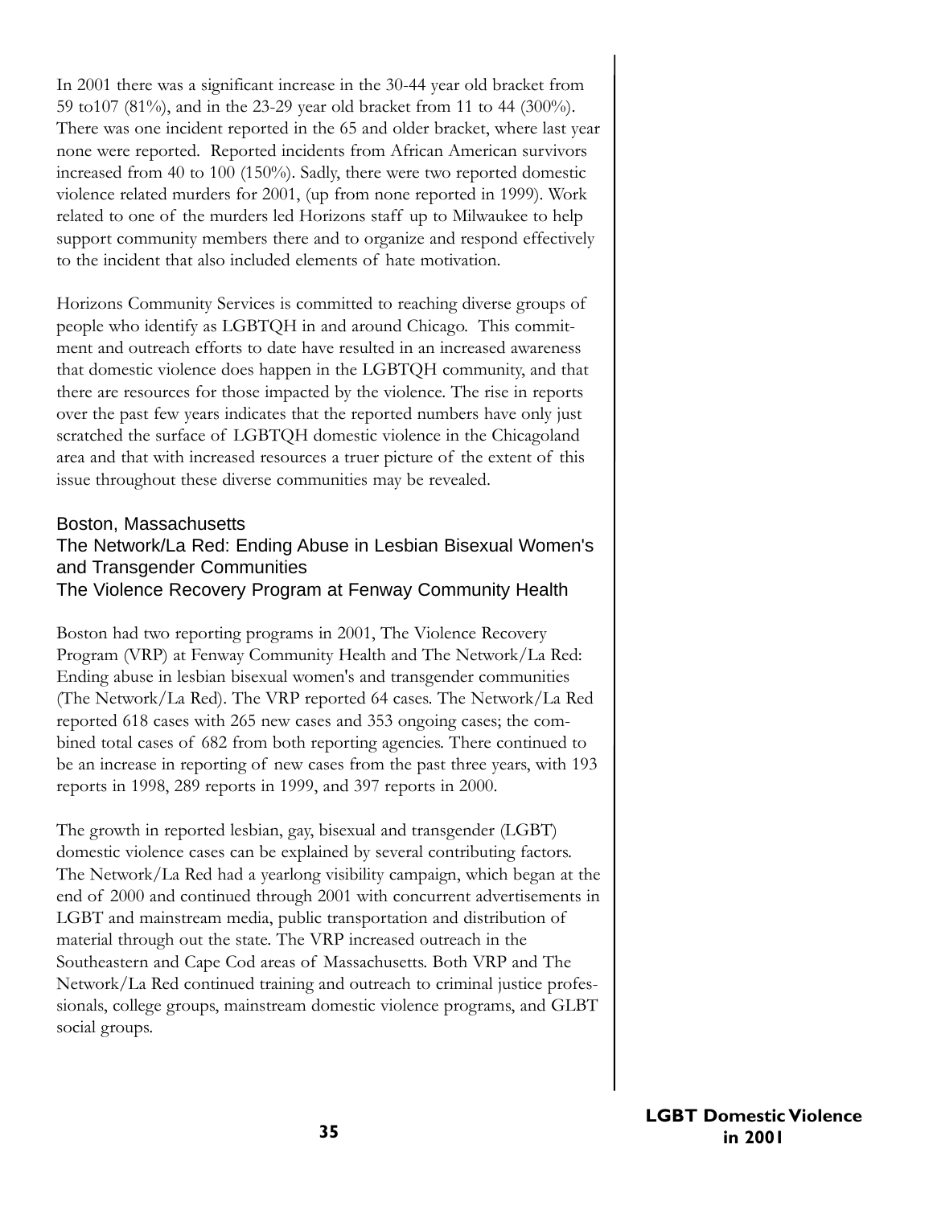In 2001 there was a significant increase in the 30-44 year old bracket from 59 to107 (81%), and in the 23-29 year old bracket from 11 to 44 (300%). There was one incident reported in the 65 and older bracket, where last year none were reported. Reported incidents from African American survivors increased from 40 to 100 (150%). Sadly, there were two reported domestic violence related murders for 2001, (up from none reported in 1999). Work related to one of the murders led Horizons staff up to Milwaukee to help support community members there and to organize and respond effectively to the incident that also included elements of hate motivation.

Horizons Community Services is committed to reaching diverse groups of people who identify as LGBTQH in and around Chicago. This commitment and outreach efforts to date have resulted in an increased awareness that domestic violence does happen in the LGBTQH community, and that there are resources for those impacted by the violence. The rise in reports over the past few years indicates that the reported numbers have only just scratched the surface of LGBTQH domestic violence in the Chicagoland area and that with increased resources a truer picture of the extent of this issue throughout these diverse communities may be revealed.

### Boston, Massachusetts
### The Network/La Red: Ending Abuse in Lesbian Bisexual Women's and Transgender Communities
### The Violence Recovery Program at Fenway Community Health

Boston had two reporting programs in 2001, The Violence Recovery Program (VRP) at Fenway Community Health and The Network/La Red: Ending abuse in lesbian bisexual women's and transgender communities (The Network/La Red). The VRP reported 64 cases. The Network/La Red reported 618 cases with 265 new cases and 353 ongoing cases; the combined total cases of 682 from both reporting agencies. There continued to be an increase in reporting of new cases from the past three years, with 193 reports in 1998, 289 reports in 1999, and 397 reports in 2000.

The growth in reported lesbian, gay, bisexual and transgender (LGBT) domestic violence cases can be explained by several contributing factors. The Network/La Red had a yearlong visibility campaign, which began at the end of 2000 and continued through 2001 with concurrent advertisements in LGBT and mainstream media, public transportation and distribution of material through out the state. The VRP increased outreach in the Southeastern and Cape Cod areas of Massachusetts. Both VRP and The Network/La Red continued training and outreach to criminal justice professionals, college groups, mainstream domestic violence programs, and GLBT social groups.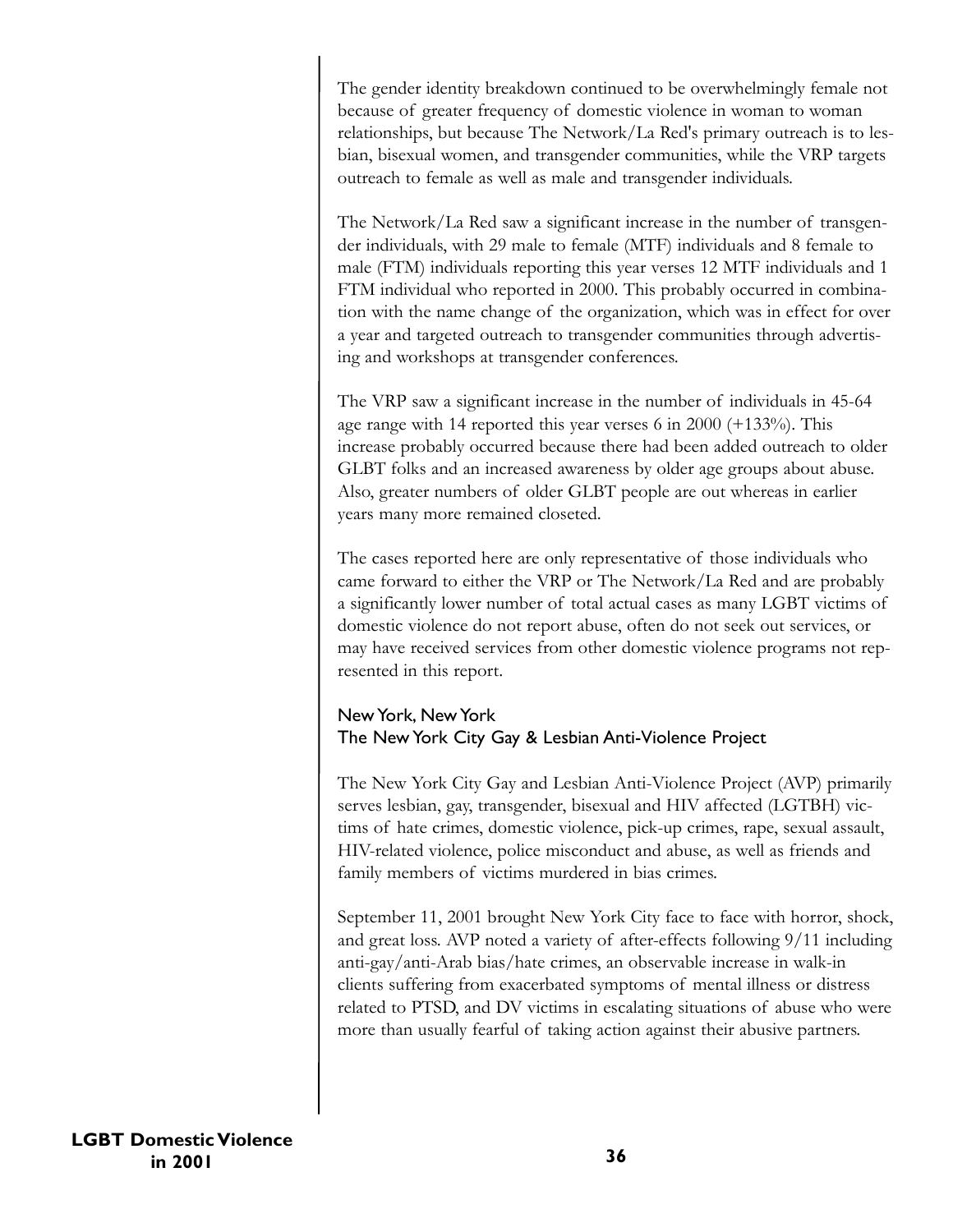The gender identity breakdown continued to be overwhelmingly female not because of greater frequency of domestic violence in woman to woman relationships, but because The Network/La Red's primary outreach is to lesbian, bisexual women, and transgender communities, while the VRP targets outreach to female as well as male and transgender individuals.

The Network/La Red saw a significant increase in the number of transgender individuals, with 29 male to female (MTF) individuals and 8 female to male (FTM) individuals reporting this year verses 12 MTF individuals and 1 FTM individual who reported in 2000. This probably occurred in combination with the name change of the organization, which was in effect for over a year and targeted outreach to transgender communities through advertising and workshops at transgender conferences.

The VRP saw a significant increase in the number of individuals in 45-64 age range with 14 reported this year verses 6 in 2000 (+133%). This increase probably occurred because there had been added outreach to older GLBT folks and an increased awareness by older age groups about abuse. Also, greater numbers of older GLBT people are out whereas in earlier years many more remained closeted.

The cases reported here are only representative of those individuals who came forward to either the VRP or The Network/La Red and are probably a significantly lower number of total actual cases as many LGBT victims of domestic violence do not report abuse, often do not seek out services, or may have received services from other domestic violence programs not represented in this report.

### New York, New York
### The New York City Gay & Lesbian Anti-Violence Project

The New York City Gay and Lesbian Anti-Violence Project (AVP) primarily serves lesbian, gay, transgender, bisexual and HIV affected (LGTBH) victims of hate crimes, domestic violence, pick-up crimes, rape, sexual assault, HIV-related violence, police misconduct and abuse, as well as friends and family members of victims murdered in bias crimes.

September 11, 2001 brought New York City face to face with horror, shock, and great loss. AVP noted a variety of after-effects following 9/11 including anti-gay/anti-Arab bias/hate crimes, an observable increase in walk-in clients suffering from exacerbated symptoms of mental illness or distress related to PTSD, and DV victims in escalating situations of abuse who were more than usually fearful of taking action against their abusive partners.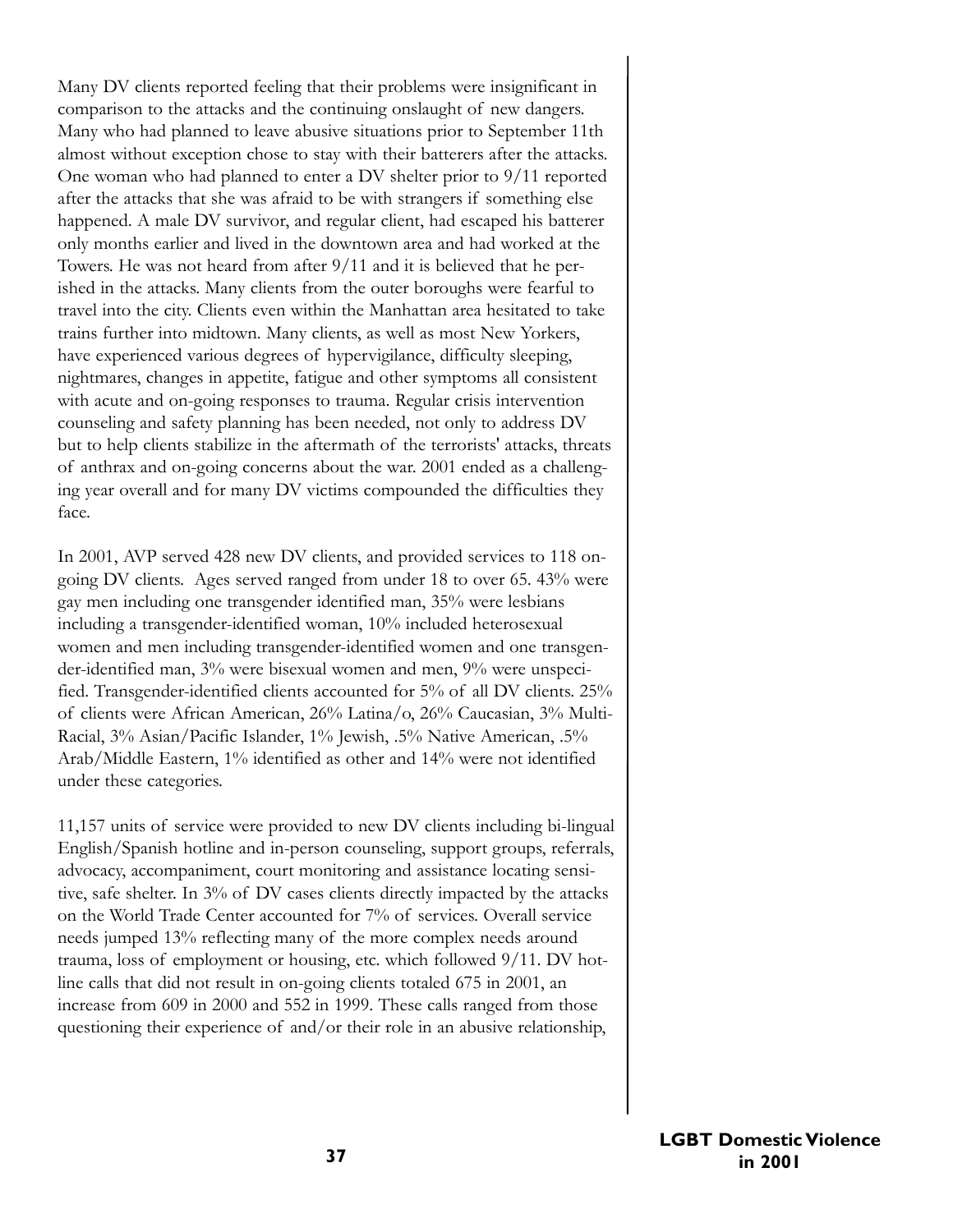Many DV clients reported feeling that their problems were insignificant in comparison to the attacks and the continuing onslaught of new dangers. Many who had planned to leave abusive situations prior to September 11th almost without exception chose to stay with their batterers after the attacks. One woman who had planned to enter a DV shelter prior to 9/11 reported after the attacks that she was afraid to be with strangers if something else happened. A male DV survivor, and regular client, had escaped his batterer only months earlier and lived in the downtown area and had worked at the Towers. He was not heard from after 9/11 and it is believed that he perished in the attacks. Many clients from the outer boroughs were fearful to travel into the city. Clients even within the Manhattan area hesitated to take trains further into midtown. Many clients, as well as most New Yorkers, have experienced various degrees of hypervigilance, difficulty sleeping, nightmares, changes in appetite, fatigue and other symptoms all consistent with acute and on-going responses to trauma. Regular crisis intervention counseling and safety planning has been needed, not only to address DV but to help clients stabilize in the aftermath of the terrorists' attacks, threats of anthrax and on-going concerns about the war. 2001 ended as a challenging year overall and for many DV victims compounded the difficulties they face.

In 2001, AVP served 428 new DV clients, and provided services to 118 on-going DV clients. Ages served ranged from under 18 to over 65. 43% were gay men including one transgender identified man, 35% were lesbians including a transgender-identified woman, 10% included heterosexual women and men including transgender-identified women and one transgender-identified man, 3% were bisexual women and men, 9% were unspecified. Transgender-identified clients accounted for 5% of all DV clients. 25% of clients were African American, 26% Latina/o, 26% Caucasian, 3% Multi-Racial, 3% Asian/Pacific Islander, 1% Jewish, .5% Native American, .5% Arab/Middle Eastern, 1% identified as other and 14% were not identified under these categories.

11,157 units of service were provided to new DV clients including bi-lingual English/Spanish hotline and in-person counseling, support groups, referrals, advocacy, accompaniment, court monitoring and assistance locating sensitive, safe shelter. In 3% of DV cases clients directly impacted by the attacks on the World Trade Center accounted for 7% of services. Overall service needs jumped 13% reflecting many of the more complex needs around trauma, loss of employment or housing, etc. which followed 9/11. DV hotline calls that did not result in on-going clients totaled 675 in 2001, an increase from 609 in 2000 and 552 in 1999. These calls ranged from those questioning their experience of and/or their role in an abusive relationship,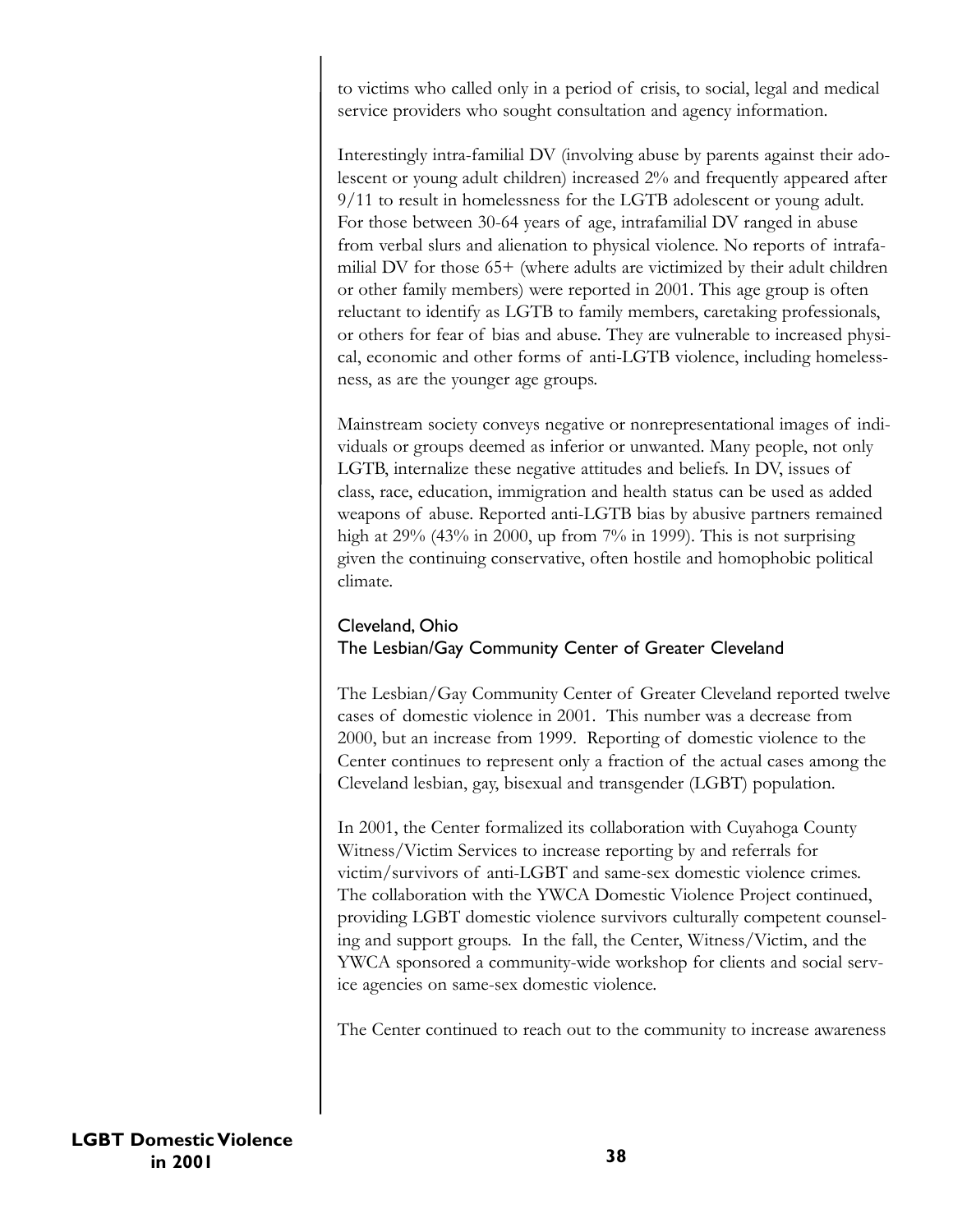to victims who called only in a period of crisis, to social, legal and medical service providers who sought consultation and agency information.

Interestingly intra-familial DV (involving abuse by parents against their adolescent or young adult children) increased 2% and frequently appeared after 9/11 to result in homelessness for the LGTB adolescent or young adult. For those between 30-64 years of age, intrafamilial DV ranged in abuse from verbal slurs and alienation to physical violence. No reports of intrafamilial DV for those 65+ (where adults are victimized by their adult children or other family members) were reported in 2001. This age group is often reluctant to identify as LGTB to family members, caretaking professionals, or others for fear of bias and abuse. They are vulnerable to increased physical, economic and other forms of anti-LGTB violence, including homelessness, as are the younger age groups.

Mainstream society conveys negative or nonrepresentational images of individuals or groups deemed as inferior or unwanted. Many people, not only LGTB, internalize these negative attitudes and beliefs. In DV, issues of class, race, education, immigration and health status can be used as added weapons of abuse. Reported anti-LGTB bias by abusive partners remained high at 29% (43% in 2000, up from 7% in 1999). This is not surprising given the continuing conservative, often hostile and homophobic political climate.

### Cleveland, Ohio
### The Lesbian/Gay Community Center of Greater Cleveland

The Lesbian/Gay Community Center of Greater Cleveland reported twelve cases of domestic violence in 2001. This number was a decrease from 2000, but an increase from 1999. Reporting of domestic violence to the Center continues to represent only a fraction of the actual cases among the Cleveland lesbian, gay, bisexual and transgender (LGBT) population.

In 2001, the Center formalized its collaboration with Cuyahoga County Witness/Victim Services to increase reporting by and referrals for victim/survivors of anti-LGBT and same-sex domestic violence crimes. The collaboration with the YWCA Domestic Violence Project continued, providing LGBT domestic violence survivors culturally competent counseling and support groups. In the fall, the Center, Witness/Victim, and the YWCA sponsored a community-wide workshop for clients and social service agencies on same-sex domestic violence.

The Center continued to reach out to the community to increase awareness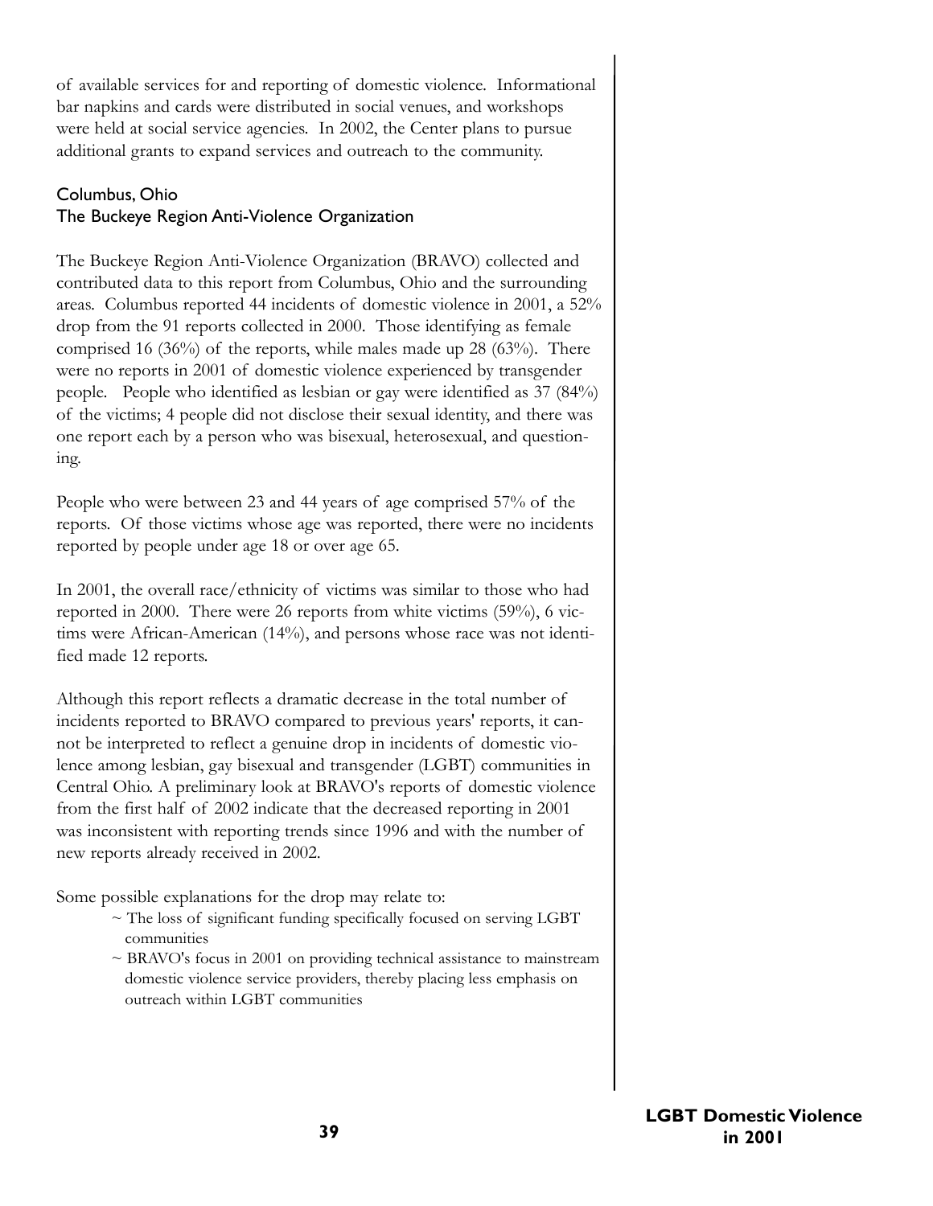of available services for and reporting of domestic violence. Informational bar napkins and cards were distributed in social venues, and workshops were held at social service agencies. In 2002, the Center plans to pursue additional grants to expand services and outreach to the community.

### Columbus, Ohio
### The Buckeye Region Anti-Violence Organization

The Buckeye Region Anti-Violence Organization (BRAVO) collected and contributed data to this report from Columbus, Ohio and the surrounding areas. Columbus reported 44 incidents of domestic violence in 2001, a 52% drop from the 91 reports collected in 2000. Those identifying as female comprised 16 (36%) of the reports, while males made up 28 (63%). There were no reports in 2001 of domestic violence experienced by transgender people. People who identified as lesbian or gay were identified as 37 (84%) of the victims; 4 people did not disclose their sexual identity, and there was one report each by a person who was bisexual, heterosexual, and questioning.

People who were between 23 and 44 years of age comprised 57% of the reports. Of those victims whose age was reported, there were no incidents reported by people under age 18 or over age 65.

In 2001, the overall race/ethnicity of victims was similar to those who had reported in 2000. There were 26 reports from white victims (59%), 6 victims were African-American (14%), and persons whose race was not identified made 12 reports.

Although this report reflects a dramatic decrease in the total number of incidents reported to BRAVO compared to previous years' reports, it cannot be interpreted to reflect a genuine drop in incidents of domestic violence among lesbian, gay bisexual and transgender (LGBT) communities in Central Ohio. A preliminary look at BRAVO's reports of domestic violence from the first half of 2002 indicate that the decreased reporting in 2001 was inconsistent with reporting trends since 1996 and with the number of new reports already received in 2002.

Some possible explanations for the drop may relate to:

- ~ The loss of significant funding specifically focused on serving LGBT communities
- ~ BRAVO's focus in 2001 on providing technical assistance to mainstream domestic violence service providers, thereby placing less emphasis on outreach within LGBT communities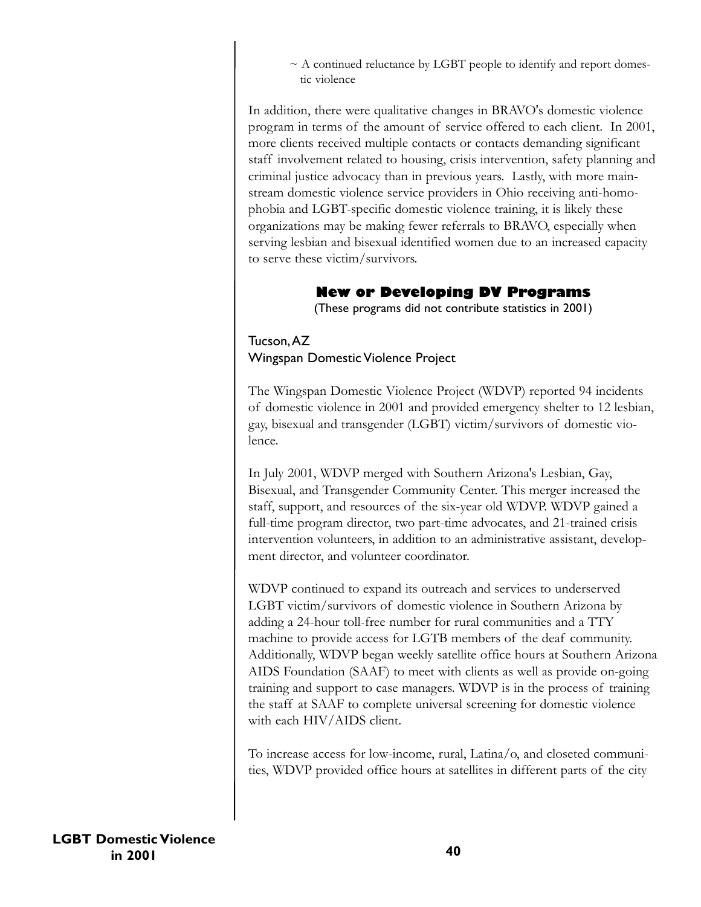~ A continued reluctance by LGBT people to identify and report domestic violence

In addition, there were qualitative changes in BRAVO's domestic violence program in terms of the amount of service offered to each client. In 2001, more clients received multiple contacts or contacts demanding significant staff involvement related to housing, crisis intervention, safety planning and criminal justice advocacy than in previous years. Lastly, with more mainstream domestic violence service providers in Ohio receiving anti-homophobia and LGBT-specific domestic violence training, it is likely these organizations may be making fewer referrals to BRAVO, especially when serving lesbian and bisexual identified women due to an increased capacity to serve these victim/survivors.

## New or Developing DV Programs

(These programs did not contribute statistics in 2001)

### Tucson, AZ
### Wingspan Domestic Violence Project

The Wingspan Domestic Violence Project (WDVP) reported 94 incidents of domestic violence in 2001 and provided emergency shelter to 12 lesbian, gay, bisexual and transgender (LGBT) victim/survivors of domestic violence.

In July 2001, WDVP merged with Southern Arizona's Lesbian, Gay, Bisexual, and Transgender Community Center. This merger increased the staff, support, and resources of the six-year old WDVP. WDVP gained a full-time program director, two part-time advocates, and 21-trained crisis intervention volunteers, in addition to an administrative assistant, development director, and volunteer coordinator.

WDVP continued to expand its outreach and services to underserved LGBT victim/survivors of domestic violence in Southern Arizona by adding a 24-hour toll-free number for rural communities and a TTY machine to provide access for LGTB members of the deaf community. Additionally, WDVP began weekly satellite office hours at Southern Arizona AIDS Foundation (SAAF) to meet with clients as well as provide on-going training and support to case managers. WDVP is in the process of training the staff at SAAF to complete universal screening for domestic violence with each HIV/AIDS client.

To increase access for low-income, rural, Latina/o, and closeted communities, WDVP provided office hours at satellites in different parts of the city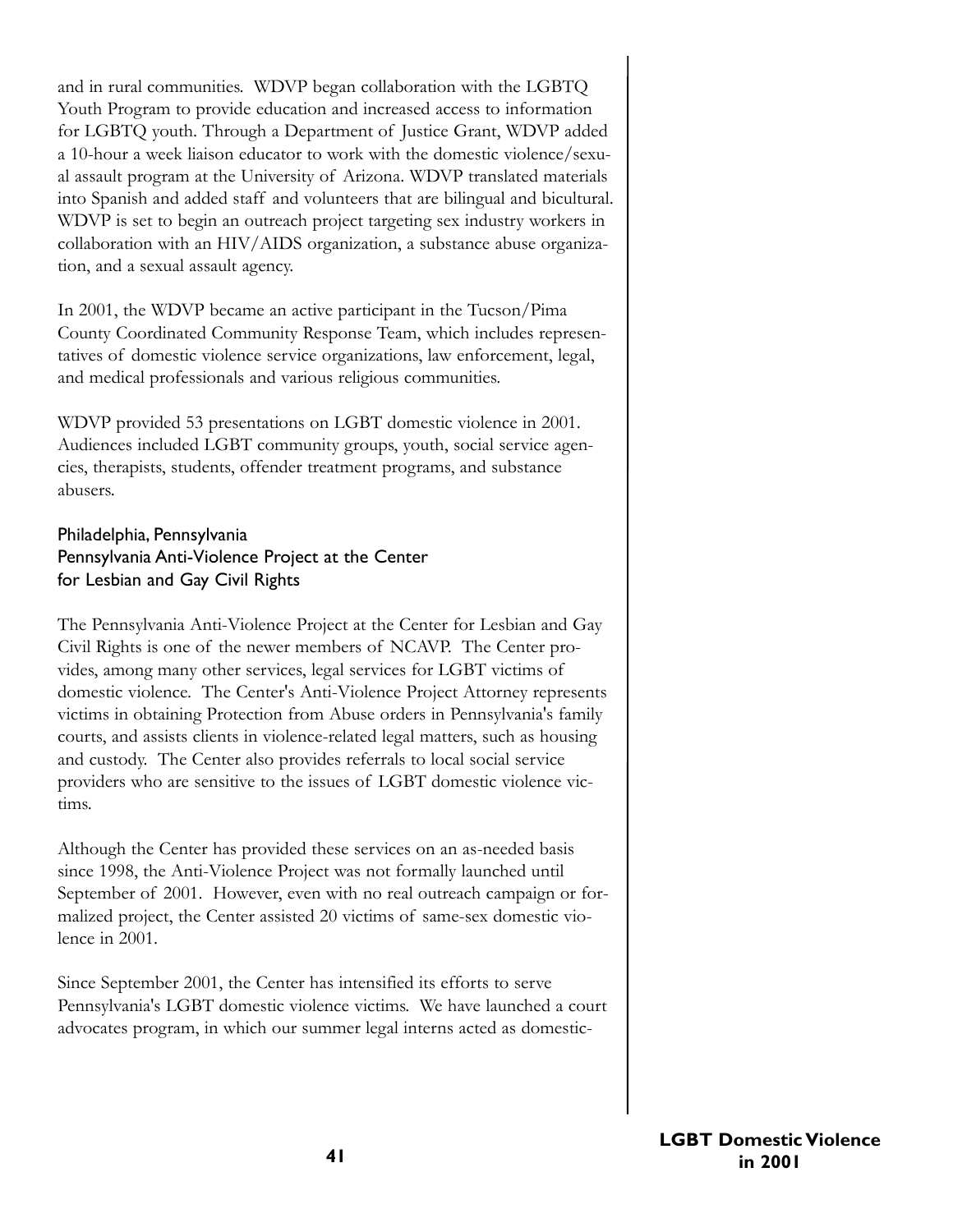and in rural communities. WDVP began collaboration with the LGBTQ Youth Program to provide education and increased access to information for LGBTQ youth. Through a Department of Justice Grant, WDVP added a 10-hour a week liaison educator to work with the domestic violence/sexual assault program at the University of Arizona. WDVP translated materials into Spanish and added staff and volunteers that are bilingual and bicultural. WDVP is set to begin an outreach project targeting sex industry workers in collaboration with an HIV/AIDS organization, a substance abuse organization, and a sexual assault agency.

In 2001, the WDVP became an active participant in the Tucson/Pima County Coordinated Community Response Team, which includes representatives of domestic violence service organizations, law enforcement, legal, and medical professionals and various religious communities.

WDVP provided 53 presentations on LGBT domestic violence in 2001. Audiences included LGBT community groups, youth, social service agencies, therapists, students, offender treatment programs, and substance abusers.

### Philadelphia, Pennsylvania
### Pennsylvania Anti-Violence Project at the Center for Lesbian and Gay Civil Rights

The Pennsylvania Anti-Violence Project at the Center for Lesbian and Gay Civil Rights is one of the newer members of NCAVP. The Center provides, among many other services, legal services for LGBT victims of domestic violence. The Center's Anti-Violence Project Attorney represents victims in obtaining Protection from Abuse orders in Pennsylvania's family courts, and assists clients in violence-related legal matters, such as housing and custody. The Center also provides referrals to local social service providers who are sensitive to the issues of LGBT domestic violence victims.

Although the Center has provided these services on an as-needed basis since 1998, the Anti-Violence Project was not formally launched until September of 2001. However, even with no real outreach campaign or formalized project, the Center assisted 20 victims of same-sex domestic violence in 2001.

Since September 2001, the Center has intensified its efforts to serve Pennsylvania's LGBT domestic violence victims. We have launched a court advocates program, in which our summer legal interns acted as domestic-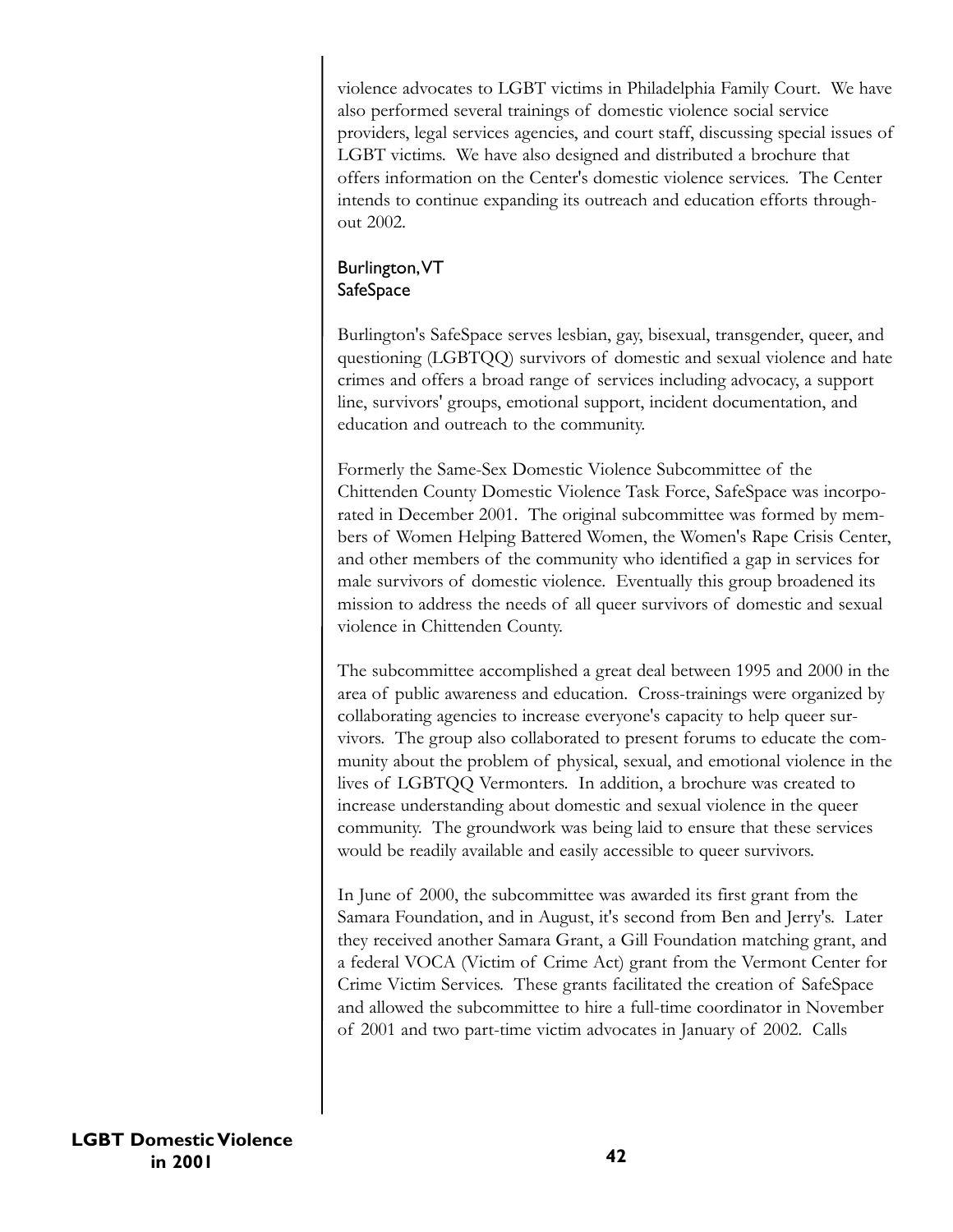violence advocates to LGBT victims in Philadelphia Family Court. We have also performed several trainings of domestic violence social service providers, legal services agencies, and court staff, discussing special issues of LGBT victims. We have also designed and distributed a brochure that offers information on the Center's domestic violence services. The Center intends to continue expanding its outreach and education efforts throughout 2002.

### Burlington, VT
### SafeSpace

Burlington's SafeSpace serves lesbian, gay, bisexual, transgender, queer, and questioning (LGBTQQ) survivors of domestic and sexual violence and hate crimes and offers a broad range of services including advocacy, a support line, survivors' groups, emotional support, incident documentation, and education and outreach to the community.

Formerly the Same-Sex Domestic Violence Subcommittee of the Chittenden County Domestic Violence Task Force, SafeSpace was incorporated in December 2001. The original subcommittee was formed by members of Women Helping Battered Women, the Women's Rape Crisis Center, and other members of the community who identified a gap in services for male survivors of domestic violence. Eventually this group broadened its mission to address the needs of all queer survivors of domestic and sexual violence in Chittenden County.

The subcommittee accomplished a great deal between 1995 and 2000 in the area of public awareness and education. Cross-trainings were organized by collaborating agencies to increase everyone's capacity to help queer survivors. The group also collaborated to present forums to educate the community about the problem of physical, sexual, and emotional violence in the lives of LGBTQQ Vermonters. In addition, a brochure was created to increase understanding about domestic and sexual violence in the queer community. The groundwork was being laid to ensure that these services would be readily available and easily accessible to queer survivors.

In June of 2000, the subcommittee was awarded its first grant from the Samara Foundation, and in August, it's second from Ben and Jerry's. Later they received another Samara Grant, a Gill Foundation matching grant, and a federal VOCA (Victim of Crime Act) grant from the Vermont Center for Crime Victim Services. These grants facilitated the creation of SafeSpace and allowed the subcommittee to hire a full-time coordinator in November of 2001 and two part-time victim advocates in January of 2002. Calls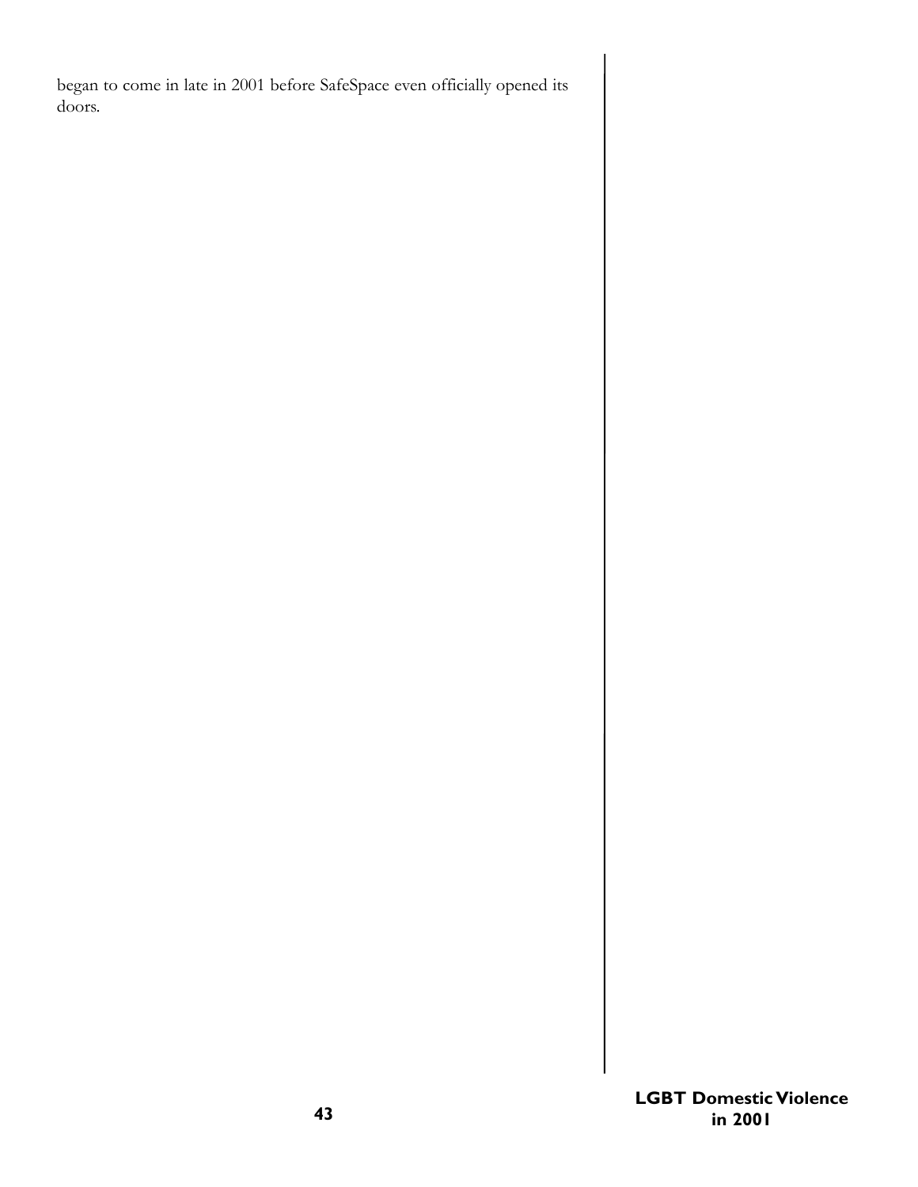began to come in late in 2001 before SafeSpace even officially opened its doors.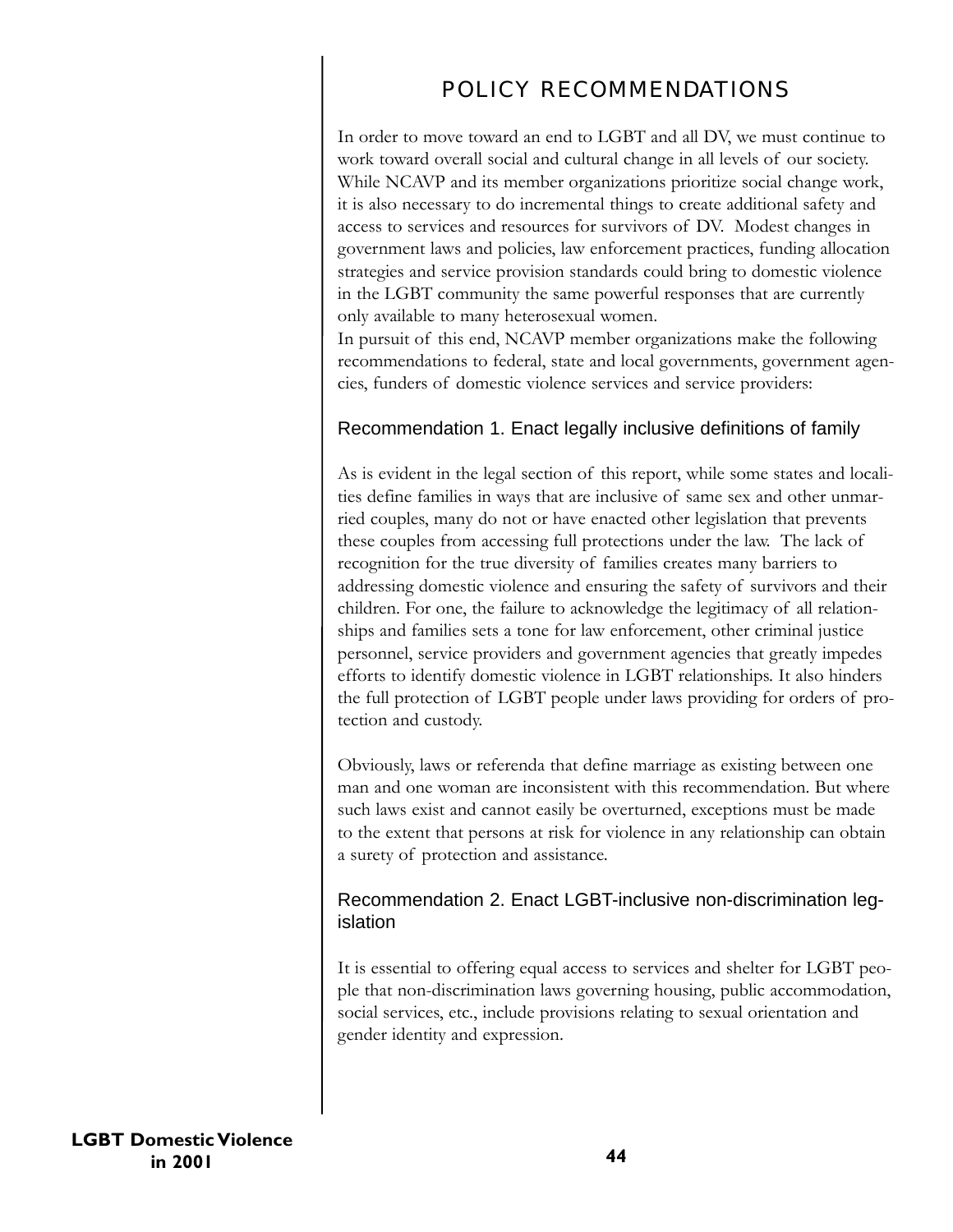# POLICY RECOMMENDATIONS

In order to move toward an end to LGBT and all DV, we must continue to work toward overall social and cultural change in all levels of our society. While NCAVP and its member organizations prioritize social change work, it is also necessary to do incremental things to create additional safety and access to services and resources for survivors of DV. Modest changes in government laws and policies, law enforcement practices, funding allocation strategies and service provision standards could bring to domestic violence in the LGBT community the same powerful responses that are currently only available to many heterosexual women.

In pursuit of this end, NCAVP member organizations make the following recommendations to federal, state and local governments, government agencies, funders of domestic violence services and service providers:

## Recommendation 1. Enact legally inclusive definitions of family

As is evident in the legal section of this report, while some states and localities define families in ways that are inclusive of same sex and other unmarried couples, many do not or have enacted other legislation that prevents these couples from accessing full protections under the law. The lack of recognition for the true diversity of families creates many barriers to addressing domestic violence and ensuring the safety of survivors and their children. For one, the failure to acknowledge the legitimacy of all relationships and families sets a tone for law enforcement, other criminal justice personnel, service providers and government agencies that greatly impedes efforts to identify domestic violence in LGBT relationships. It also hinders the full protection of LGBT people under laws providing for orders of protection and custody.

Obviously, laws or referenda that define marriage as existing between one man and one woman are inconsistent with this recommendation. But where such laws exist and cannot easily be overturned, exceptions must be made to the extent that persons at risk for violence in any relationship can obtain a surety of protection and assistance.

## Recommendation 2. Enact LGBT-inclusive non-discrimination legislation

It is essential to offering equal access to services and shelter for LGBT people that non-discrimination laws governing housing, public accommodation, social services, etc., include provisions relating to sexual orientation and gender identity and expression.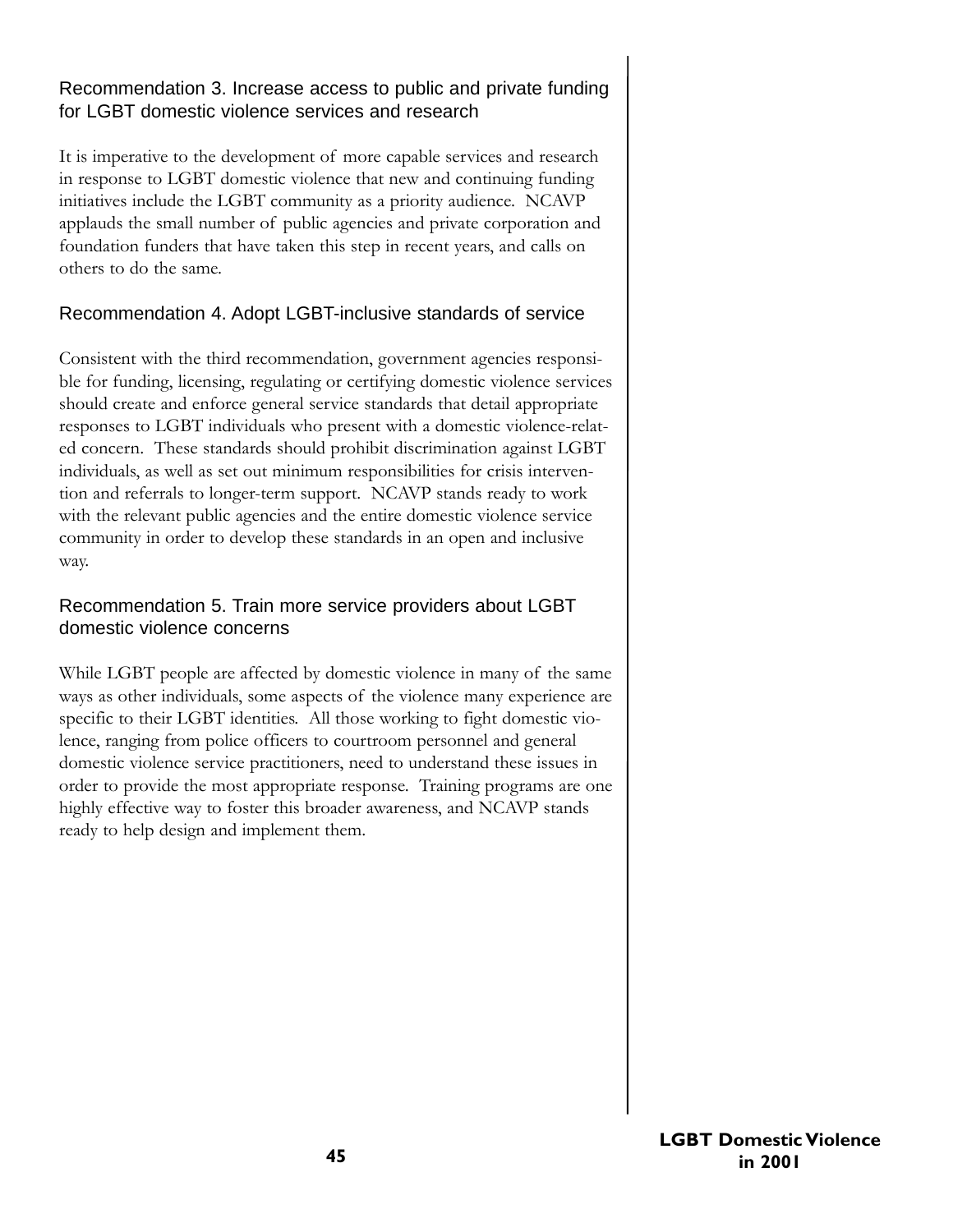## Recommendation 3. Increase access to public and private funding for LGBT domestic violence services and research

It is imperative to the development of more capable services and research in response to LGBT domestic violence that new and continuing funding initiatives include the LGBT community as a priority audience. NCAVP applauds the small number of public agencies and private corporation and foundation funders that have taken this step in recent years, and calls on others to do the same.

## Recommendation 4. Adopt LGBT-inclusive standards of service

Consistent with the third recommendation, government agencies responsible for funding, licensing, regulating or certifying domestic violence services should create and enforce general service standards that detail appropriate responses to LGBT individuals who present with a domestic violence-related concern. These standards should prohibit discrimination against LGBT individuals, as well as set out minimum responsibilities for crisis intervention and referrals to longer-term support. NCAVP stands ready to work with the relevant public agencies and the entire domestic violence service community in order to develop these standards in an open and inclusive way.

## Recommendation 5. Train more service providers about LGBT domestic violence concerns

While LGBT people are affected by domestic violence in many of the same ways as other individuals, some aspects of the violence many experience are specific to their LGBT identities. All those working to fight domestic violence, ranging from police officers to courtroom personnel and general domestic violence service practitioners, need to understand these issues in order to provide the most appropriate response. Training programs are one highly effective way to foster this broader awareness, and NCAVP stands ready to help design and implement them.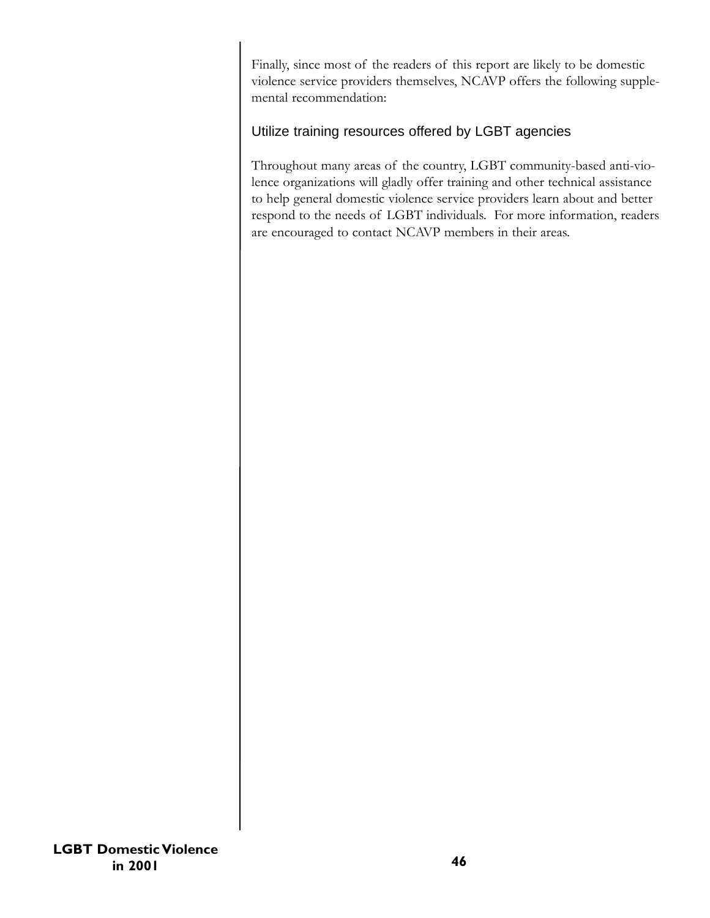Finally, since most of the readers of this report are likely to be domestic violence service providers themselves, NCAVP offers the following supplemental recommendation:

### Utilize training resources offered by LGBT agencies

Throughout many areas of the country, LGBT community-based anti-violence organizations will gladly offer training and other technical assistance to help general domestic violence service providers learn about and better respond to the needs of LGBT individuals. For more information, readers are encouraged to contact NCAVP members in their areas.